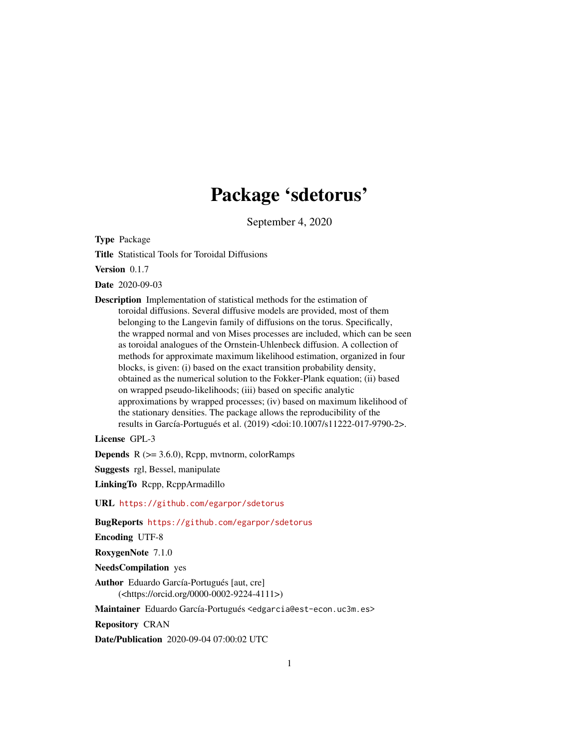# Package 'sdetorus'

September 4, 2020

**Type** Package

**Title** Statistical Tools for Toroidal Diffusions

**Version** 0.1.7

**Date** 2020-09-03

**Description** Implementation of statistical methods for the estimation of toroidal diffusions. Several diffusive models are provided, most of them belonging to the Langevin family of diffusions on the torus. Specifically, the wrapped normal and von Mises processes are included, which can be seen as toroidal analogues of the Ornstein-Uhlenbeck diffusion. A collection of methods for approximate maximum likelihood estimation, organized in four blocks, is given: (i) based on the exact transition probability density, obtained as the numerical solution to the Fokker-Plank equation; (ii) based on wrapped pseudo-likelihoods; (iii) based on specific analytic approximations by wrapped processes; (iv) based on maximum likelihood of the stationary densities. The package allows the reproducibility of the results in García-Portugués et al. (2019) <doi:10.1007/s11222-017-9790-2>.

**License** GPL-3

**Depends** R (>= 3.6.0), Rcpp, mvtnorm, colorRamps

**Suggests** rgl, Bessel, manipulate

**LinkingTo** Rcpp, RcppArmadillo

**URL** https://github.com/egarpor/sdetorus

**BugReports** https://github.com/egarpor/sdetorus

**Encoding** UTF-8

**RoxygenNote** 7.1.0

**NeedsCompilation** yes

**Author** Eduardo García-Portugués [aut, cre] (<https://orcid.org/0000-0002-9224-4111>)

**Maintainer** Eduardo García-Portugués <edgarcia@est-econ.uc3m.es>

**Repository** CRAN

**Date/Publication** 2020-09-04 07:00:02 UTC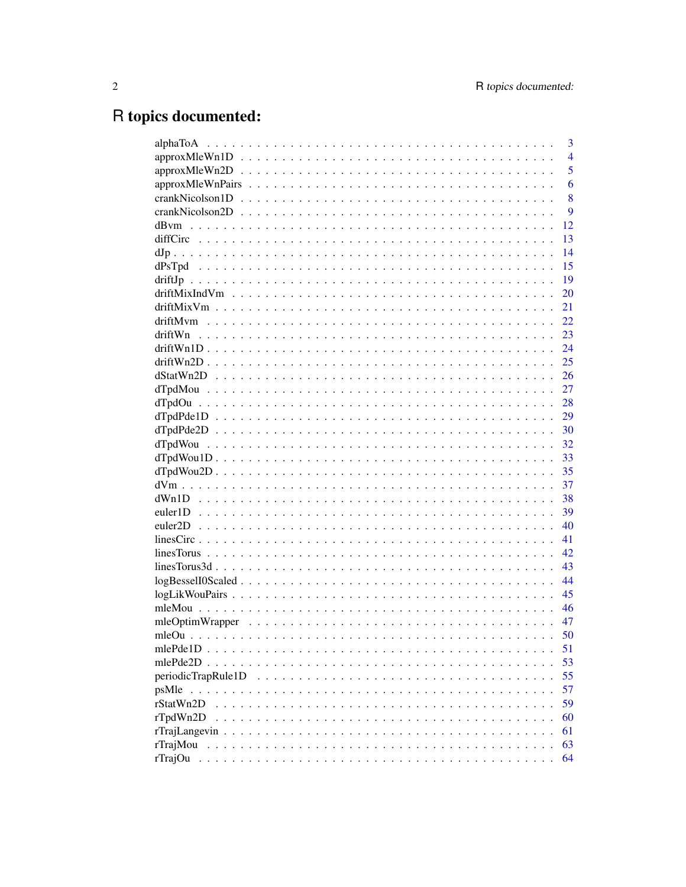# R topics documented:

| | |
|---|---|
| alphaToA | 3 |
| approxMleWn1D | 4 |
| approxMleWn2D | 5 |
| approxMleWnPairs | 6 |
| crankNicolson1D | 8 |
| crankNicolson2D | 9 |
| dBvm | 12 |
| diffCirc | 13 |
| dJp | 14 |
| dPsTpd | 15 |
| driftJp | 19 |
| driftMixIndVm | 20 |
| driftMixVm | 21 |
| driftMvm | 22 |
| driftWn | 23 |
| driftWn1D | 24 |
| driftWn2D | 25 |
| dStatWn2D | 26 |
| dTpdMou | 27 |
| dTpdOu | 28 |
| dTpdPde1D | 29 |
| dTpdPde2D | 30 |
| dTpdWou | 32 |
| dTpdWou1D | 33 |
| dTpdWou2D | 35 |
| dVm | 37 |
| dWn1D | 38 |
| euler1D | 39 |
| euler2D | 40 |
| linesCirc | 41 |
| linesTorus | 42 |
| linesTorus3d | 43 |
| logBesselI0Scaled | 44 |
| logLikWouPairs | 45 |
| mleMou | 46 |
| mleOptimWrapper | 47 |
| mleOu | 50 |
| mlePde1D | 51 |
| mlePde2D | 53 |
| periodicTrapRule1D | 55 |
| psMle | 57 |
| rStatWn2D | 59 |
| rTpdWn2D | 60 |
| rTrajLangevin | 61 |
| rTrajMou | 63 |
| rTrajOu | 64 |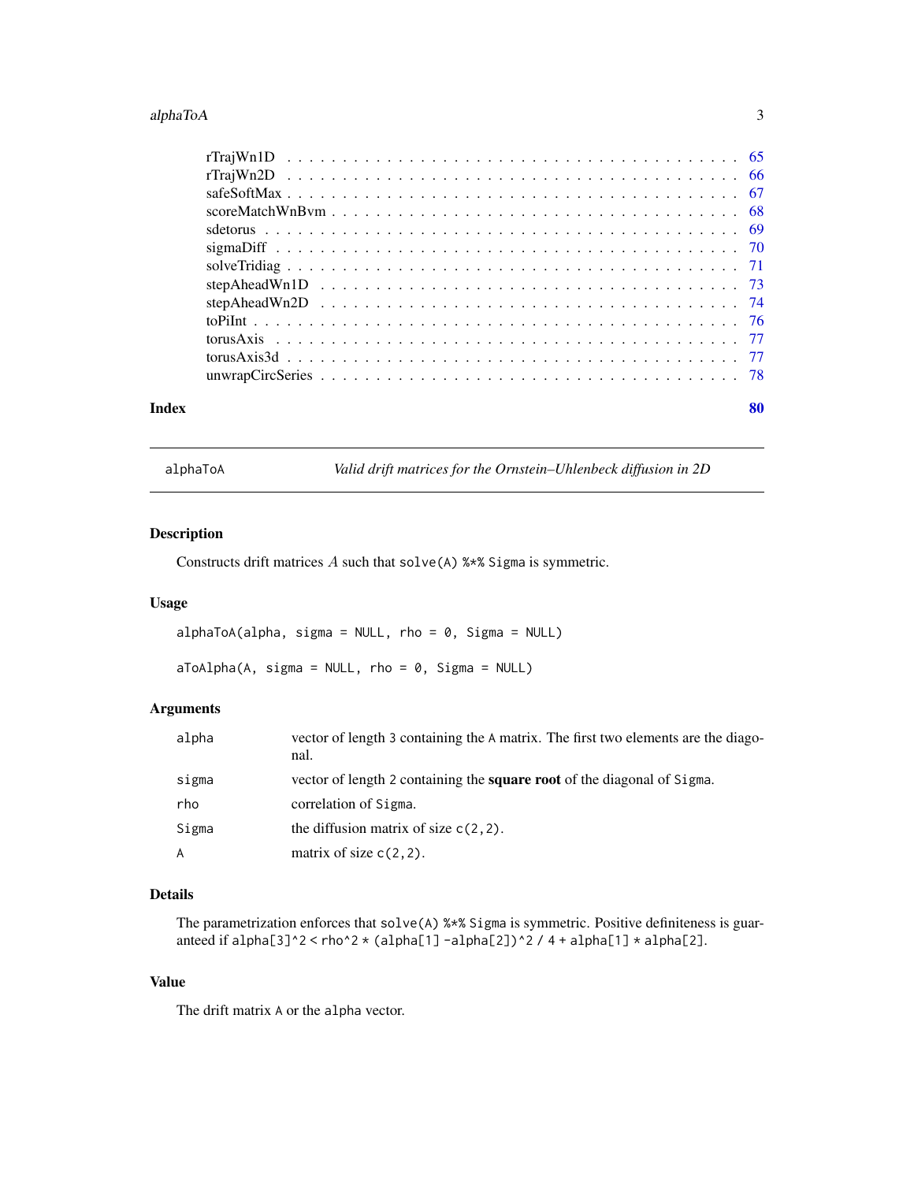| | |
|---|---|
| rTrajWn1D | 65 |
| rTrajWn2D | 66 |
| safeSoftMax | 67 |
| scoreMatchWnBvm | 68 |
| sdetorus | 69 |
| sigmaDiff | 70 |
| solveTridiag | 71 |
| stepAheadWn1D | 73 |
| stepAheadWn2D | 74 |
| toPiInt | 76 |
| torusAxis | 77 |
| torusAxis3d | 77 |
| unwrapCircSeries | 78 |

**Index** **80**

---

alphaToA *Valid drift matrices for the Ornstein–Uhlenbeck diffusion in 2D*

---

## Description

Constructs drift matrices $A$ such that `solve(A) %*% Sigma` is symmetric.

## Usage

```
alphaToA(alpha, sigma = NULL, rho = 0, Sigma = NULL)

aToAlpha(A, sigma = NULL, rho = 0, Sigma = NULL)
```

## Arguments

| | |
|---|---|
| alpha | vector of length 3 containing the A matrix. The first two elements are the diagonal. |
| sigma | vector of length 2 containing the **square root** of the diagonal of Sigma. |
| rho | correlation of Sigma. |
| Sigma | the diffusion matrix of size c(2,2). |
| A | matrix of size c(2,2). |

## Details

The parametrization enforces that `solve(A) %*% Sigma` is symmetric. Positive definiteness is guaranteed if `alpha[3]^2 < rho^2 * (alpha[1] -alpha[2])^2 / 4 + alpha[1] * alpha[2]`.

## Value

The drift matrix A or the alpha vector.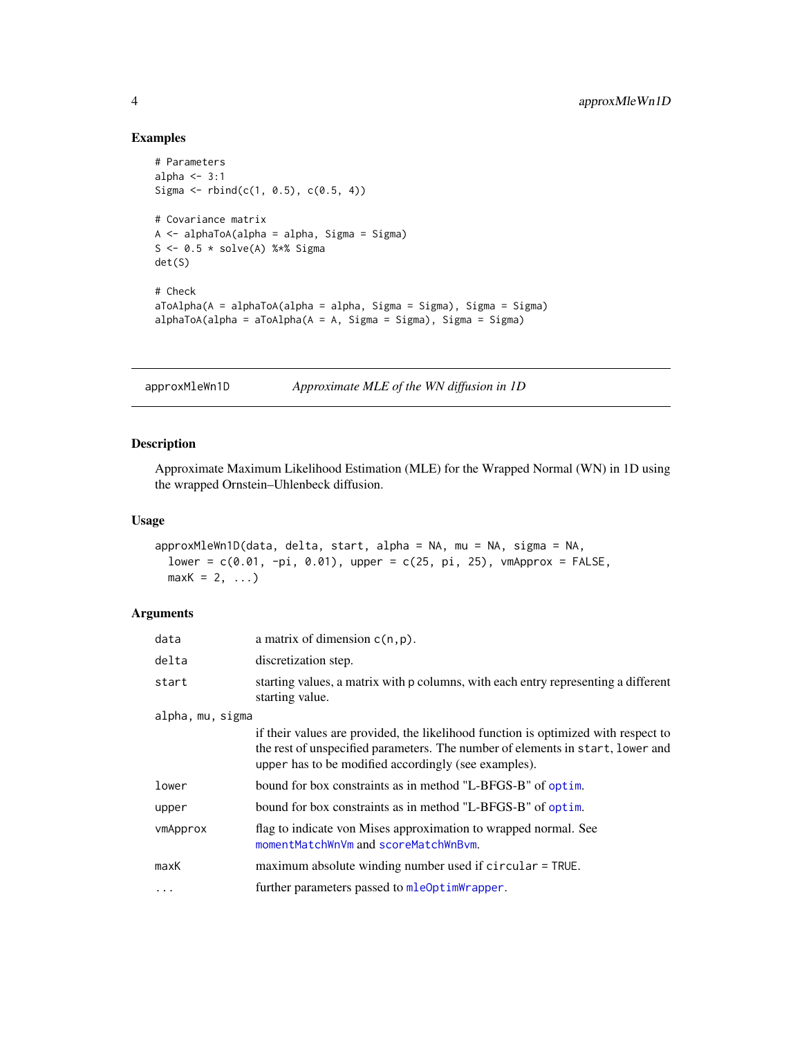## Examples

```
# Parameters
alpha <- 3:1
Sigma <- rbind(c(1, 0.5), c(0.5, 4))

# Covariance matrix
A <- alphaToA(alpha = alpha, Sigma = Sigma)
S <- 0.5 * solve(A) %*% Sigma
det(S)

# Check
aToAlpha(A = alphaToA(alpha = alpha, Sigma = Sigma), Sigma = Sigma)
alphaToA(alpha = aToAlpha(A = A, Sigma = Sigma), Sigma = Sigma)
```

---

# approxMleWn1D — *Approximate MLE of the WN diffusion in 1D*

## Description

Approximate Maximum Likelihood Estimation (MLE) for the Wrapped Normal (WN) in 1D using the wrapped Ornstein–Uhlenbeck diffusion.

## Usage

```
approxMleWn1D(data, delta, start, alpha = NA, mu = NA, sigma = NA,
  lower = c(0.01, -pi, 0.01), upper = c(25, pi, 25), vmApprox = FALSE,
  maxK = 2, ...)
```

## Arguments

| Argument | Description |
|---|---|
| `data` | a matrix of dimension `c(n,p)`. |
| `delta` | discretization step. |
| `start` | starting values, a matrix with `p` columns, with each entry representing a different starting value. |
| `alpha, mu, sigma` | if their values are provided, the likelihood function is optimized with respect to the rest of unspecified parameters. The number of elements in `start`, `lower` and `upper` has to be modified accordingly (see examples). |
| `lower` | bound for box constraints as in method "L-BFGS-B" of `optim`. |
| `upper` | bound for box constraints as in method "L-BFGS-B" of `optim`. |
| `vmApprox` | flag to indicate von Mises approximation to wrapped normal. See `momentMatchWnVm` and `scoreMatchWnBvm`. |
| `maxK` | maximum absolute winding number used if `circular = TRUE`. |
| `...` | further parameters passed to `mleOptimWrapper`. |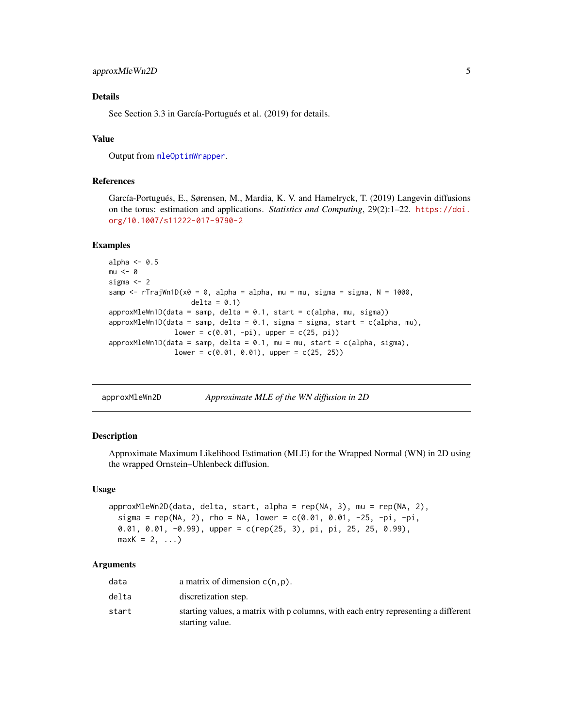### Details

See Section 3.3 in García-Portugués et al. (2019) for details.

### Value

Output from `mleOptimWrapper`.

### References

García-Portugués, E., Sørensen, M., Mardia, K. V. and Hamelryck, T. (2019) Langevin diffusions on the torus: estimation and applications. *Statistics and Computing*, 29(2):1–22. https://doi.org/10.1007/s11222-017-9790-2

### Examples

```
alpha <- 0.5
mu <- 0
sigma <- 2
samp <- rTrajWn1D(x0 = 0, alpha = alpha, mu = mu, sigma = sigma, N = 1000,
                  delta = 0.1)
approxMleWn1D(data = samp, delta = 0.1, start = c(alpha, mu, sigma))
approxMleWn1D(data = samp, delta = 0.1, sigma = sigma, start = c(alpha, mu),
              lower = c(0.01, -pi), upper = c(25, pi))
approxMleWn1D(data = samp, delta = 0.1, mu = mu, start = c(alpha, sigma),
              lower = c(0.01, 0.01), upper = c(25, 25))
```

---

## approxMleWn2D — *Approximate MLE of the WN diffusion in 2D*

### Description

Approximate Maximum Likelihood Estimation (MLE) for the Wrapped Normal (WN) in 2D using the wrapped Ornstein–Uhlenbeck diffusion.

### Usage

```
approxMleWn2D(data, delta, start, alpha = rep(NA, 3), mu = rep(NA, 2),
  sigma = rep(NA, 2), rho = NA, lower = c(0.01, 0.01, -25, -pi, -pi,
  0.01, 0.01, -0.99), upper = c(rep(25, 3), pi, pi, 25, 25, 0.99),
  maxK = 2, ...)
```

### Arguments

| | |
|---|---|
| `data` | a matrix of dimension `c(n,p)`. |
| `delta` | discretization step. |
| `start` | starting values, a matrix with `p` columns, with each entry representing a different starting value. |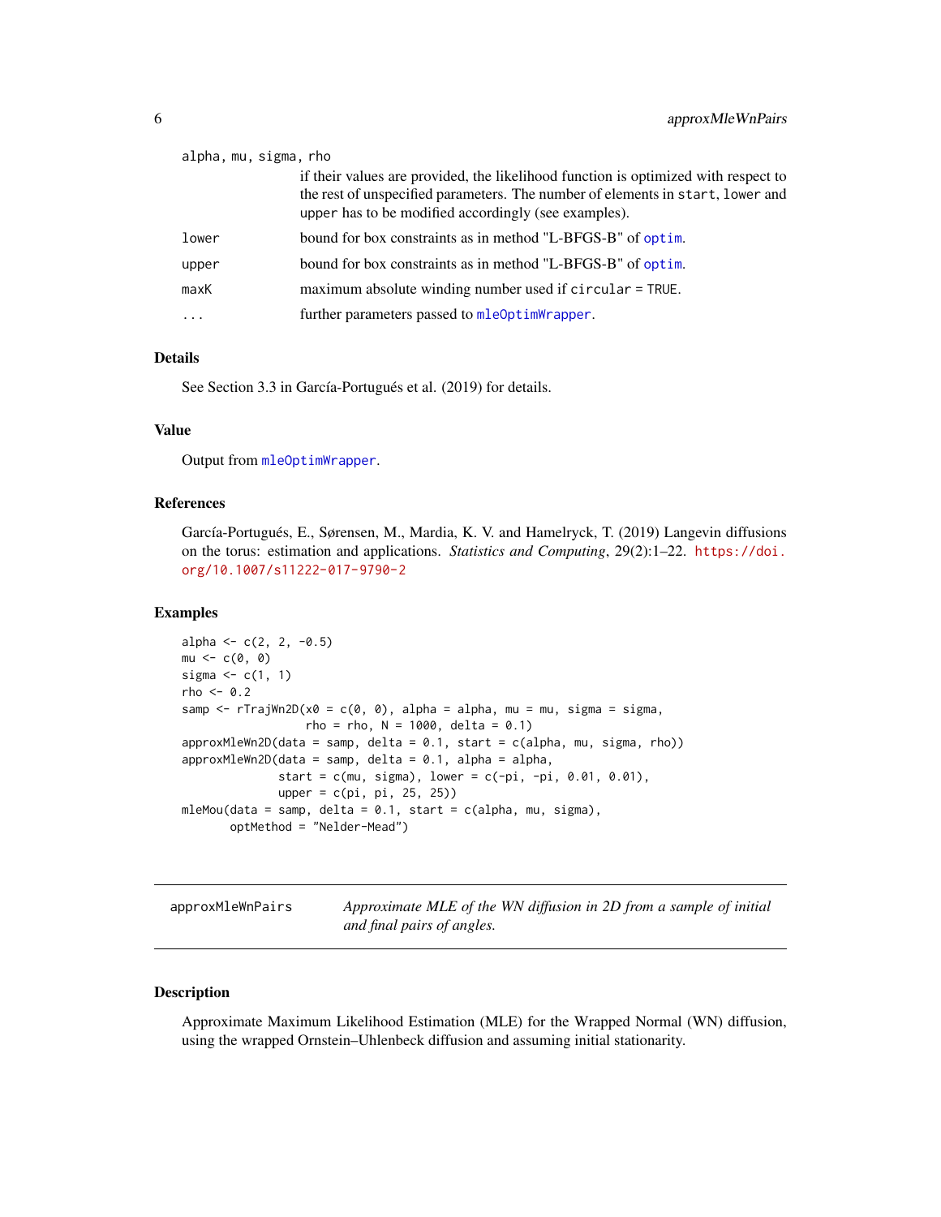alpha, mu, sigma, rho
: if their values are provided, the likelihood function is optimized with respect to the rest of unspecified parameters. The number of elements in `start`, `lower` and `upper` has to be modified accordingly (see examples).

lower
: bound for box constraints as in method "L-BFGS-B" of `optim`.

upper
: bound for box constraints as in method "L-BFGS-B" of `optim`.

maxK
: maximum absolute winding number used if `circular = TRUE`.

...
: further parameters passed to `mleOptimWrapper`.

### Details

See Section 3.3 in García-Portugués et al. (2019) for details.

### Value

Output from `mleOptimWrapper`.

### References

García-Portugués, E., Sørensen, M., Mardia, K. V. and Hamelryck, T. (2019) Langevin diffusions on the torus: estimation and applications. *Statistics and Computing*, 29(2):1–22. https://doi.org/10.1007/s11222-017-9790-2

### Examples

```
alpha <- c(2, 2, -0.5)
mu <- c(0, 0)
sigma <- c(1, 1)
rho <- 0.2
samp <- rTrajWn2D(x0 = c(0, 0), alpha = alpha, mu = mu, sigma = sigma,
                  rho = rho, N = 1000, delta = 0.1)
approxMleWn2D(data = samp, delta = 0.1, start = c(alpha, mu, sigma, rho))
approxMleWn2D(data = samp, delta = 0.1, alpha = alpha,
              start = c(mu, sigma), lower = c(-pi, -pi, 0.01, 0.01),
              upper = c(pi, pi, 25, 25))
mleMou(data = samp, delta = 0.1, start = c(alpha, mu, sigma),
       optMethod = "Nelder-Mead")
```

---

## approxMleWnPairs — *Approximate MLE of the WN diffusion in 2D from a sample of initial and final pairs of angles.*

### Description

Approximate Maximum Likelihood Estimation (MLE) for the Wrapped Normal (WN) diffusion, using the wrapped Ornstein–Uhlenbeck diffusion and assuming initial stationarity.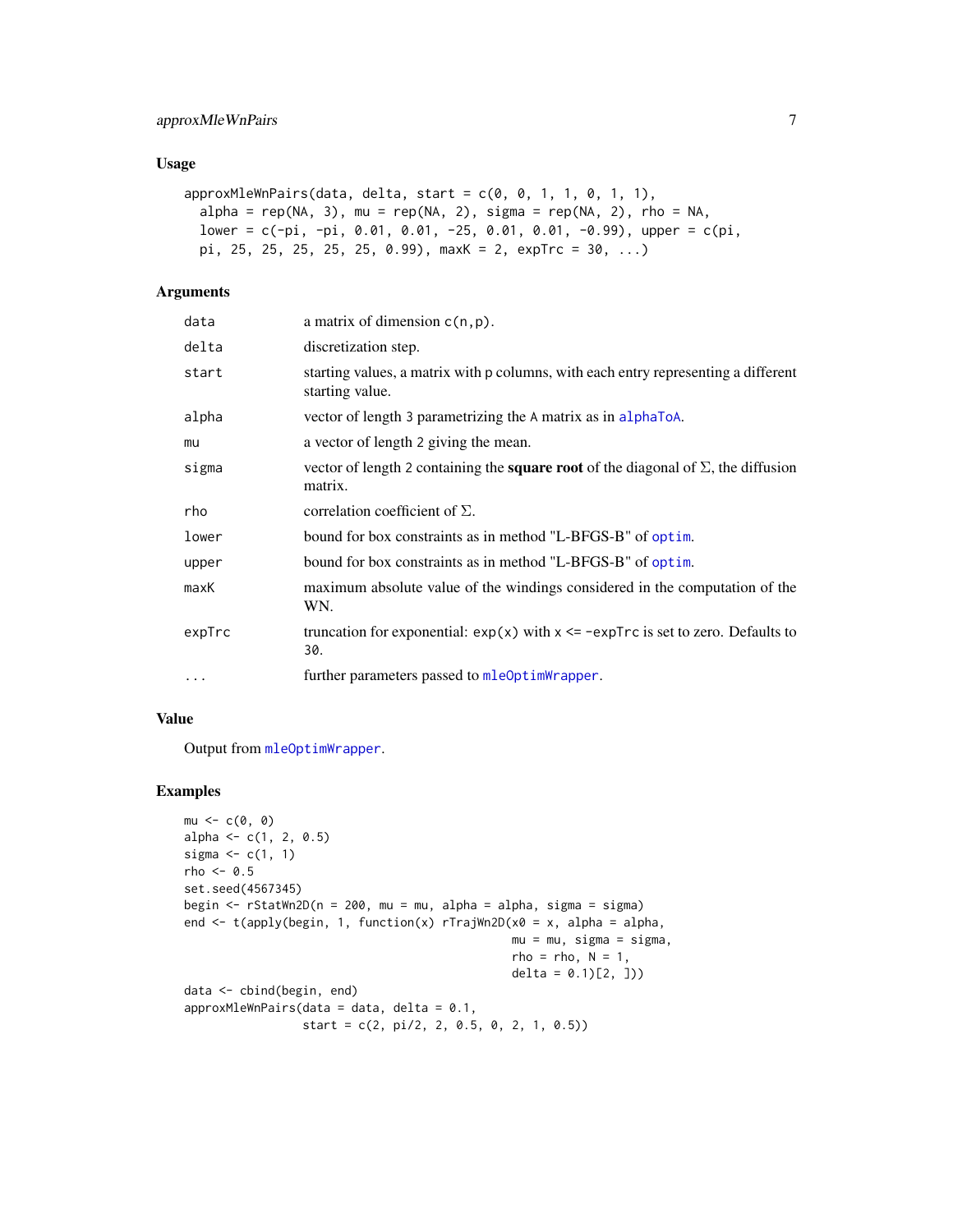## Usage

```
approxMleWnPairs(data, delta, start = c(0, 0, 1, 1, 0, 1, 1),
  alpha = rep(NA, 3), mu = rep(NA, 2), sigma = rep(NA, 2), rho = NA,
  lower = c(-pi, -pi, 0.01, 0.01, -25, 0.01, 0.01, -0.99), upper = c(pi,
  pi, 25, 25, 25, 25, 25, 0.99), maxK = 2, expTrc = 30, ...)
```

## Arguments

| | |
|---|---|
| data | a matrix of dimension c(n,p). |
| delta | discretization step. |
| start | starting values, a matrix with p columns, with each entry representing a different starting value. |
| alpha | vector of length 3 parametrizing the A matrix as in alphaToA. |
| mu | a vector of length 2 giving the mean. |
| sigma | vector of length 2 containing the **square root** of the diagonal of $\Sigma$, the diffusion matrix. |
| rho | correlation coefficient of $\Sigma$. |
| lower | bound for box constraints as in method "L-BFGS-B" of optim. |
| upper | bound for box constraints as in method "L-BFGS-B" of optim. |
| maxK | maximum absolute value of the windings considered in the computation of the WN. |
| expTrc | truncation for exponential: exp(x) with x <= -expTrc is set to zero. Defaults to 30. |
| ... | further parameters passed to mleOptimWrapper. |

## Value

Output from mleOptimWrapper.

## Examples

```
mu <- c(0, 0)
alpha <- c(1, 2, 0.5)
sigma <- c(1, 1)
rho <- 0.5
set.seed(4567345)
begin <- rStatWn2D(n = 200, mu = mu, alpha = alpha, sigma = sigma)
end <- t(apply(begin, 1, function(x) rTrajWn2D(x0 = x, alpha = alpha,
                                              mu = mu, sigma = sigma,
                                              rho = rho, N = 1,
                                              delta = 0.1)[2, ]))
data <- cbind(begin, end)
approxMleWnPairs(data = data, delta = 0.1,
                 start = c(2, pi/2, 2, 0.5, 0, 2, 1, 0.5))
```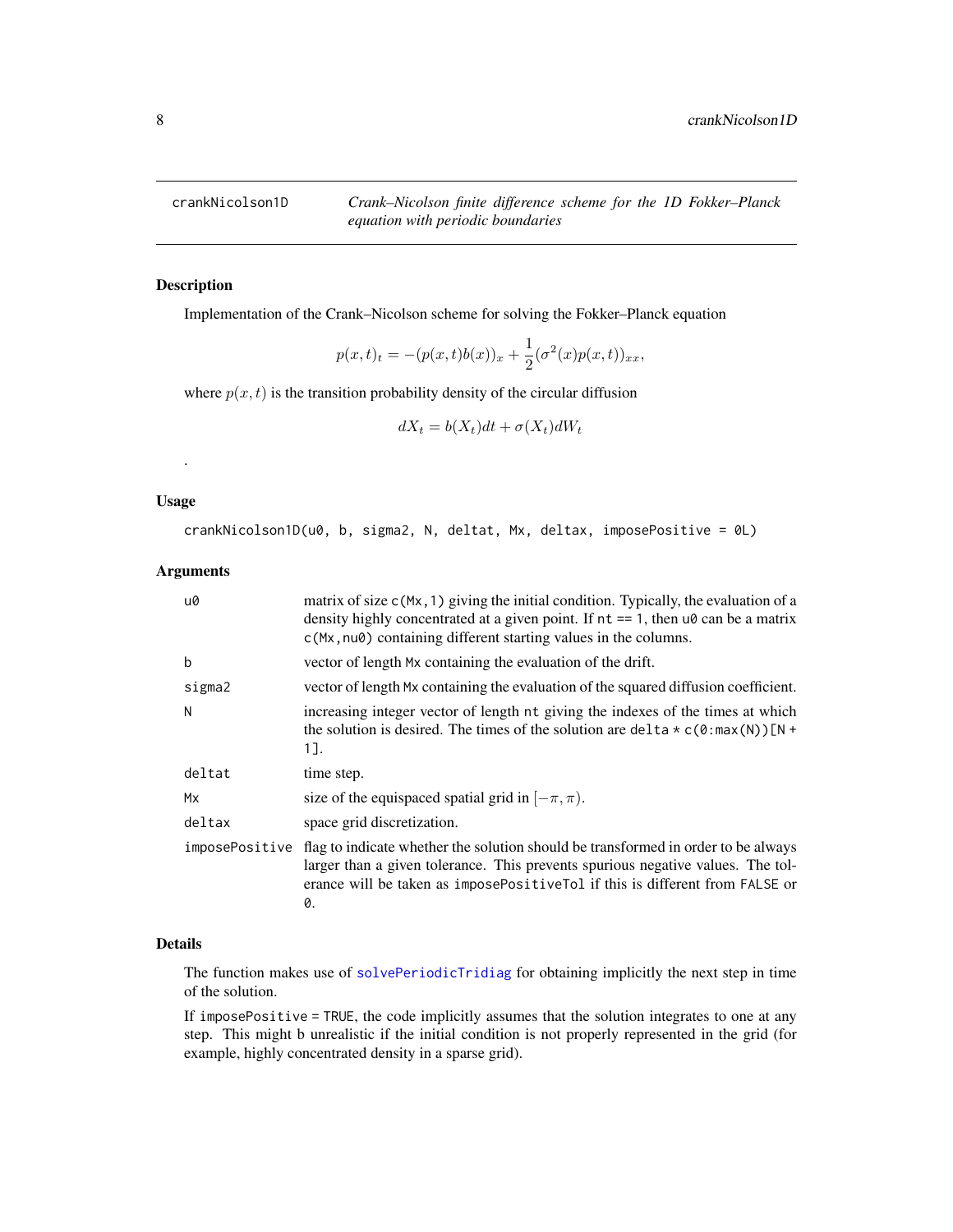# crankNicolson1D

*Crank–Nicolson finite difference scheme for the 1D Fokker–Planck equation with periodic boundaries*

## Description

Implementation of the Crank–Nicolson scheme for solving the Fokker–Planck equation

$$p(x,t)_t = -(p(x,t)b(x))_x + \frac{1}{2}(\sigma^2(x)p(x,t))_{xx},$$

where $p(x,t)$ is the transition probability density of the circular diffusion

$$dX_t = b(X_t)dt + \sigma(X_t)dW_t$$

.

## Usage

```
crankNicolson1D(u0, b, sigma2, N, deltat, Mx, deltax, imposePositive = 0L)
```

## Arguments

- `u0`: matrix of size `c(Mx,1)` giving the initial condition. Typically, the evaluation of a density highly concentrated at a given point. If `nt == 1`, then `u0` can be a matrix `c(Mx,nu0)` containing different starting values in the columns.
- `b`: vector of length `Mx` containing the evaluation of the drift.
- `sigma2`: vector of length `Mx` containing the evaluation of the squared diffusion coefficient.
- `N`: increasing integer vector of length `nt` giving the indexes of the times at which the solution is desired. The times of the solution are `delta * c(0:max(N))[N + 1]`.
- `deltat`: time step.
- `Mx`: size of the equispaced spatial grid in $[-\pi,\pi)$.
- `deltax`: space grid discretization.
- `imposePositive`: flag to indicate whether the solution should be transformed in order to be always larger than a given tolerance. This prevents spurious negative values. The tolerance will be taken as `imposePositiveTol` if this is different from `FALSE` or `0`.

## Details

The function makes use of `solvePeriodicTridiag` for obtaining implicitly the next step in time of the solution.

If `imposePositive = TRUE`, the code implicitly assumes that the solution integrates to one at any step. This might b unrealistic if the initial condition is not properly represented in the grid (for example, highly concentrated density in a sparse grid).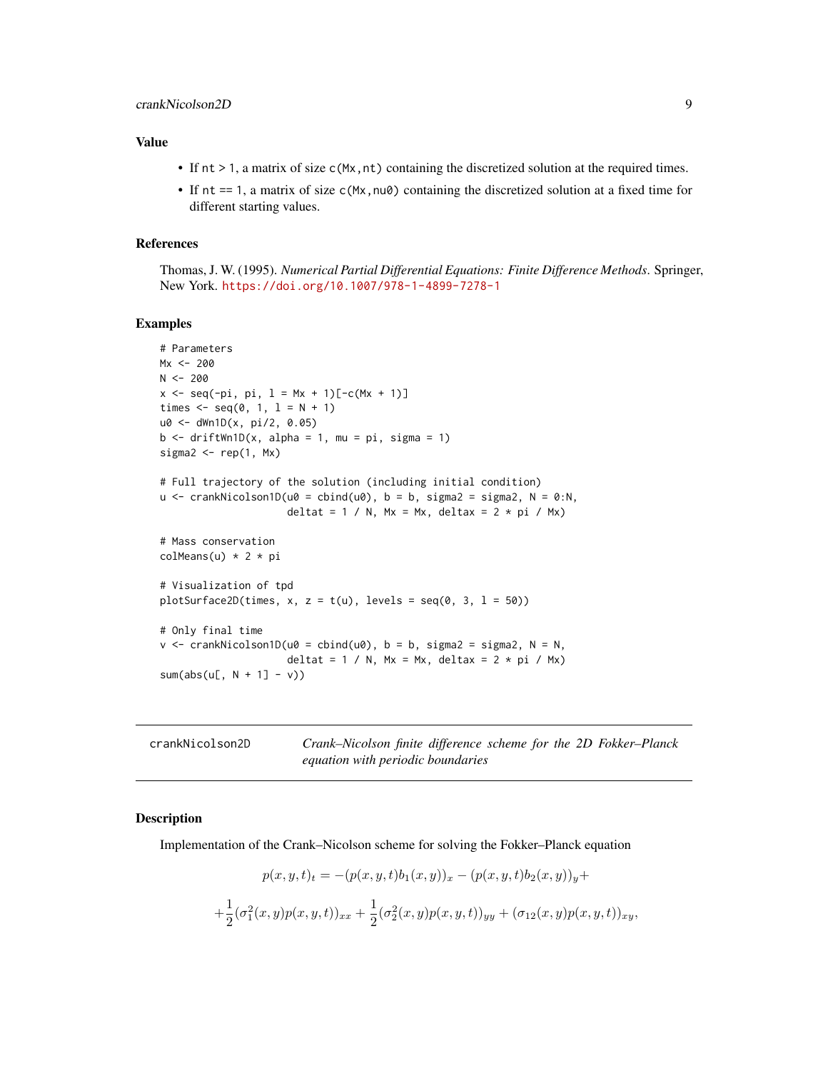## Value

- If `nt > 1`, a matrix of size `c(Mx,nt)` containing the discretized solution at the required times.
- If `nt == 1`, a matrix of size `c(Mx,nu0)` containing the discretized solution at a fixed time for different starting values.

## References

Thomas, J. W. (1995). *Numerical Partial Differential Equations: Finite Difference Methods*. Springer, New York. https://doi.org/10.1007/978-1-4899-7278-1

## Examples

```
# Parameters
Mx <- 200
N <- 200
x <- seq(-pi, pi, l = Mx + 1)[-c(Mx + 1)]
times <- seq(0, 1, l = N + 1)
u0 <- dWn1D(x, pi/2, 0.05)
b <- driftWn1D(x, alpha = 1, mu = pi, sigma = 1)
sigma2 <- rep(1, Mx)

# Full trajectory of the solution (including initial condition)
u <- crankNicolson1D(u0 = cbind(u0), b = b, sigma2 = sigma2, N = 0:N,
                     deltat = 1 / N, Mx = Mx, deltax = 2 * pi / Mx)

# Mass conservation
colMeans(u) * 2 * pi

# Visualization of tpd
plotSurface2D(times, x, z = t(u), levels = seq(0, 3, l = 50))

# Only final time
v <- crankNicolson1D(u0 = cbind(u0), b = b, sigma2 = sigma2, N = N,
                     deltat = 1 / N, Mx = Mx, deltax = 2 * pi / Mx)
sum(abs(u[, N + 1] - v))
```

---

# crankNicolson2D — *Crank–Nicolson finite difference scheme for the 2D Fokker–Planck equation with periodic boundaries*

---

## Description

Implementation of the Crank–Nicolson scheme for solving the Fokker–Planck equation

$$p(x,y,t)_t = -(p(x,y,t)b_1(x,y))_x - (p(x,y,t)b_2(x,y))_y +$$

$$+\frac{1}{2}(\sigma_1^2(x,y)p(x,y,t))_{xx} + \frac{1}{2}(\sigma_2^2(x,y)p(x,y,t))_{yy} + (\sigma_{12}(x,y)p(x,y,t))_{xy},$$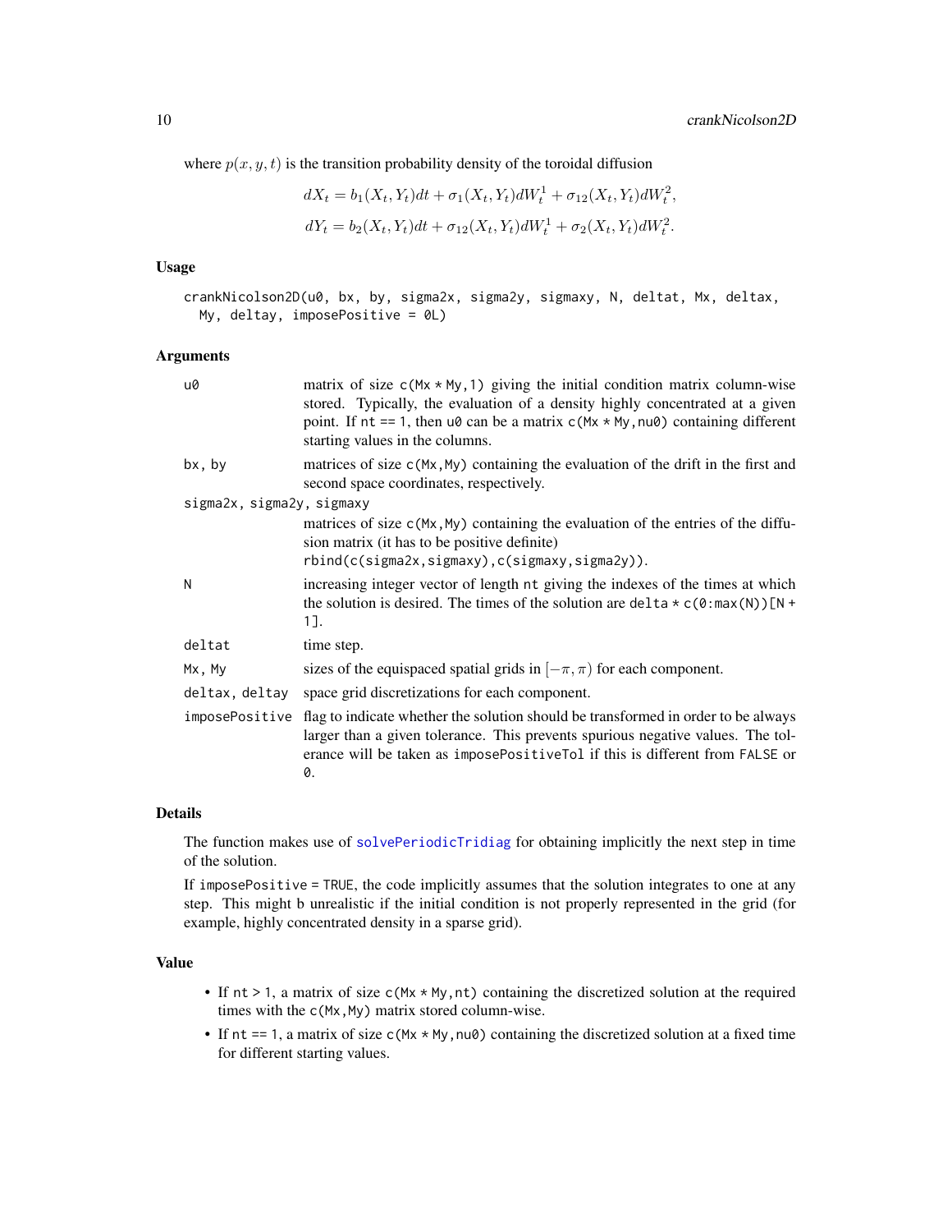where $p(x, y, t)$ is the transition probability density of the toroidal diffusion

$$dX_t = b_1(X_t, Y_t)dt + \sigma_1(X_t, Y_t)dW_t^1 + \sigma_{12}(X_t, Y_t)dW_t^2,$$
$$dY_t = b_2(X_t, Y_t)dt + \sigma_{12}(X_t, Y_t)dW_t^1 + \sigma_2(X_t, Y_t)dW_t^2.$$

### Usage

```
crankNicolson2D(u0, bx, by, sigma2x, sigma2y, sigmaxy, N, deltat, Mx, deltax,
  My, deltay, imposePositive = 0L)
```

### Arguments

- `u0` — matrix of size `c(Mx * My,1)` giving the initial condition matrix column-wise stored. Typically, the evaluation of a density highly concentrated at a given point. If `nt == 1`, then `u0` can be a matrix `c(Mx * My,nu0)` containing different starting values in the columns.
- `bx, by` — matrices of size `c(Mx,My)` containing the evaluation of the drift in the first and second space coordinates, respectively.
- `sigma2x, sigma2y, sigmaxy` — matrices of size `c(Mx,My)` containing the evaluation of the entries of the diffusion matrix (it has to be positive definite) `rbind(c(sigma2x,sigmaxy),c(sigmaxy,sigma2y))`.
- `N` — increasing integer vector of length `nt` giving the indexes of the times at which the solution is desired. The times of the solution are `delta * c(0:max(N))[N + 1]`.
- `deltat` — time step.
- `Mx, My` — sizes of the equispaced spatial grids in $[-\pi, \pi)$ for each component.
- `deltax, deltay` — space grid discretizations for each component.
- `imposePositive` — flag to indicate whether the solution should be transformed in order to be always larger than a given tolerance. This prevents spurious negative values. The tolerance will be taken as `imposePositiveTol` if this is different from `FALSE` or `0`.

### Details

The function makes use of `solvePeriodicTridiag` for obtaining implicitly the next step in time of the solution.

If `imposePositive = TRUE`, the code implicitly assumes that the solution integrates to one at any step. This might b unrealistic if the initial condition is not properly represented in the grid (for example, highly concentrated density in a sparse grid).

### Value

- If `nt > 1`, a matrix of size `c(Mx * My,nt)` containing the discretized solution at the required times with the `c(Mx,My)` matrix stored column-wise.
- If `nt == 1`, a matrix of size `c(Mx * My,nu0)` containing the discretized solution at a fixed time for different starting values.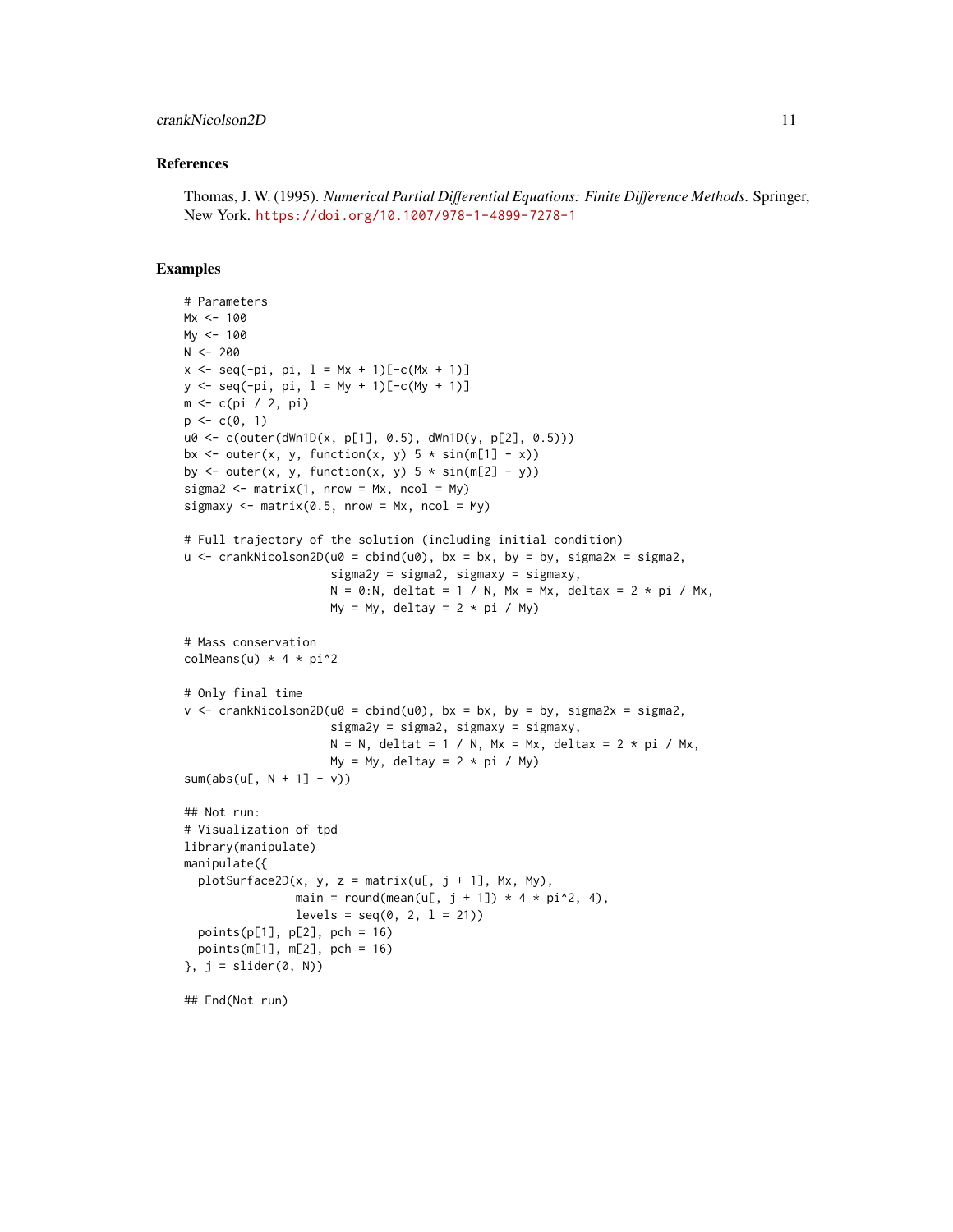## References

Thomas, J. W. (1995). *Numerical Partial Differential Equations: Finite Difference Methods*. Springer, New York. https://doi.org/10.1007/978-1-4899-7278-1

## Examples

```
# Parameters
Mx <- 100
My <- 100
N <- 200
x <- seq(-pi, pi, l = Mx + 1)[-c(Mx + 1)]
y <- seq(-pi, pi, l = My + 1)[-c(My + 1)]
m <- c(pi / 2, pi)
p <- c(0, 1)
u0 <- c(outer(dWn1D(x, p[1], 0.5), dWn1D(y, p[2], 0.5)))
bx <- outer(x, y, function(x, y) 5 * sin(m[1] - x))
by <- outer(x, y, function(x, y) 5 * sin(m[2] - y))
sigma2 <- matrix(1, nrow = Mx, ncol = My)
sigmaxy <- matrix(0.5, nrow = Mx, ncol = My)

# Full trajectory of the solution (including initial condition)
u <- crankNicolson2D(u0 = cbind(u0), bx = bx, by = by, sigma2x = sigma2,
                     sigma2y = sigma2, sigmaxy = sigmaxy,
                     N = 0:N, deltat = 1 / N, Mx = Mx, deltax = 2 * pi / Mx,
                     My = My, deltay = 2 * pi / My)

# Mass conservation
colMeans(u) * 4 * pi^2

# Only final time
v <- crankNicolson2D(u0 = cbind(u0), bx = bx, by = by, sigma2x = sigma2,
                     sigma2y = sigma2, sigmaxy = sigmaxy,
                     N = N, deltat = 1 / N, Mx = Mx, deltax = 2 * pi / Mx,
                     My = My, deltay = 2 * pi / My)
sum(abs(u[, N + 1] - v))

## Not run:
# Visualization of tpd
library(manipulate)
manipulate({
  plotSurface2D(x, y, z = matrix(u[, j + 1], Mx, My),
                main = round(mean(u[, j + 1]) * 4 * pi^2, 4),
                levels = seq(0, 2, l = 21))
  points(p[1], p[2], pch = 16)
  points(m[1], m[2], pch = 16)
}, j = slider(0, N))

## End(Not run)
```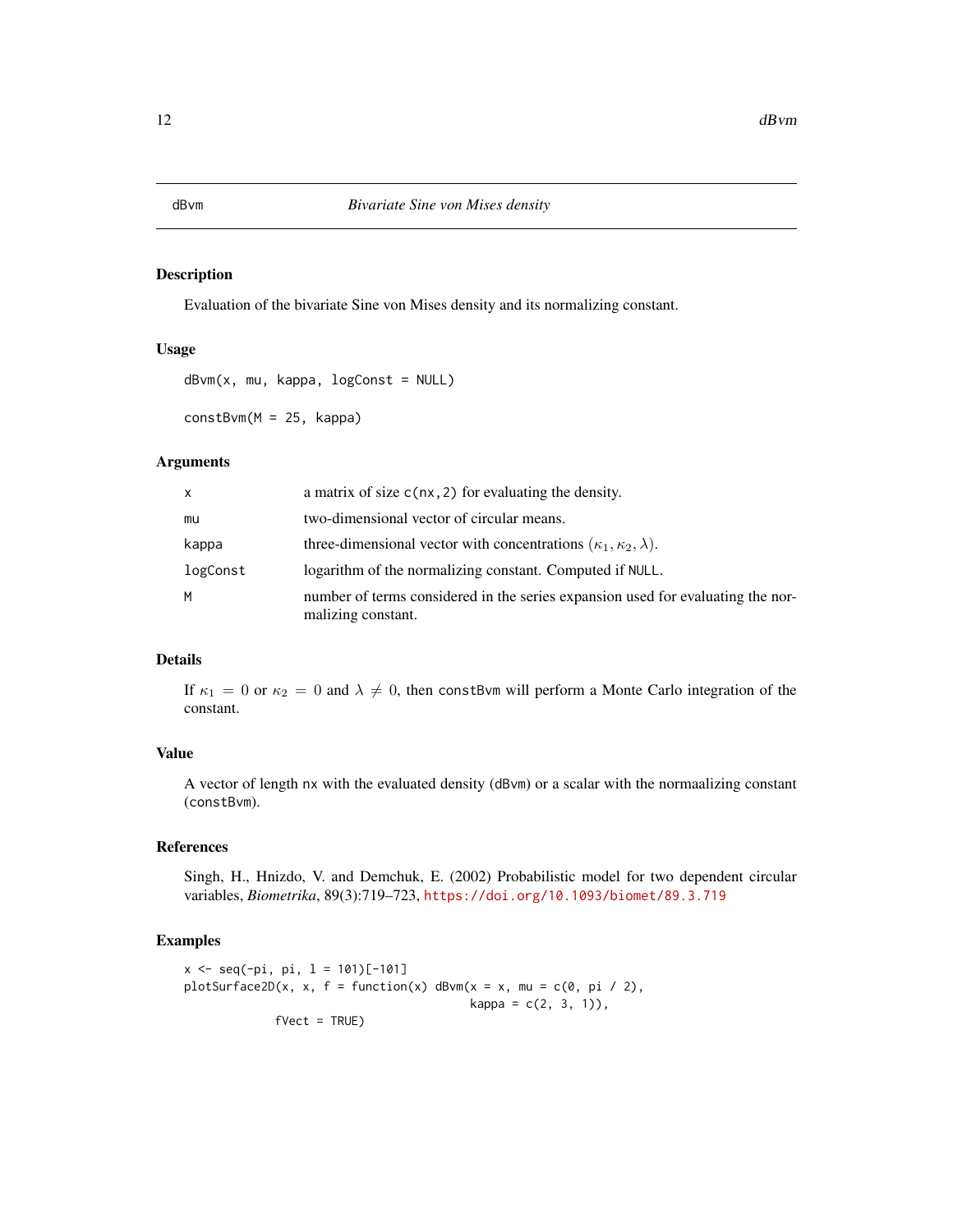## dBvm — *Bivariate Sine von Mises density*

### Description

Evaluation of the bivariate Sine von Mises density and its normalizing constant.

### Usage

```
dBvm(x, mu, kappa, logConst = NULL)

constBvm(M = 25, kappa)
```

### Arguments

| | |
|---|---|
| `x` | a matrix of size `c(nx, 2)` for evaluating the density. |
| `mu` | two-dimensional vector of circular means. |
| `kappa` | three-dimensional vector with concentrations $(\kappa_1, \kappa_2, \lambda)$. |
| `logConst` | logarithm of the normalizing constant. Computed if `NULL`. |
| `M` | number of terms considered in the series expansion used for evaluating the normalizing constant. |

### Details

If $\kappa_1 = 0$ or $\kappa_2 = 0$ and $\lambda \neq 0$, then `constBvm` will perform a Monte Carlo integration of the constant.

### Value

A vector of length `nx` with the evaluated density (`dBvm`) or a scalar with the normaalizing constant (`constBvm`).

### References

Singh, H., Hnizdo, V. and Demchuk, E. (2002) Probabilistic model for two dependent circular variables, *Biometrika*, 89(3):719–723, https://doi.org/10.1093/biomet/89.3.719

### Examples

```
x <- seq(-pi, pi, l = 101)[-101]
plotSurface2D(x, x, f = function(x) dBvm(x = x, mu = c(0, pi / 2),
                                         kappa = c(2, 3, 1)),
              fVect = TRUE)
```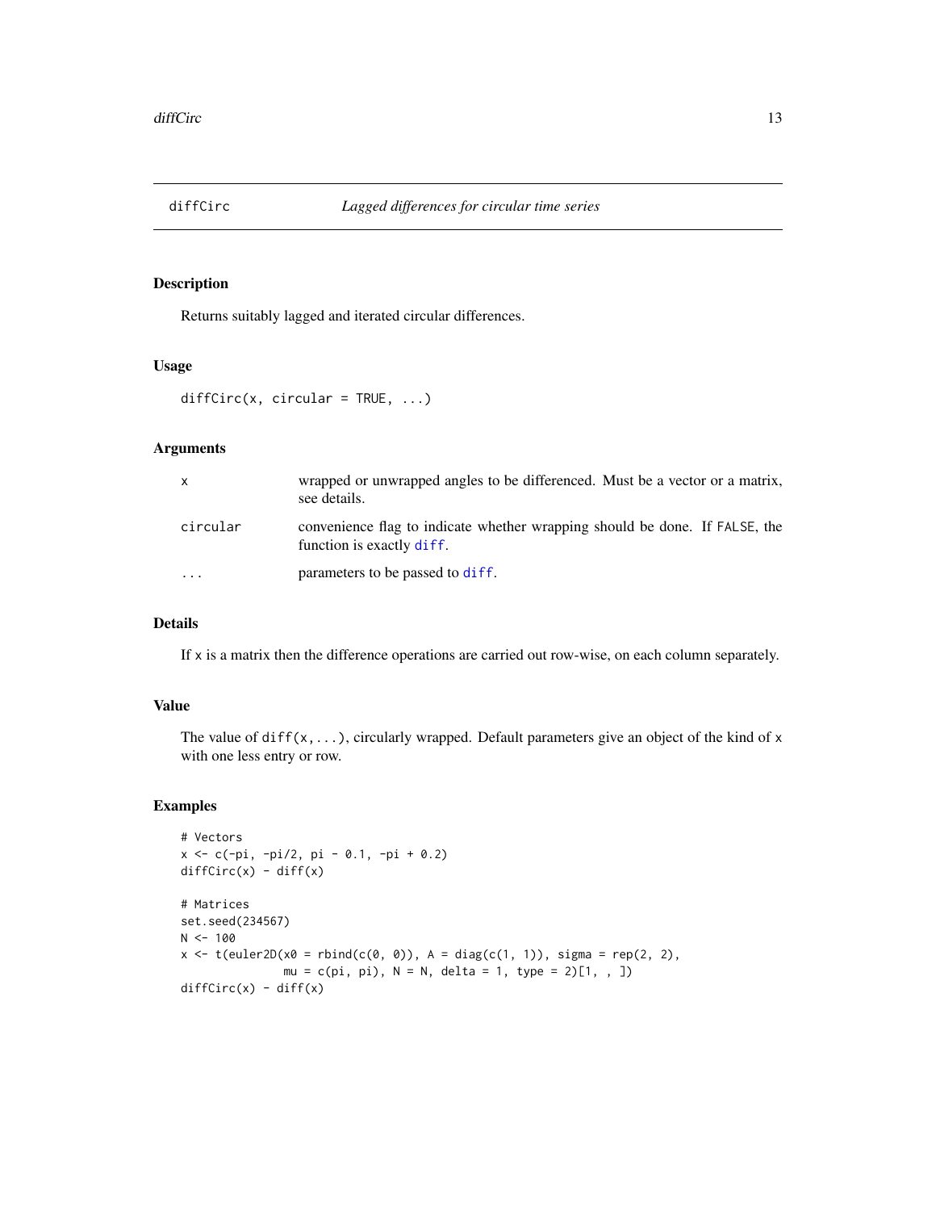# diffCirc — *Lagged differences for circular time series*

## Description

Returns suitably lagged and iterated circular differences.

## Usage

```
diffCirc(x, circular = TRUE, ...)
```

## Arguments

| | |
|---|---|
| `x` | wrapped or unwrapped angles to be differenced. Must be a vector or a matrix, see details. |
| `circular` | convenience flag to indicate whether wrapping should be done. If `FALSE`, the function is exactly `diff`. |
| `...` | parameters to be passed to `diff`. |

## Details

If `x` is a matrix then the difference operations are carried out row-wise, on each column separately.

## Value

The value of `diff(x,...)`, circularly wrapped. Default parameters give an object of the kind of `x` with one less entry or row.

## Examples

```
# Vectors
x <- c(-pi, -pi/2, pi - 0.1, -pi + 0.2)
diffCirc(x) - diff(x)

# Matrices
set.seed(234567)
N <- 100
x <- t(euler2D(x0 = rbind(c(0, 0)), A = diag(c(1, 1)), sigma = rep(2, 2),
               mu = c(pi, pi), N = N, delta = 1, type = 2)[1, , ])
diffCirc(x) - diff(x)
```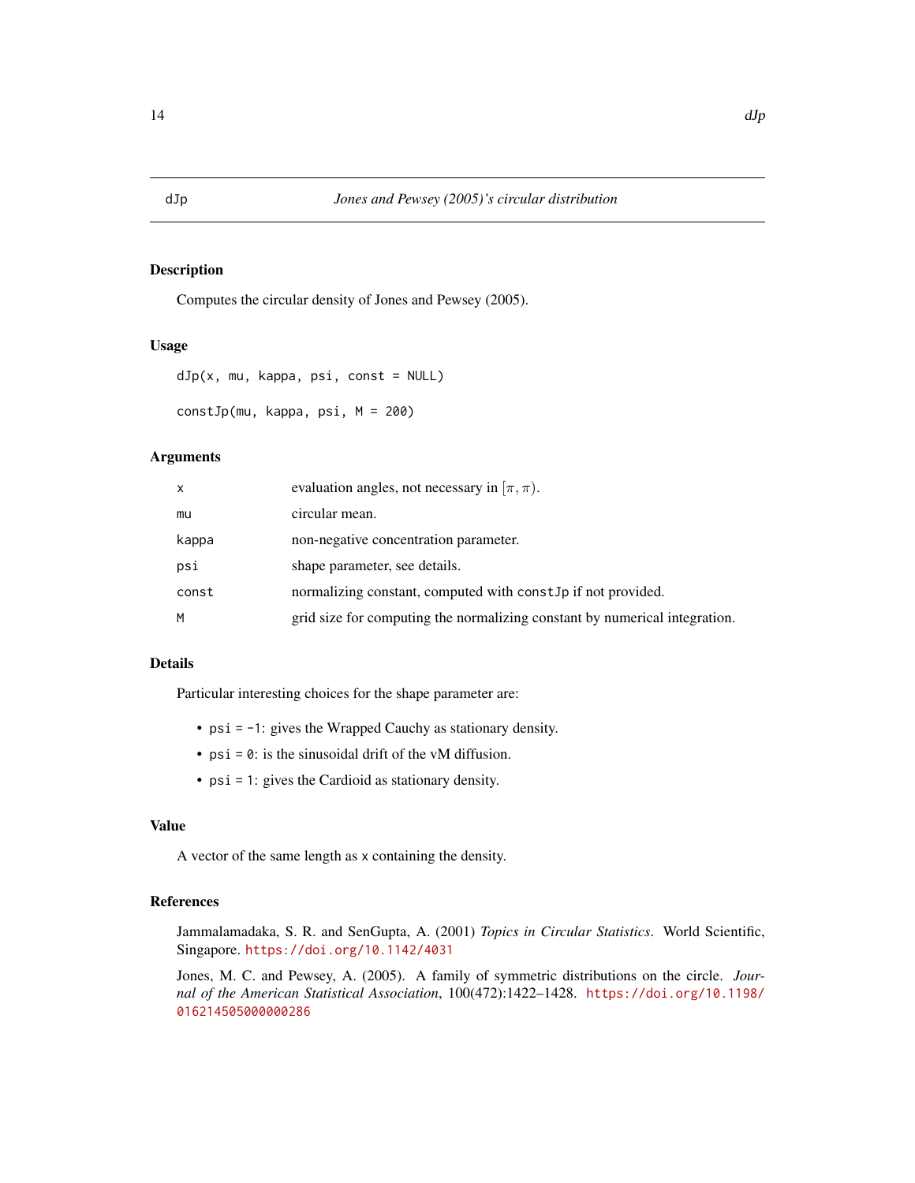## dJp — *Jones and Pewsey (2005)'s circular distribution*

### Description

Computes the circular density of Jones and Pewsey (2005).

### Usage

```
dJp(x, mu, kappa, psi, const = NULL)

constJp(mu, kappa, psi, M = 200)
```

### Arguments

| | |
|---|---|
| `x` | evaluation angles, not necessary in $[\pi, \pi)$. |
| `mu` | circular mean. |
| `kappa` | non-negative concentration parameter. |
| `psi` | shape parameter, see details. |
| `const` | normalizing constant, computed with `constJp` if not provided. |
| `M` | grid size for computing the normalizing constant by numerical integration. |

### Details

Particular interesting choices for the shape parameter are:

- `psi = -1`: gives the Wrapped Cauchy as stationary density.
- `psi = 0`: is the sinusoidal drift of the vM diffusion.
- `psi = 1`: gives the Cardioid as stationary density.

### Value

A vector of the same length as `x` containing the density.

### References

Jammalamadaka, S. R. and SenGupta, A. (2001) *Topics in Circular Statistics*. World Scientific, Singapore. https://doi.org/10.1142/4031

Jones, M. C. and Pewsey, A. (2005). A family of symmetric distributions on the circle. *Journal of the American Statistical Association*, 100(472):1422–1428. https://doi.org/10.1198/016214505000000286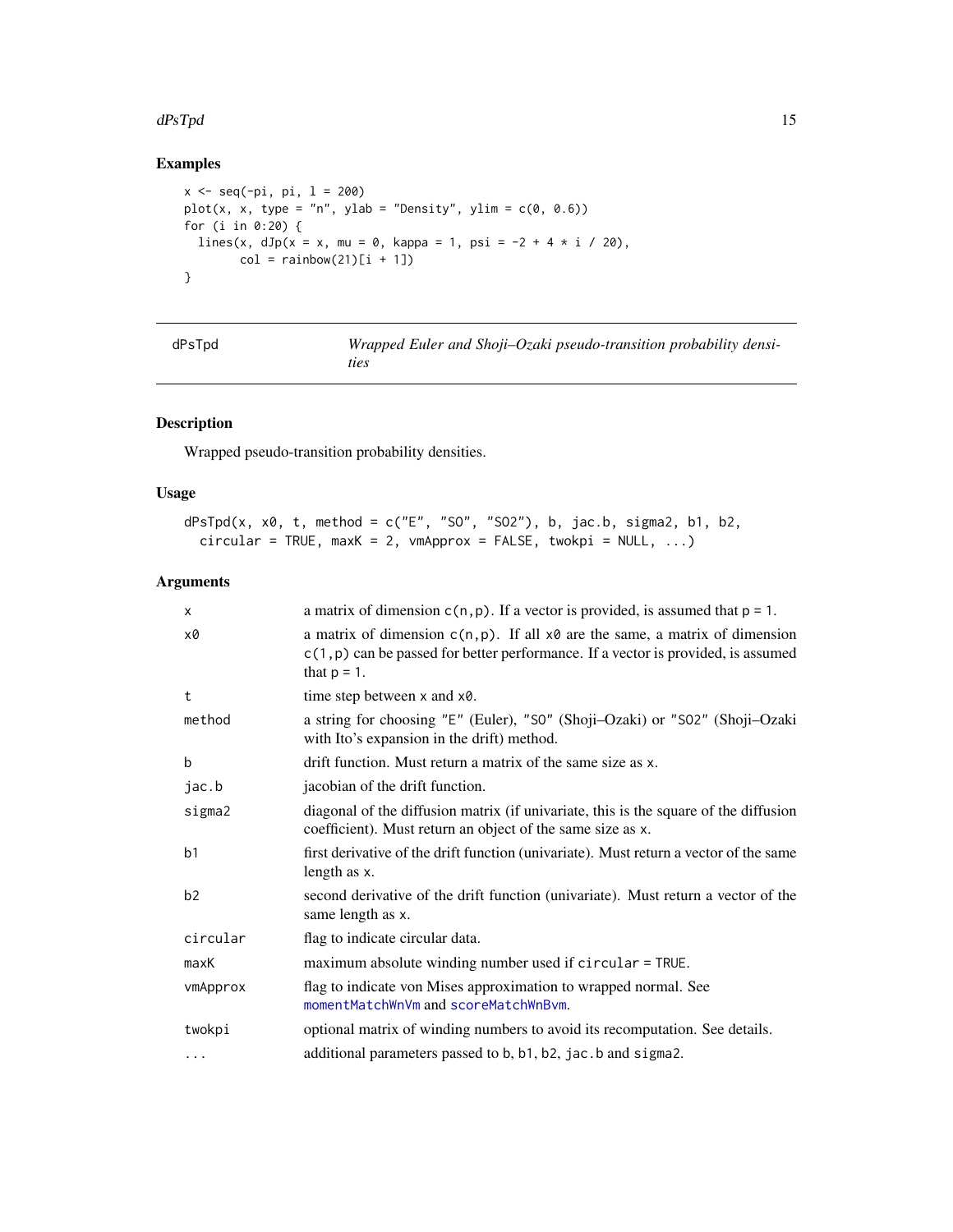## Examples

```
x <- seq(-pi, pi, l = 200)
plot(x, x, type = "n", ylab = "Density", ylim = c(0, 0.6))
for (i in 0:20) {
  lines(x, dJp(x = x, mu = 0, kappa = 1, psi = -2 + 4 * i / 20),
        col = rainbow(21)[i + 1])
}
```

---

# dPsTpd — *Wrapped Euler and Shoji–Ozaki pseudo-transition probability densities*

## Description

Wrapped pseudo-transition probability densities.

## Usage

```
dPsTpd(x, x0, t, method = c("E", "SO", "SO2"), b, jac.b, sigma2, b1, b2,
  circular = TRUE, maxK = 2, vmApprox = FALSE, twokpi = NULL, ...)
```

## Arguments

| Argument | Description |
|---|---|
| `x` | a matrix of dimension `c(n,p)`. If a vector is provided, is assumed that `p = 1`. |
| `x0` | a matrix of dimension `c(n,p)`. If all `x0` are the same, a matrix of dimension `c(1,p)` can be passed for better performance. If a vector is provided, is assumed that `p = 1`. |
| `t` | time step between `x` and `x0`. |
| `method` | a string for choosing `"E"` (Euler), `"SO"` (Shoji–Ozaki) or `"SO2"` (Shoji–Ozaki with Ito's expansion in the drift) method. |
| `b` | drift function. Must return a matrix of the same size as `x`. |
| `jac.b` | jacobian of the drift function. |
| `sigma2` | diagonal of the diffusion matrix (if univariate, this is the square of the diffusion coefficient). Must return an object of the same size as `x`. |
| `b1` | first derivative of the drift function (univariate). Must return a vector of the same length as `x`. |
| `b2` | second derivative of the drift function (univariate). Must return a vector of the same length as `x`. |
| `circular` | flag to indicate circular data. |
| `maxK` | maximum absolute winding number used if `circular = TRUE`. |
| `vmApprox` | flag to indicate von Mises approximation to wrapped normal. See `momentMatchWnVm` and `scoreMatchWnBvm`. |
| `twokpi` | optional matrix of winding numbers to avoid its recomputation. See details. |
| `...` | additional parameters passed to `b`, `b1`, `b2`, `jac.b` and `sigma2`. |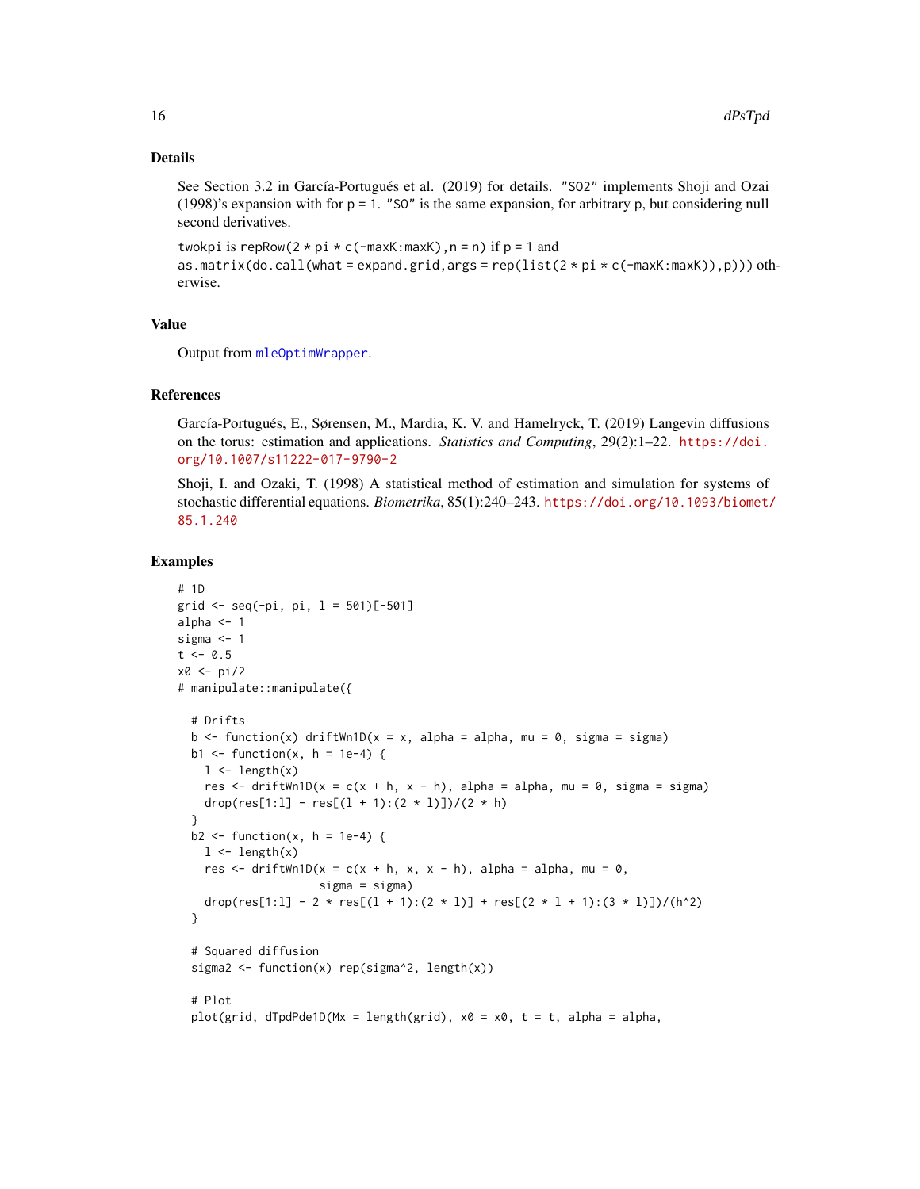## Details

See Section 3.2 in García-Portugués et al. (2019) for details. "SO2" implements Shoji and Ozai (1998)'s expansion with for p = 1. "SO" is the same expansion, for arbitrary p, but considering null second derivatives.

twokpi is `repRow(2 * pi * c(-maxK:maxK),n = n)` if p = 1 and `as.matrix(do.call(what = expand.grid,args = rep(list(2 * pi * c(-maxK:maxK)),p)))` otherwise.

## Value

Output from mleOptimWrapper.

## References

García-Portugués, E., Sørensen, M., Mardia, K. V. and Hamelryck, T. (2019) Langevin diffusions on the torus: estimation and applications. *Statistics and Computing*, 29(2):1–22. https://doi.org/10.1007/s11222-017-9790-2

Shoji, I. and Ozaki, T. (1998) A statistical method of estimation and simulation for systems of stochastic differential equations. *Biometrika*, 85(1):240–243. https://doi.org/10.1093/biomet/85.1.240

## Examples

```
# 1D
grid <- seq(-pi, pi, l = 501)[-501]
alpha <- 1
sigma <- 1
t <- 0.5
x0 <- pi/2
# manipulate::manipulate({

  # Drifts
  b <- function(x) driftWn1D(x = x, alpha = alpha, mu = 0, sigma = sigma)
  b1 <- function(x, h = 1e-4) {
    l <- length(x)
    res <- driftWn1D(x = c(x + h, x - h), alpha = alpha, mu = 0, sigma = sigma)
    drop(res[1:l] - res[(l + 1):(2 * l)])/(2 * h)
  }
  b2 <- function(x, h = 1e-4) {
    l <- length(x)
    res <- driftWn1D(x = c(x + h, x, x - h), alpha = alpha, mu = 0,
                     sigma = sigma)
    drop(res[1:l] - 2 * res[(l + 1):(2 * l)] + res[(2 * l + 1):(3 * l)])/(h^2)
  }

  # Squared diffusion
  sigma2 <- function(x) rep(sigma^2, length(x))

  # Plot
  plot(grid, dTpdPde1D(Mx = length(grid), x0 = x0, t = t, alpha = alpha,
```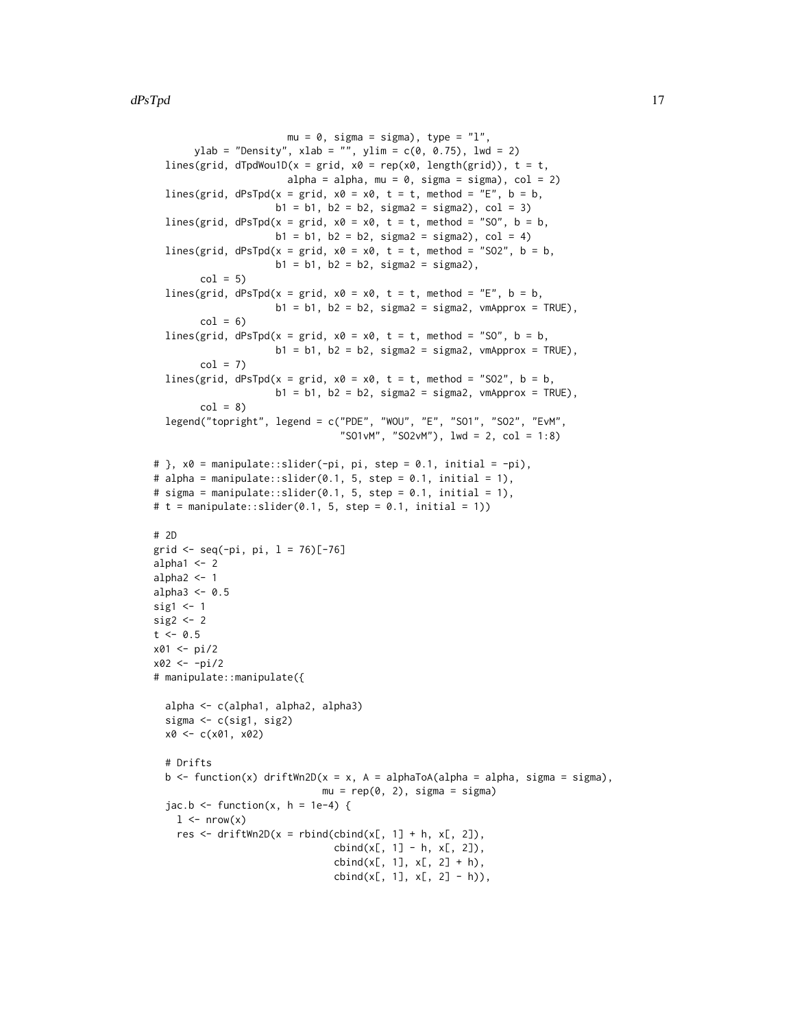```
                       mu = 0, sigma = sigma), type = "l",
       ylab = "Density", xlab = "", ylim = c(0, 0.75), lwd = 2)
  lines(grid, dTpdWou1D(x = grid, x0 = rep(x0, length(grid)), t = t,
                       alpha = alpha, mu = 0, sigma = sigma), col = 2)
  lines(grid, dPsTpd(x = grid, x0 = x0, t = t, method = "E", b = b,
                     b1 = b1, b2 = b2, sigma2 = sigma2), col = 3)
  lines(grid, dPsTpd(x = grid, x0 = x0, t = t, method = "SO", b = b,
                     b1 = b1, b2 = b2, sigma2 = sigma2), col = 4)
  lines(grid, dPsTpd(x = grid, x0 = x0, t = t, method = "SO2", b = b,
                     b1 = b1, b2 = b2, sigma2 = sigma2),
        col = 5)
  lines(grid, dPsTpd(x = grid, x0 = x0, t = t, method = "E", b = b,
                     b1 = b1, b2 = b2, sigma2 = sigma2, vmApprox = TRUE),
        col = 6)
  lines(grid, dPsTpd(x = grid, x0 = x0, t = t, method = "SO", b = b,
                     b1 = b1, b2 = b2, sigma2 = sigma2, vmApprox = TRUE),
        col = 7)
  lines(grid, dPsTpd(x = grid, x0 = x0, t = t, method = "SO2", b = b,
                     b1 = b1, b2 = b2, sigma2 = sigma2, vmApprox = TRUE),
        col = 8)
  legend("topright", legend = c("PDE", "WOU", "E", "SO1", "SO2", "EvM",
                                "SO1vM", "SO2vM"), lwd = 2, col = 1:8)

# }, x0 = manipulate::slider(-pi, pi, step = 0.1, initial = -pi),
# alpha = manipulate::slider(0.1, 5, step = 0.1, initial = 1),
# sigma = manipulate::slider(0.1, 5, step = 0.1, initial = 1),
# t = manipulate::slider(0.1, 5, step = 0.1, initial = 1))

# 2D
grid <- seq(-pi, pi, l = 76)[-76]
alpha1 <- 2
alpha2 <- 1
alpha3 <- 0.5
sig1 <- 1
sig2 <- 2
t <- 0.5
x01 <- pi/2
x02 <- -pi/2
# manipulate::manipulate({

  alpha <- c(alpha1, alpha2, alpha3)
  sigma <- c(sig1, sig2)
  x0 <- c(x01, x02)

  # Drifts
  b <- function(x) driftWn2D(x = x, A = alphaToA(alpha = alpha, sigma = sigma),
                             mu = rep(0, 2), sigma = sigma)
  jac.b <- function(x, h = 1e-4) {
    l <- nrow(x)
    res <- driftWn2D(x = rbind(cbind(x[, 1] + h, x[, 2]),
                               cbind(x[, 1] - h, x[, 2]),
                               cbind(x[, 1], x[, 2] + h),
                               cbind(x[, 1], x[, 2] - h)),
```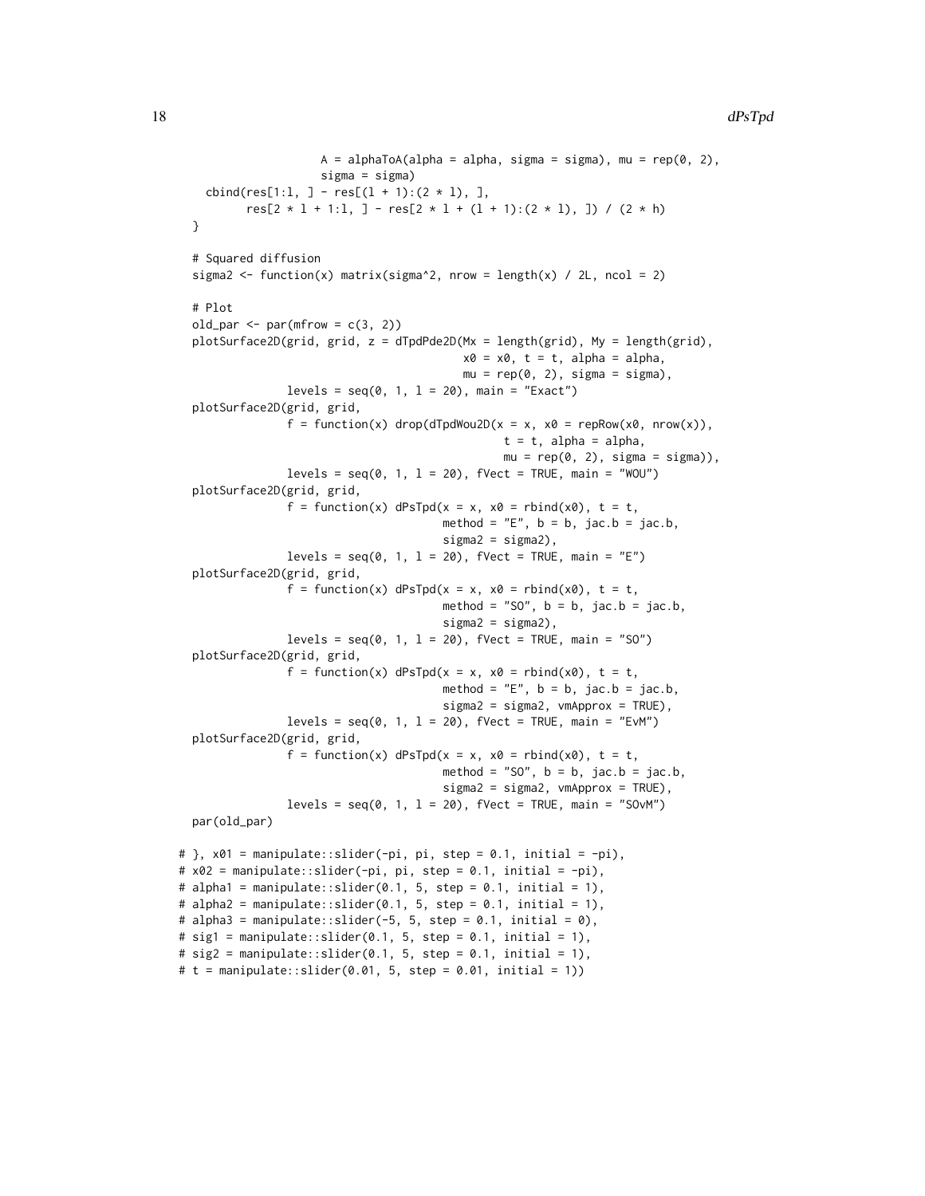```
                    A = alphaToA(alpha = alpha, sigma = sigma), mu = rep(0, 2),
                    sigma = sigma)
    cbind(res[1:l, ] - res[(l + 1):(2 * l), ],
          res[2 * l + 1:l, ] - res[2 * l + (l + 1):(2 * l), ]) / (2 * h)
  }

  # Squared diffusion
  sigma2 <- function(x) matrix(sigma^2, nrow = length(x) / 2L, ncol = 2)

  # Plot
  old_par <- par(mfrow = c(3, 2))
  plotSurface2D(grid, grid, z = dTpdPde2D(Mx = length(grid), My = length(grid),
                                          x0 = x0, t = t, alpha = alpha,
                                          mu = rep(0, 2), sigma = sigma),
                levels = seq(0, 1, l = 20), main = "Exact")
  plotSurface2D(grid, grid,
                f = function(x) drop(dTpdWou2D(x = x, x0 = repRow(x0, nrow(x)),
                                               t = t, alpha = alpha,
                                               mu = rep(0, 2), sigma = sigma)),
                levels = seq(0, 1, l = 20), fVect = TRUE, main = "WOU")
  plotSurface2D(grid, grid,
                f = function(x) dPsTpd(x = x, x0 = rbind(x0), t = t,
                                       method = "E", b = b, jac.b = jac.b,
                                       sigma2 = sigma2),
                levels = seq(0, 1, l = 20), fVect = TRUE, main = "E")
  plotSurface2D(grid, grid,
                f = function(x) dPsTpd(x = x, x0 = rbind(x0), t = t,
                                       method = "SO", b = b, jac.b = jac.b,
                                       sigma2 = sigma2),
                levels = seq(0, 1, l = 20), fVect = TRUE, main = "SO")
  plotSurface2D(grid, grid,
                f = function(x) dPsTpd(x = x, x0 = rbind(x0), t = t,
                                       method = "E", b = b, jac.b = jac.b,
                                       sigma2 = sigma2, vmApprox = TRUE),
                levels = seq(0, 1, l = 20), fVect = TRUE, main = "EvM")
  plotSurface2D(grid, grid,
                f = function(x) dPsTpd(x = x, x0 = rbind(x0), t = t,
                                       method = "SO", b = b, jac.b = jac.b,
                                       sigma2 = sigma2, vmApprox = TRUE),
                levels = seq(0, 1, l = 20), fVect = TRUE, main = "SOvM")
  par(old_par)

# }, x01 = manipulate::slider(-pi, pi, step = 0.1, initial = -pi),
# x02 = manipulate::slider(-pi, pi, step = 0.1, initial = -pi),
# alpha1 = manipulate::slider(0.1, 5, step = 0.1, initial = 1),
# alpha2 = manipulate::slider(0.1, 5, step = 0.1, initial = 1),
# alpha3 = manipulate::slider(-5, 5, step = 0.1, initial = 0),
# sig1 = manipulate::slider(0.1, 5, step = 0.1, initial = 1),
# sig2 = manipulate::slider(0.1, 5, step = 0.1, initial = 1),
# t = manipulate::slider(0.01, 5, step = 0.01, initial = 1))
```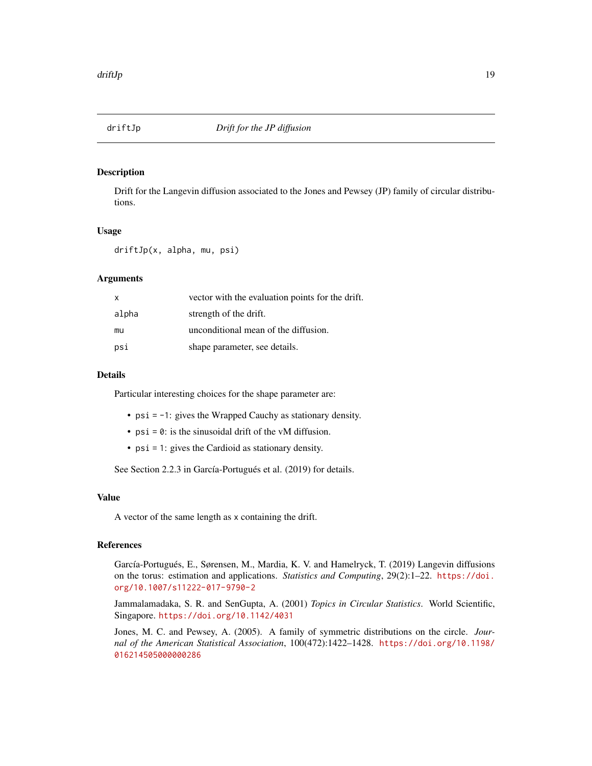## driftJp — *Drift for the JP diffusion*

### Description

Drift for the Langevin diffusion associated to the Jones and Pewsey (JP) family of circular distributions.

### Usage

```
driftJp(x, alpha, mu, psi)
```

### Arguments

| | |
|---|---|
| `x` | vector with the evaluation points for the drift. |
| `alpha` | strength of the drift. |
| `mu` | unconditional mean of the diffusion. |
| `psi` | shape parameter, see details. |

### Details

Particular interesting choices for the shape parameter are:

- `psi = -1`: gives the Wrapped Cauchy as stationary density.
- `psi = 0`: is the sinusoidal drift of the vM diffusion.
- `psi = 1`: gives the Cardioid as stationary density.

See Section 2.2.3 in García-Portugués et al. (2019) for details.

### Value

A vector of the same length as `x` containing the drift.

### References

García-Portugués, E., Sørensen, M., Mardia, K. V. and Hamelryck, T. (2019) Langevin diffusions on the torus: estimation and applications. *Statistics and Computing*, 29(2):1–22. https://doi.org/10.1007/s11222-017-9790-2

Jammalamadaka, S. R. and SenGupta, A. (2001) *Topics in Circular Statistics*. World Scientific, Singapore. https://doi.org/10.1142/4031

Jones, M. C. and Pewsey, A. (2005). A family of symmetric distributions on the circle. *Journal of the American Statistical Association*, 100(472):1422–1428. https://doi.org/10.1198/016214505000000286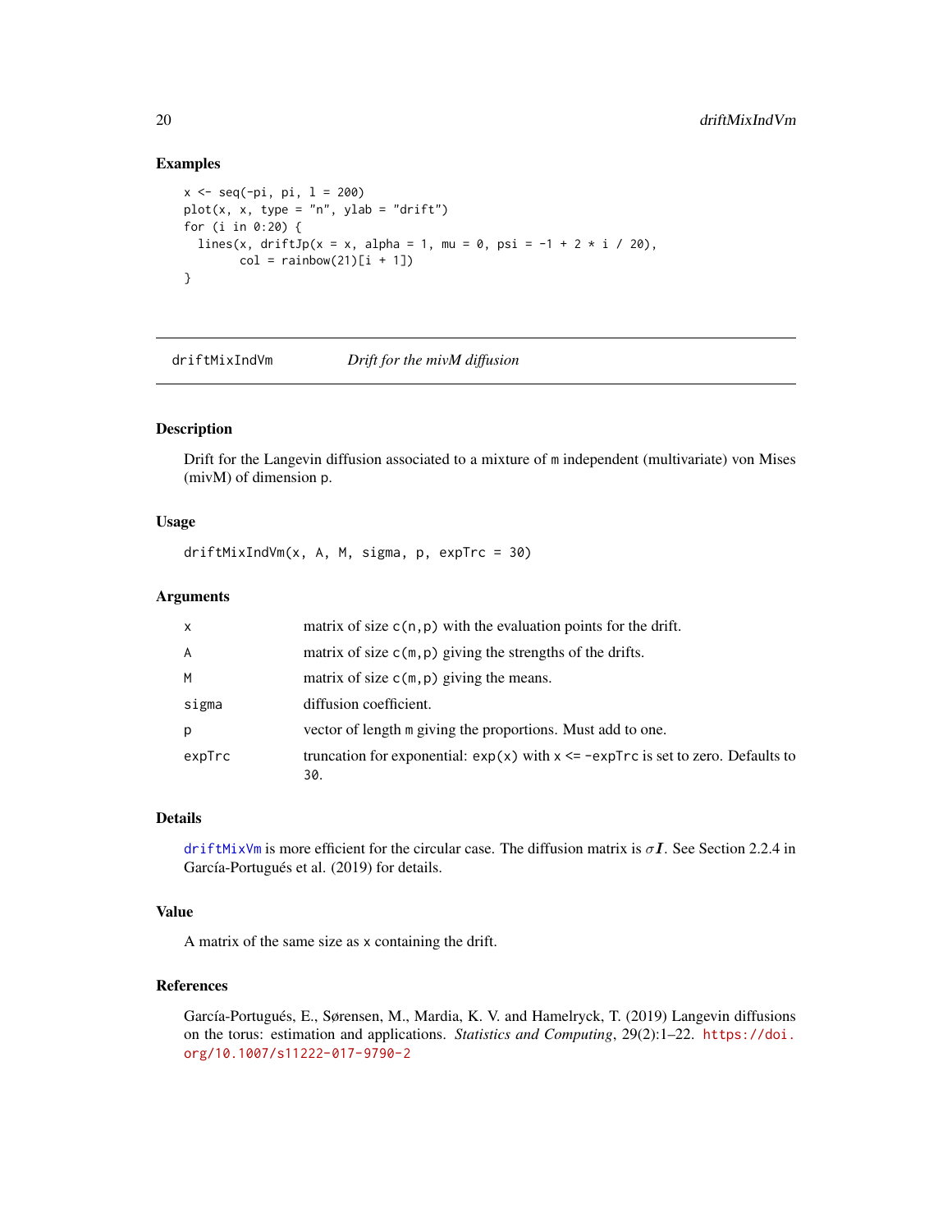### Examples

```
x <- seq(-pi, pi, l = 200)
plot(x, x, type = "n", ylab = "drift")
for (i in 0:20) {
  lines(x, driftJp(x = x, alpha = 1, mu = 0, psi = -1 + 2 * i / 20),
        col = rainbow(21)[i + 1])
}
```

---

## driftMixIndVm *Drift for the mivM diffusion*

### Description

Drift for the Langevin diffusion associated to a mixture of m independent (multivariate) von Mises (mivM) of dimension p.

### Usage

```
driftMixIndVm(x, A, M, sigma, p, expTrc = 30)
```

### Arguments

| | |
|---|---|
| x | matrix of size c(n,p) with the evaluation points for the drift. |
| A | matrix of size c(m,p) giving the strengths of the drifts. |
| M | matrix of size c(m,p) giving the means. |
| sigma | diffusion coefficient. |
| p | vector of length m giving the proportions. Must add to one. |
| expTrc | truncation for exponential: exp(x) with x <= -expTrc is set to zero. Defaults to 30. |

### Details

driftMixVm is more efficient for the circular case. The diffusion matrix is $\sigma \boldsymbol{I}$. See Section 2.2.4 in García-Portugués et al. (2019) for details.

### Value

A matrix of the same size as x containing the drift.

### References

García-Portugués, E., Sørensen, M., Mardia, K. V. and Hamelryck, T. (2019) Langevin diffusions on the torus: estimation and applications. *Statistics and Computing*, 29(2):1–22. https://doi.org/10.1007/s11222-017-9790-2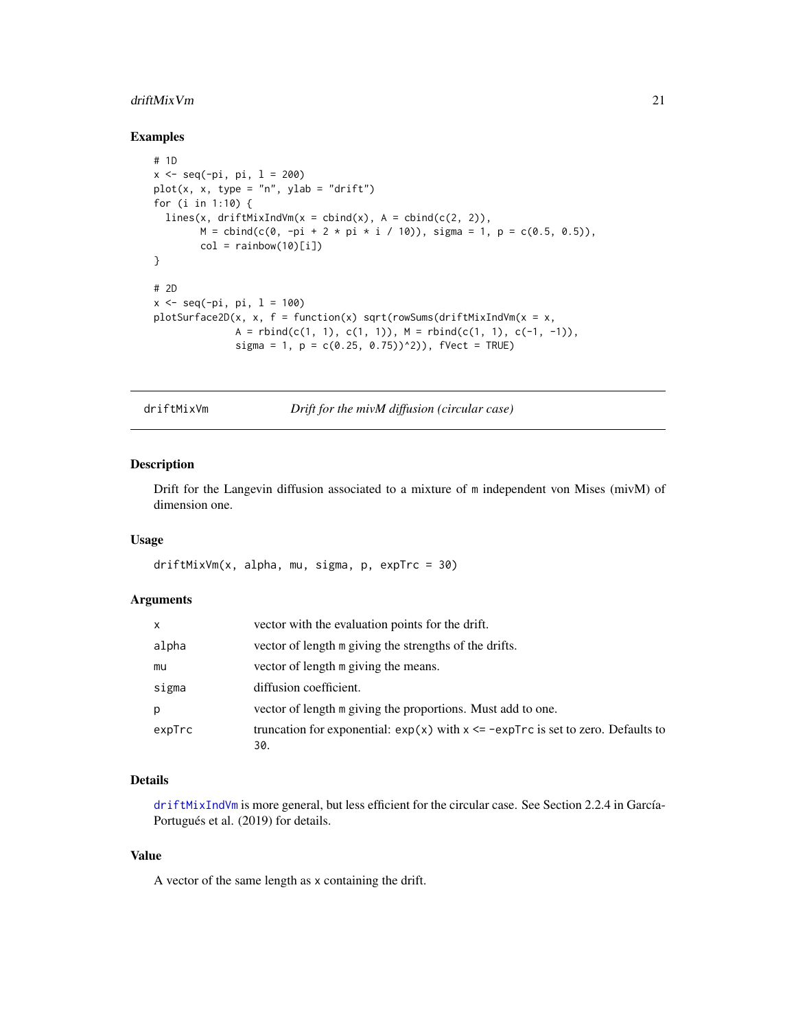### Examples

```
# 1D
x <- seq(-pi, pi, l = 200)
plot(x, x, type = "n", ylab = "drift")
for (i in 1:10) {
  lines(x, driftMixIndVm(x = cbind(x), A = cbind(c(2, 2)),
        M = cbind(c(0, -pi + 2 * pi * i / 10)), sigma = 1, p = c(0.5, 0.5)),
        col = rainbow(10)[i])
}

# 2D
x <- seq(-pi, pi, l = 100)
plotSurface2D(x, x, f = function(x) sqrt(rowSums(driftMixIndVm(x = x,
              A = rbind(c(1, 1), c(1, 1)), M = rbind(c(1, 1), c(-1, -1)),
              sigma = 1, p = c(0.25, 0.75))^2)), fVect = TRUE)
```

---

## driftMixVm — *Drift for the mivM diffusion (circular case)*

### Description

Drift for the Langevin diffusion associated to a mixture of m independent von Mises (mivM) of dimension one.

### Usage

```
driftMixVm(x, alpha, mu, sigma, p, expTrc = 30)
```

### Arguments

| | |
|---|---|
| x | vector with the evaluation points for the drift. |
| alpha | vector of length m giving the strengths of the drifts. |
| mu | vector of length m giving the means. |
| sigma | diffusion coefficient. |
| p | vector of length m giving the proportions. Must add to one. |
| expTrc | truncation for exponential: exp(x) with x <= -expTrc is set to zero. Defaults to 30. |

### Details

driftMixIndVm is more general, but less efficient for the circular case. See Section 2.2.4 in García-Portugués et al. (2019) for details.

### Value

A vector of the same length as x containing the drift.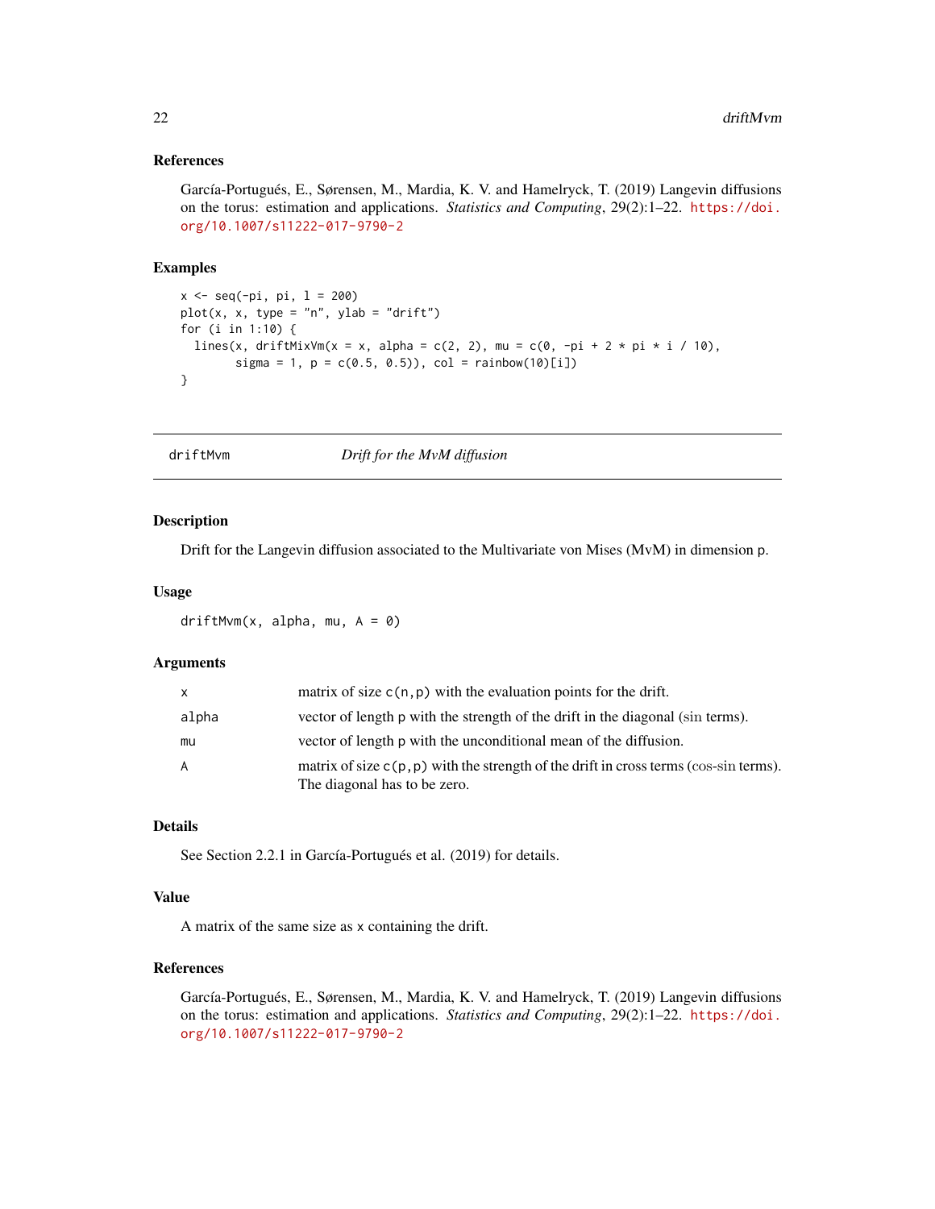### References

García-Portugués, E., Sørensen, M., Mardia, K. V. and Hamelryck, T. (2019) Langevin diffusions on the torus: estimation and applications. *Statistics and Computing*, 29(2):1–22. https://doi.org/10.1007/s11222-017-9790-2

### Examples

```
x <- seq(-pi, pi, l = 200)
plot(x, x, type = "n", ylab = "drift")
for (i in 1:10) {
  lines(x, driftMixVm(x = x, alpha = c(2, 2), mu = c(0, -pi + 2 * pi * i / 10),
        sigma = 1, p = c(0.5, 0.5)), col = rainbow(10)[i])
}
```

---

## driftMvm — *Drift for the MvM diffusion*

### Description

Drift for the Langevin diffusion associated to the Multivariate von Mises (MvM) in dimension `p`.

### Usage

```
driftMvm(x, alpha, mu, A = 0)
```

### Arguments

| | |
|---|---|
| `x` | matrix of size `c(n,p)` with the evaluation points for the drift. |
| `alpha` | vector of length `p` with the strength of the drift in the diagonal ($\sin$ terms). |
| `mu` | vector of length `p` with the unconditional mean of the diffusion. |
| `A` | matrix of size `c(p,p)` with the strength of the drift in cross terms ($\cos$-$\sin$ terms). The diagonal has to be zero. |

### Details

See Section 2.2.1 in García-Portugués et al. (2019) for details.

### Value

A matrix of the same size as `x` containing the drift.

### References

García-Portugués, E., Sørensen, M., Mardia, K. V. and Hamelryck, T. (2019) Langevin diffusions on the torus: estimation and applications. *Statistics and Computing*, 29(2):1–22. https://doi.org/10.1007/s11222-017-9790-2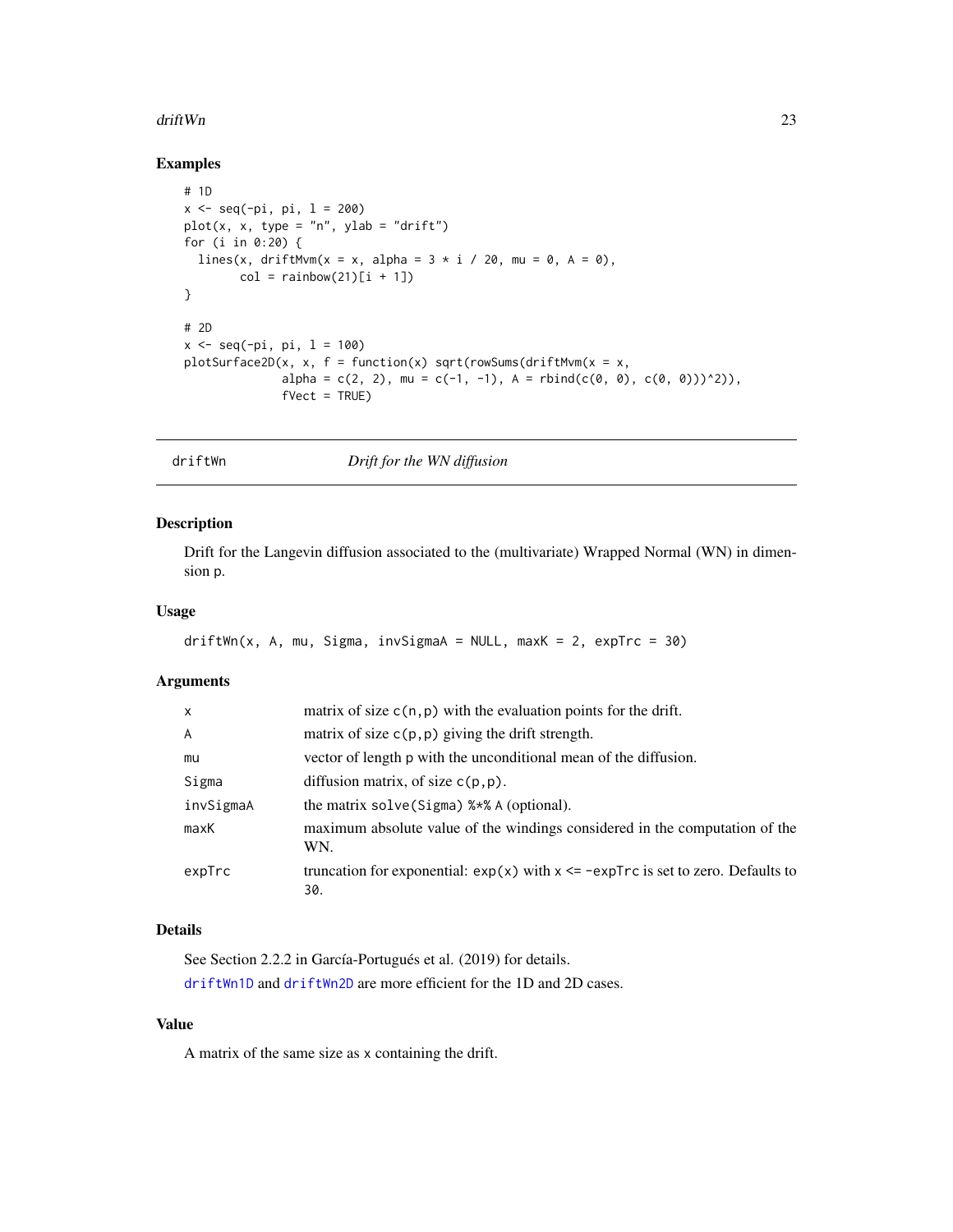## Examples

```
# 1D
x <- seq(-pi, pi, l = 200)
plot(x, x, type = "n", ylab = "drift")
for (i in 0:20) {
  lines(x, driftMvm(x = x, alpha = 3 * i / 20, mu = 0, A = 0),
        col = rainbow(21)[i + 1])
}

# 2D
x <- seq(-pi, pi, l = 100)
plotSurface2D(x, x, f = function(x) sqrt(rowSums(driftMvm(x = x,
              alpha = c(2, 2), mu = c(-1, -1), A = rbind(c(0, 0), c(0, 0)))^2)),
              fVect = TRUE)
```

---

# driftWn — *Drift for the WN diffusion*

---

## Description

Drift for the Langevin diffusion associated to the (multivariate) Wrapped Normal (WN) in dimension p.

## Usage

```
driftWn(x, A, mu, Sigma, invSigmaA = NULL, maxK = 2, expTrc = 30)
```

## Arguments

| | |
|---|---|
| `x` | matrix of size `c(n,p)` with the evaluation points for the drift. |
| `A` | matrix of size `c(p,p)` giving the drift strength. |
| `mu` | vector of length p with the unconditional mean of the diffusion. |
| `Sigma` | diffusion matrix, of size `c(p,p)`. |
| `invSigmaA` | the matrix `solve(Sigma) %*% A` (optional). |
| `maxK` | maximum absolute value of the windings considered in the computation of the WN. |
| `expTrc` | truncation for exponential: `exp(x)` with `x <= -expTrc` is set to zero. Defaults to `30`. |

## Details

See Section 2.2.2 in García-Portugués et al. (2019) for details.

`driftWn1D` and `driftWn2D` are more efficient for the 1D and 2D cases.

## Value

A matrix of the same size as `x` containing the drift.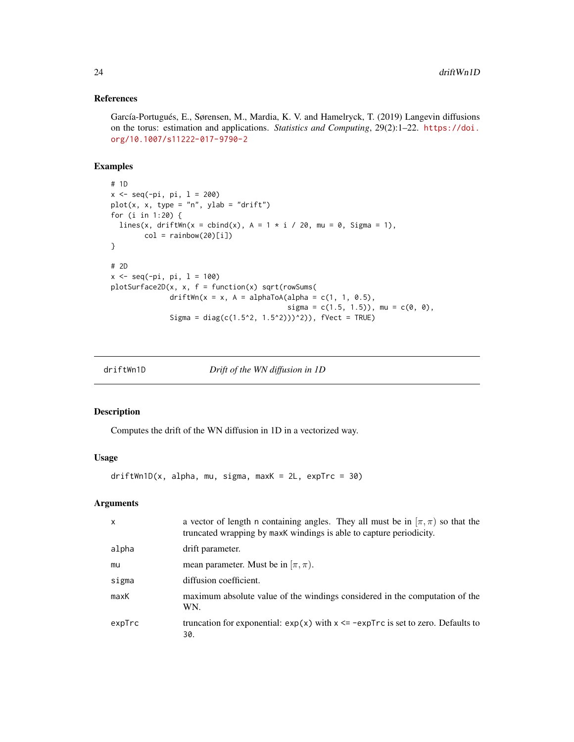## References

García-Portugués, E., Sørensen, M., Mardia, K. V. and Hamelryck, T. (2019) Langevin diffusions on the torus: estimation and applications. *Statistics and Computing*, 29(2):1–22. https://doi.org/10.1007/s11222-017-9790-2

## Examples

```
# 1D
x <- seq(-pi, pi, l = 200)
plot(x, x, type = "n", ylab = "drift")
for (i in 1:20) {
  lines(x, driftWn(x = cbind(x), A = 1 * i / 20, mu = 0, Sigma = 1),
        col = rainbow(20)[i])
}

# 2D
x <- seq(-pi, pi, l = 100)
plotSurface2D(x, x, f = function(x) sqrt(rowSums(
              driftWn(x = x, A = alphaToA(alpha = c(1, 1, 0.5),
                                          sigma = c(1.5, 1.5)), mu = c(0, 0),
              Sigma = diag(c(1.5^2, 1.5^2)))^2)), fVect = TRUE)
```

---

# driftWn1D — *Drift of the WN diffusion in 1D*

## Description

Computes the drift of the WN diffusion in 1D in a vectorized way.

## Usage

```
driftWn1D(x, alpha, mu, sigma, maxK = 2L, expTrc = 30)
```

## Arguments

| | |
|---|---|
| `x` | a vector of length `n` containing angles. They all must be in $[\pi, \pi)$ so that the truncated wrapping by `maxK` windings is able to capture periodicity. |
| `alpha` | drift parameter. |
| `mu` | mean parameter. Must be in $[\pi, \pi)$. |
| `sigma` | diffusion coefficient. |
| `maxK` | maximum absolute value of the windings considered in the computation of the WN. |
| `expTrc` | truncation for exponential: `exp(x)` with `x <= -expTrc` is set to zero. Defaults to `30`. |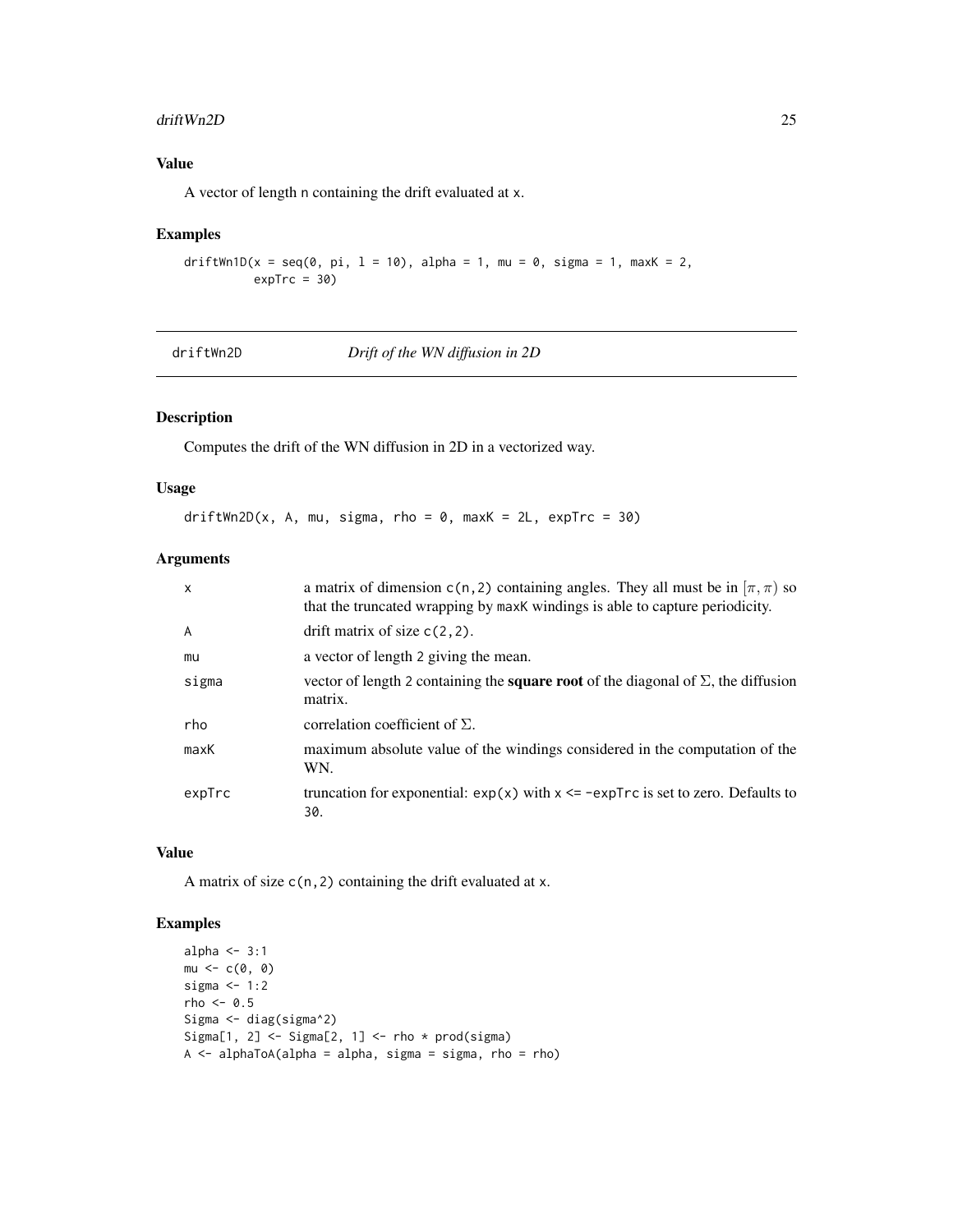## Value

A vector of length n containing the drift evaluated at x.

## Examples

```
driftWn1D(x = seq(0, pi, l = 10), alpha = 1, mu = 0, sigma = 1, maxK = 2,
          expTrc = 30)
```

---

# driftWn2D    *Drift of the WN diffusion in 2D*

## Description

Computes the drift of the WN diffusion in 2D in a vectorized way.

## Usage

```
driftWn2D(x, A, mu, sigma, rho = 0, maxK = 2L, expTrc = 30)
```

## Arguments

| | |
|---|---|
| x | a matrix of dimension c(n,2) containing angles. They all must be in $[\pi, \pi)$ so that the truncated wrapping by maxK windings is able to capture periodicity. |
| A | drift matrix of size c(2,2). |
| mu | a vector of length 2 giving the mean. |
| sigma | vector of length 2 containing the **square root** of the diagonal of $\Sigma$, the diffusion matrix. |
| rho | correlation coefficient of $\Sigma$. |
| maxK | maximum absolute value of the windings considered in the computation of the WN. |
| expTrc | truncation for exponential: exp(x) with x <= -expTrc is set to zero. Defaults to 30. |

## Value

A matrix of size c(n,2) containing the drift evaluated at x.

## Examples

```
alpha <- 3:1
mu <- c(0, 0)
sigma <- 1:2
rho <- 0.5
Sigma <- diag(sigma^2)
Sigma[1, 2] <- Sigma[2, 1] <- rho * prod(sigma)
A <- alphaToA(alpha = alpha, sigma = sigma, rho = rho)
```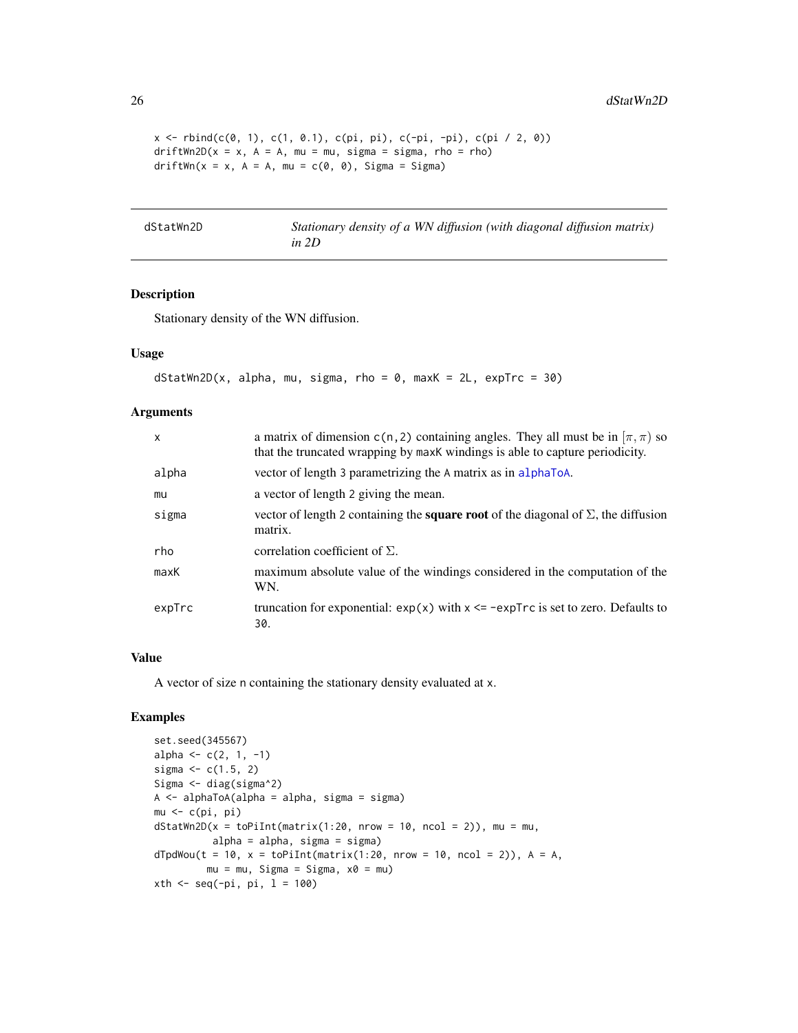```
x <- rbind(c(0, 1), c(1, 0.1), c(pi, pi), c(-pi, -pi), c(pi / 2, 0))
driftWn2D(x = x, A = A, mu = mu, sigma = sigma, rho = rho)
driftWn(x = x, A = A, mu = c(0, 0), Sigma = Sigma)
```

## dStatWn2D — *Stationary density of a WN diffusion (with diagonal diffusion matrix) in 2D*

### Description

Stationary density of the WN diffusion.

### Usage

```
dStatWn2D(x, alpha, mu, sigma, rho = 0, maxK = 2L, expTrc = 30)
```

### Arguments

| | |
|---|---|
| x | a matrix of dimension c(n,2) containing angles. They all must be in $[\pi, \pi)$ so that the truncated wrapping by maxK windings is able to capture periodicity. |
| alpha | vector of length 3 parametrizing the A matrix as in alphaToA. |
| mu | a vector of length 2 giving the mean. |
| sigma | vector of length 2 containing the **square root** of the diagonal of $\Sigma$, the diffusion matrix. |
| rho | correlation coefficient of $\Sigma$. |
| maxK | maximum absolute value of the windings considered in the computation of the WN. |
| expTrc | truncation for exponential: exp(x) with x <= -expTrc is set to zero. Defaults to 30. |

### Value

A vector of size n containing the stationary density evaluated at x.

### Examples

```
set.seed(345567)
alpha <- c(2, 1, -1)
sigma <- c(1.5, 2)
Sigma <- diag(sigma^2)
A <- alphaToA(alpha = alpha, sigma = sigma)
mu <- c(pi, pi)
dStatWn2D(x = toPiInt(matrix(1:20, nrow = 10, ncol = 2)), mu = mu,
          alpha = alpha, sigma = sigma)
dTpdWou(t = 10, x = toPiInt(matrix(1:20, nrow = 10, ncol = 2)), A = A,
        mu = mu, Sigma = Sigma, x0 = mu)
xth <- seq(-pi, pi, l = 100)
```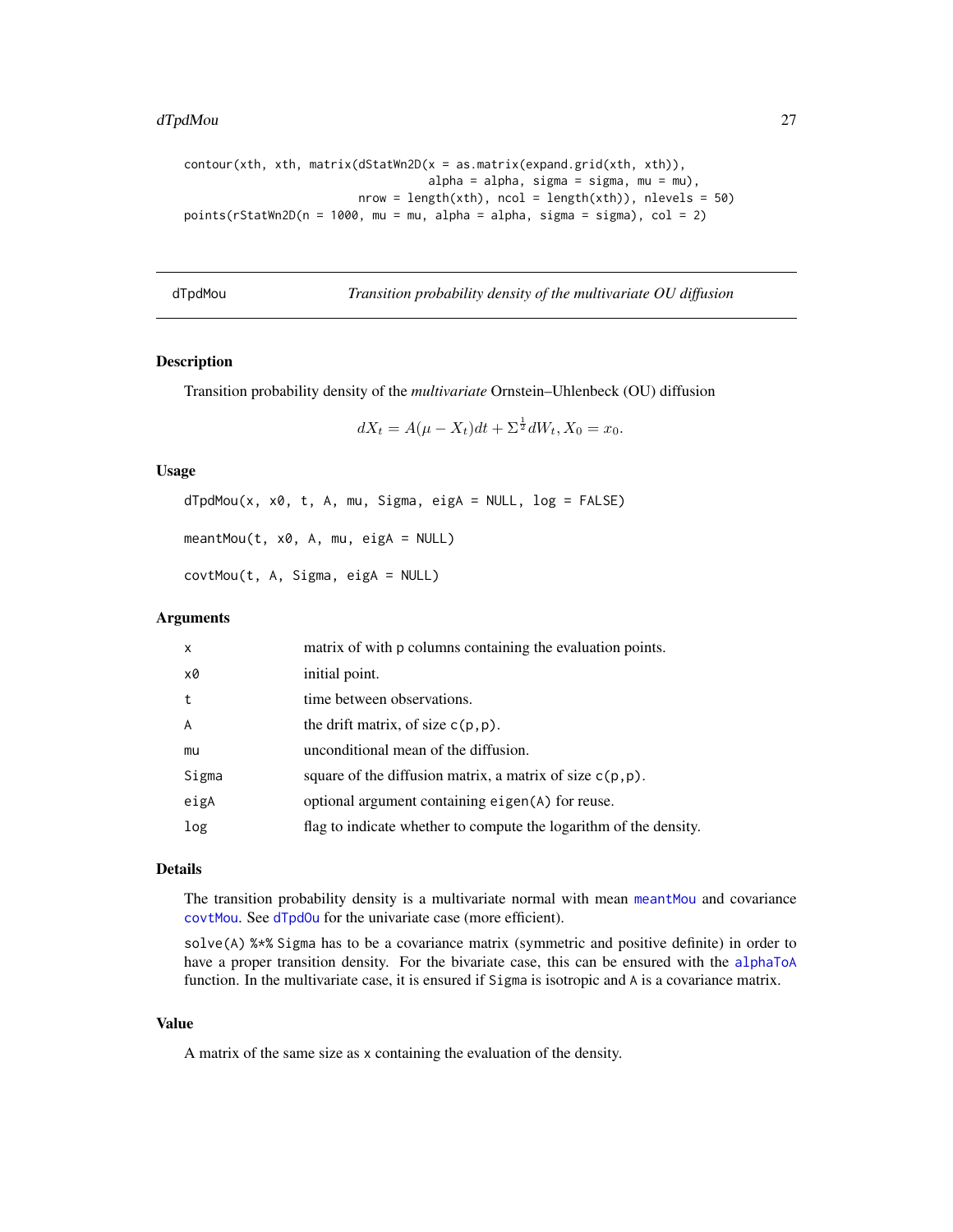```
contour(xth, xth, matrix(dStatWn2D(x = as.matrix(expand.grid(xth, xth)),
                                   alpha = alpha, sigma = sigma, mu = mu),
                         nrow = length(xth), ncol = length(xth)), nlevels = 50)
points(rStatWn2D(n = 1000, mu = mu, alpha = alpha, sigma = sigma), col = 2)
```

---

## dTpdMou — *Transition probability density of the multivariate OU diffusion*

---

### Description

Transition probability density of the *multivariate* Ornstein–Uhlenbeck (OU) diffusion

$$dX_t = A(\mu - X_t)dt + \Sigma^{\frac{1}{2}}dW_t, X_0 = x_0.$$

### Usage

```
dTpdMou(x, x0, t, A, mu, Sigma, eigA = NULL, log = FALSE)

meantMou(t, x0, A, mu, eigA = NULL)

covtMou(t, A, Sigma, eigA = NULL)
```

### Arguments

| | |
|---|---|
| x | matrix of with p columns containing the evaluation points. |
| x0 | initial point. |
| t | time between observations. |
| A | the drift matrix, of size c(p,p). |
| mu | unconditional mean of the diffusion. |
| Sigma | square of the diffusion matrix, a matrix of size c(p,p). |
| eigA | optional argument containing eigen(A) for reuse. |
| log | flag to indicate whether to compute the logarithm of the density. |

### Details

The transition probability density is a multivariate normal with mean meantMou and covariance covtMou. See dTpdOu for the univariate case (more efficient).

solve(A) %*% Sigma has to be a covariance matrix (symmetric and positive definite) in order to have a proper transition density. For the bivariate case, this can be ensured with the alphaToA function. In the multivariate case, it is ensured if Sigma is isotropic and A is a covariance matrix.

### Value

A matrix of the same size as x containing the evaluation of the density.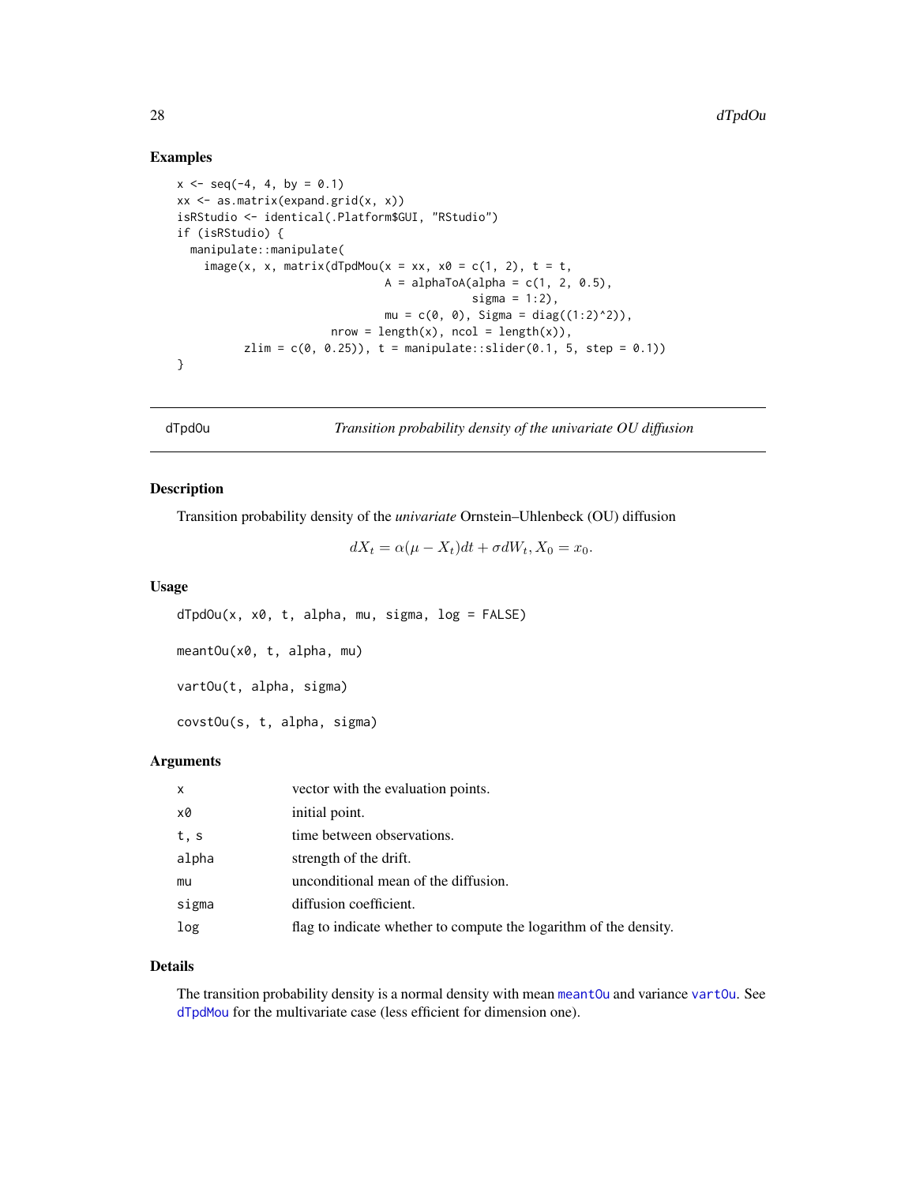## Examples

```
x <- seq(-4, 4, by = 0.1)
xx <- as.matrix(expand.grid(x, x))
isRStudio <- identical(.Platform$GUI, "RStudio")
if (isRStudio) {
  manipulate::manipulate(
    image(x, x, matrix(dTpdMou(x = xx, x0 = c(1, 2), t = t,
                               A = alphaToA(alpha = c(1, 2, 0.5),
                                            sigma = 1:2),
                               mu = c(0, 0), Sigma = diag((1:2)^2)),
                       nrow = length(x), ncol = length(x)),
          zlim = c(0, 0.25)), t = manipulate::slider(0.1, 5, step = 0.1))
}
```

---

# dTpdOu — *Transition probability density of the univariate OU diffusion*

## Description

Transition probability density of the *univariate* Ornstein–Uhlenbeck (OU) diffusion

$$dX_t = \alpha(\mu - X_t)dt + \sigma dW_t, X_0 = x_0.$$

## Usage

```
dTpdOu(x, x0, t, alpha, mu, sigma, log = FALSE)

meantOu(x0, t, alpha, mu)

vartOu(t, alpha, sigma)

covstOu(s, t, alpha, sigma)
```

## Arguments

| | |
|---|---|
| `x` | vector with the evaluation points. |
| `x0` | initial point. |
| `t, s` | time between observations. |
| `alpha` | strength of the drift. |
| `mu` | unconditional mean of the diffusion. |
| `sigma` | diffusion coefficient. |
| `log` | flag to indicate whether to compute the logarithm of the density. |

## Details

The transition probability density is a normal density with mean `meantOu` and variance `vartOu`. See `dTpdMou` for the multivariate case (less efficient for dimension one).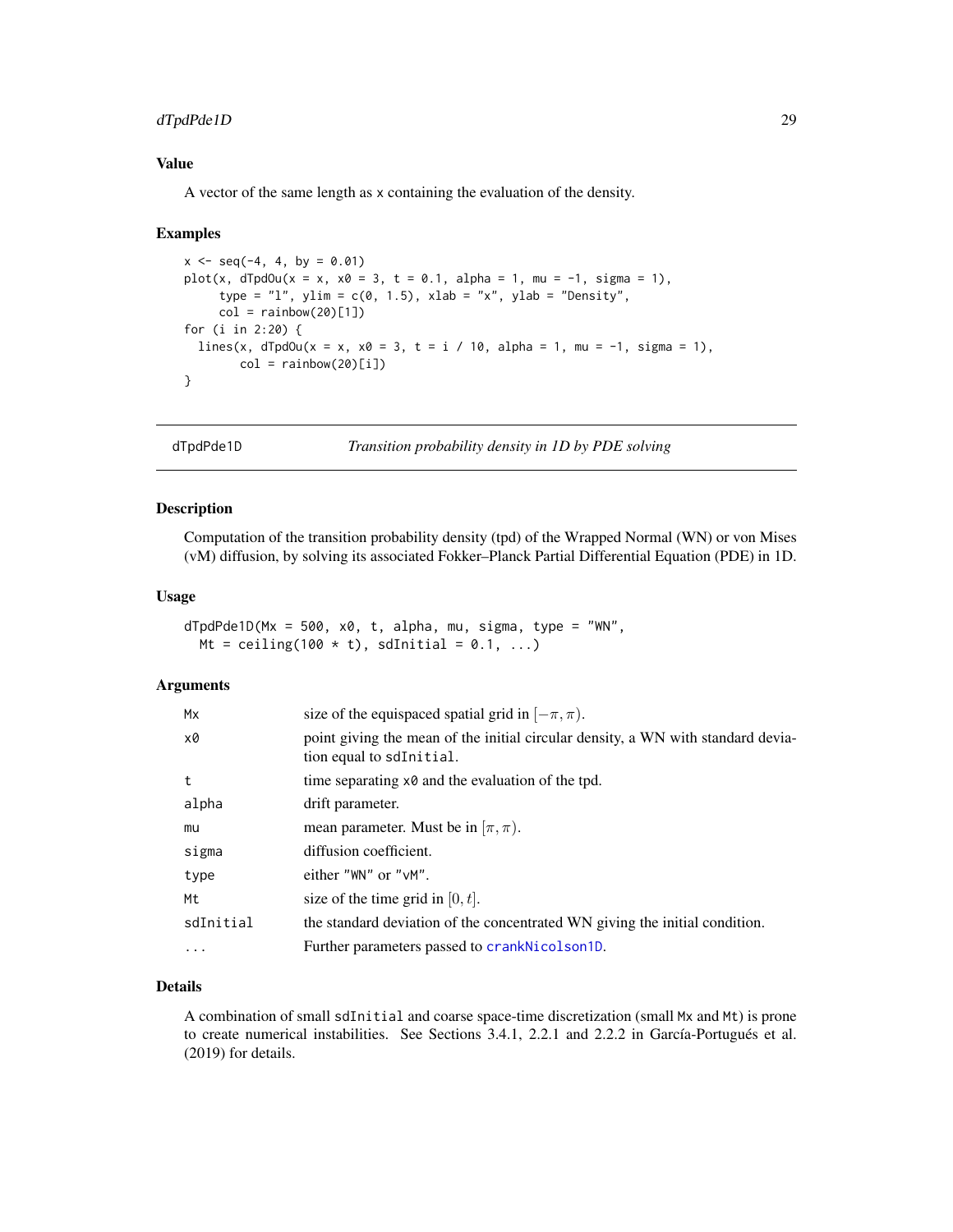## Value

A vector of the same length as x containing the evaluation of the density.

## Examples

```
x <- seq(-4, 4, by = 0.01)
plot(x, dTpdOu(x = x, x0 = 3, t = 0.1, alpha = 1, mu = -1, sigma = 1),
     type = "l", ylim = c(0, 1.5), xlab = "x", ylab = "Density",
     col = rainbow(20)[1])
for (i in 2:20) {
  lines(x, dTpdOu(x = x, x0 = 3, t = i / 10, alpha = 1, mu = -1, sigma = 1),
        col = rainbow(20)[i])
}
```

---

# dTpdPde1D — *Transition probability density in 1D by PDE solving*

## Description

Computation of the transition probability density (tpd) of the Wrapped Normal (WN) or von Mises (vM) diffusion, by solving its associated Fokker–Planck Partial Differential Equation (PDE) in 1D.

## Usage

```
dTpdPde1D(Mx = 500, x0, t, alpha, mu, sigma, type = "WN",
  Mt = ceiling(100 * t), sdInitial = 0.1, ...)
```

## Arguments

| Argument | Description |
|---|---|
| Mx | size of the equispaced spatial grid in $[-\pi, \pi)$. |
| x0 | point giving the mean of the initial circular density, a WN with standard deviation equal to sdInitial. |
| t | time separating x0 and the evaluation of the tpd. |
| alpha | drift parameter. |
| mu | mean parameter. Must be in $[\pi, \pi)$. |
| sigma | diffusion coefficient. |
| type | either "WN" or "vM". |
| Mt | size of the time grid in $[0, t]$. |
| sdInitial | the standard deviation of the concentrated WN giving the initial condition. |
| ... | Further parameters passed to crankNicolson1D. |

## Details

A combination of small sdInitial and coarse space-time discretization (small Mx and Mt) is prone to create numerical instabilities. See Sections 3.4.1, 2.2.1 and 2.2.2 in García-Portugués et al. (2019) for details.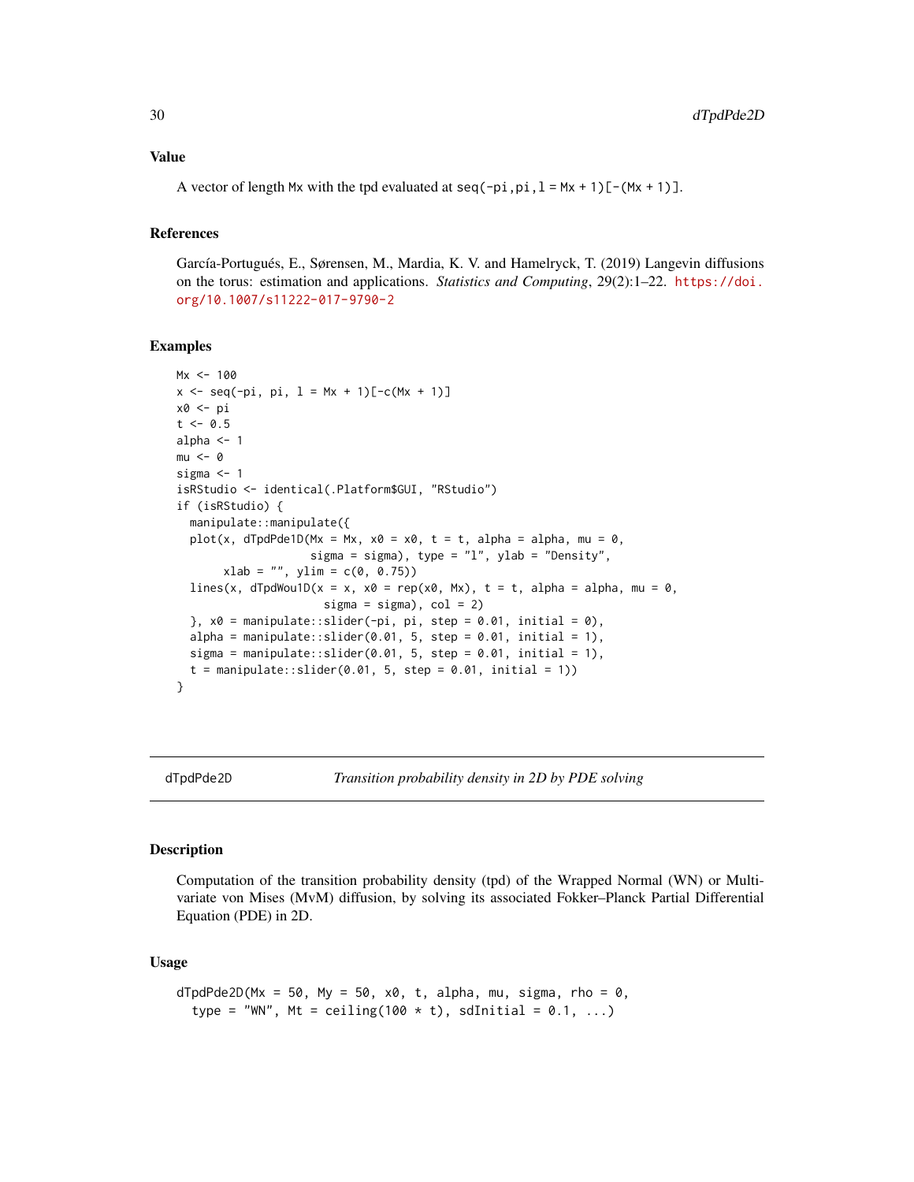## Value

A vector of length Mx with the tpd evaluated at seq(-pi,pi,l = Mx + 1)[-(Mx + 1)].

## References

García-Portugués, E., Sørensen, M., Mardia, K. V. and Hamelryck, T. (2019) Langevin diffusions on the torus: estimation and applications. *Statistics and Computing*, 29(2):1–22. https://doi.org/10.1007/s11222-017-9790-2

## Examples

```
Mx <- 100
x <- seq(-pi, pi, l = Mx + 1)[-c(Mx + 1)]
x0 <- pi
t <- 0.5
alpha <- 1
mu <- 0
sigma <- 1
isRStudio <- identical(.Platform$GUI, "RStudio")
if (isRStudio) {
  manipulate::manipulate({
  plot(x, dTpdPde1D(Mx = Mx, x0 = x0, t = t, alpha = alpha, mu = 0,
                    sigma = sigma), type = "l", ylab = "Density",
       xlab = "", ylim = c(0, 0.75))
  lines(x, dTpdWou1D(x = x, x0 = rep(x0, Mx), t = t, alpha = alpha, mu = 0,
                     sigma = sigma), col = 2)
  }, x0 = manipulate::slider(-pi, pi, step = 0.01, initial = 0),
  alpha = manipulate::slider(0.01, 5, step = 0.01, initial = 1),
  sigma = manipulate::slider(0.01, 5, step = 0.01, initial = 1),
  t = manipulate::slider(0.01, 5, step = 0.01, initial = 1))
}
```

---

# dTpdPde2D *Transition probability density in 2D by PDE solving*

---

## Description

Computation of the transition probability density (tpd) of the Wrapped Normal (WN) or Multivariate von Mises (MvM) diffusion, by solving its associated Fokker–Planck Partial Differential Equation (PDE) in 2D.

## Usage

```
dTpdPde2D(Mx = 50, My = 50, x0, t, alpha, mu, sigma, rho = 0,
  type = "WN", Mt = ceiling(100 * t), sdInitial = 0.1, ...)
```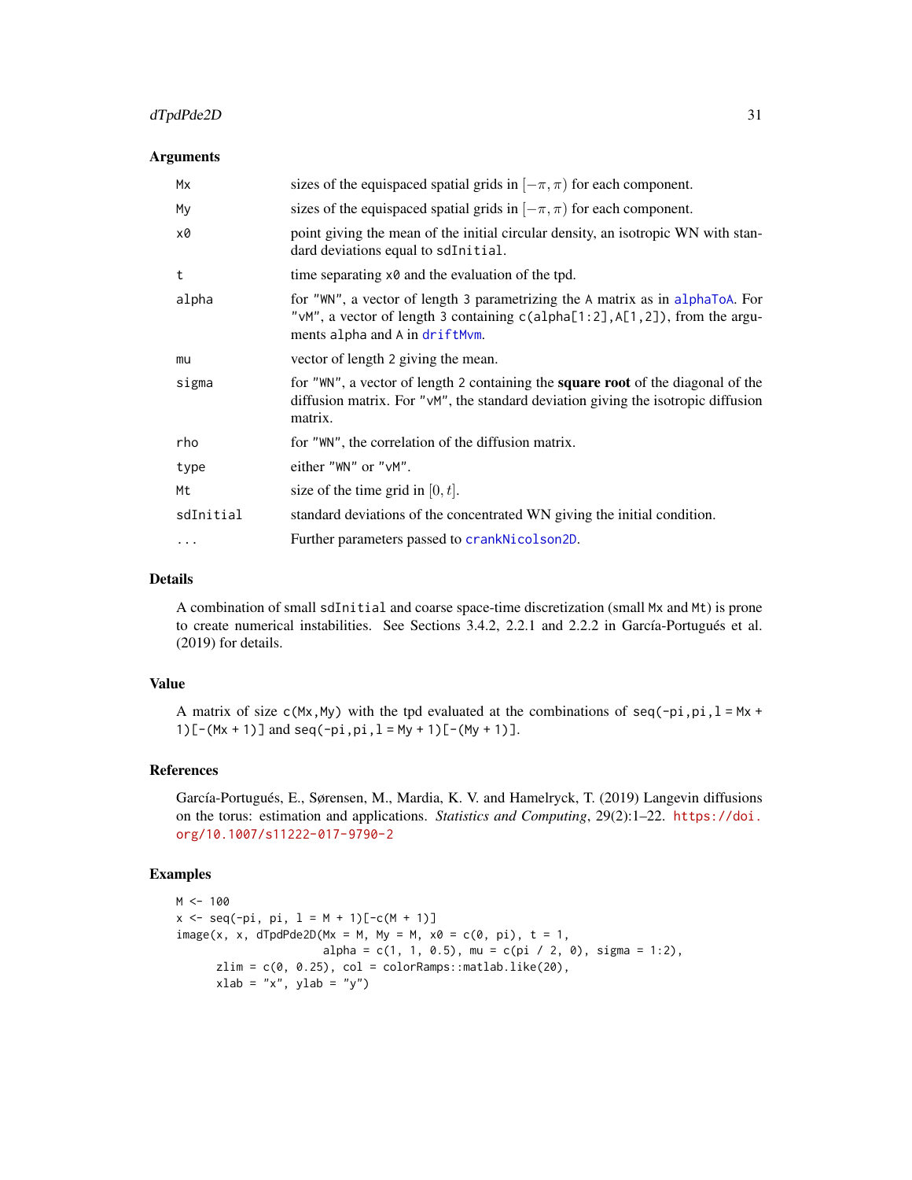### Arguments

| | |
|---|---|
| `Mx` | sizes of the equispaced spatial grids in $[-\pi, \pi)$ for each component. |
| `My` | sizes of the equispaced spatial grids in $[-\pi, \pi)$ for each component. |
| `x0` | point giving the mean of the initial circular density, an isotropic WN with standard deviations equal to `sdInitial`. |
| `t` | time separating `x0` and the evaluation of the tpd. |
| `alpha` | for `"WN"`, a vector of length 3 parametrizing the `A` matrix as in `alphaToA`. For `"vM"`, a vector of length 3 containing `c(alpha[1:2],A[1,2])`, from the arguments `alpha` and `A` in `driftMvm`. |
| `mu` | vector of length 2 giving the mean. |
| `sigma` | for `"WN"`, a vector of length 2 containing the **square root** of the diagonal of the diffusion matrix. For `"vM"`, the standard deviation giving the isotropic diffusion matrix. |
| `rho` | for `"WN"`, the correlation of the diffusion matrix. |
| `type` | either `"WN"` or `"vM"`. |
| `Mt` | size of the time grid in $[0, t]$. |
| `sdInitial` | standard deviations of the concentrated WN giving the initial condition. |
| `...` | Further parameters passed to `crankNicolson2D`. |

### Details

A combination of small `sdInitial` and coarse space-time discretization (small `Mx` and `Mt`) is prone to create numerical instabilities. See Sections 3.4.2, 2.2.1 and 2.2.2 in García-Portugués et al. (2019) for details.

### Value

A matrix of size `c(Mx,My)` with the tpd evaluated at the combinations of `seq(-pi,pi,l = Mx + 1)[-(Mx + 1)]` and `seq(-pi,pi,l = My + 1)[-(My + 1)]`.

### References

García-Portugués, E., Sørensen, M., Mardia, K. V. and Hamelryck, T. (2019) Langevin diffusions on the torus: estimation and applications. *Statistics and Computing*, 29(2):1–22. https://doi.org/10.1007/s11222-017-9790-2

### Examples

```
M <- 100
x <- seq(-pi, pi, l = M + 1)[-c(M + 1)]
image(x, x, dTpdPde2D(Mx = M, My = M, x0 = c(0, pi), t = 1,
                      alpha = c(1, 1, 0.5), mu = c(pi / 2, 0), sigma = 1:2),
      zlim = c(0, 0.25), col = colorRamps::matlab.like(20),
      xlab = "x", ylab = "y")
```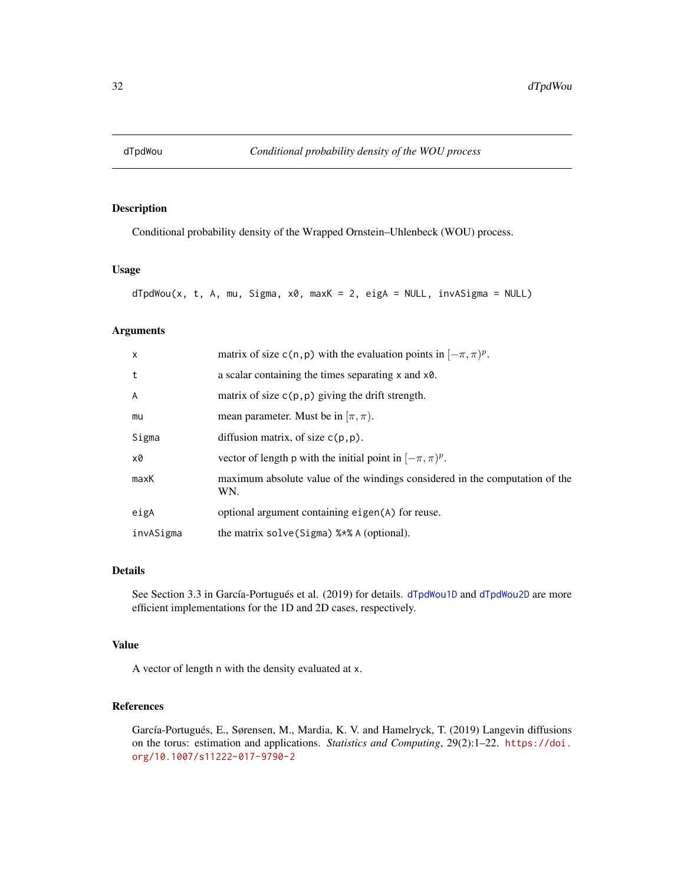# dTpdWou — *Conditional probability density of the WOU process*

## Description

Conditional probability density of the Wrapped Ornstein–Uhlenbeck (WOU) process.

## Usage

```
dTpdWou(x, t, A, mu, Sigma, x0, maxK = 2, eigA = NULL, invASigma = NULL)
```

## Arguments

| Argument | Description |
|---|---|
| `x` | matrix of size `c(n,p)` with the evaluation points in $[-\pi, \pi)^p$. |
| `t` | a scalar containing the times separating `x` and `x0`. |
| `A` | matrix of size `c(p,p)` giving the drift strength. |
| `mu` | mean parameter. Must be in $[\pi, \pi)$. |
| `Sigma` | diffusion matrix, of size `c(p,p)`. |
| `x0` | vector of length `p` with the initial point in $[-\pi, \pi)^p$. |
| `maxK` | maximum absolute value of the windings considered in the computation of the WN. |
| `eigA` | optional argument containing `eigen(A)` for reuse. |
| `invASigma` | the matrix `solve(Sigma) %*% A` (optional). |

## Details

See Section 3.3 in García-Portugués et al. (2019) for details. `dTpdWou1D` and `dTpdWou2D` are more efficient implementations for the 1D and 2D cases, respectively.

## Value

A vector of length `n` with the density evaluated at `x`.

## References

García-Portugués, E., Sørensen, M., Mardia, K. V. and Hamelryck, T. (2019) Langevin diffusions on the torus: estimation and applications. *Statistics and Computing*, 29(2):1–22. https://doi.org/10.1007/s11222-017-9790-2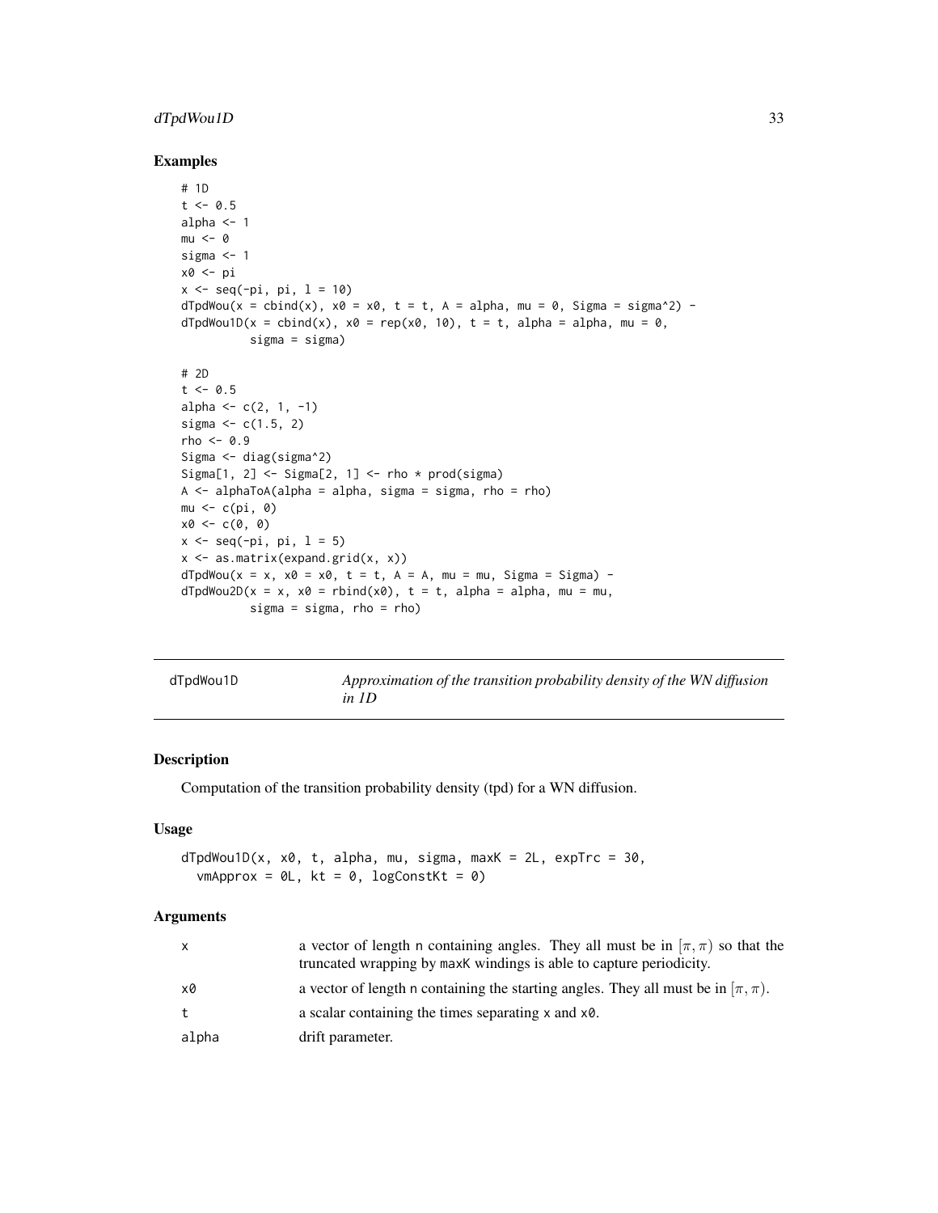## Examples

```
# 1D
t <- 0.5
alpha <- 1
mu <- 0
sigma <- 1
x0 <- pi
x <- seq(-pi, pi, l = 10)
dTpdWou(x = cbind(x), x0 = x0, t = t, A = alpha, mu = 0, Sigma = sigma^2) -
dTpdWou1D(x = cbind(x), x0 = rep(x0, 10), t = t, alpha = alpha, mu = 0,
          sigma = sigma)

# 2D
t <- 0.5
alpha <- c(2, 1, -1)
sigma <- c(1.5, 2)
rho <- 0.9
Sigma <- diag(sigma^2)
Sigma[1, 2] <- Sigma[2, 1] <- rho * prod(sigma)
A <- alphaToA(alpha = alpha, sigma = sigma, rho = rho)
mu <- c(pi, 0)
x0 <- c(0, 0)
x <- seq(-pi, pi, l = 5)
x <- as.matrix(expand.grid(x, x))
dTpdWou(x = x, x0 = x0, t = t, A = A, mu = mu, Sigma = Sigma) -
dTpdWou2D(x = x, x0 = rbind(x0), t = t, alpha = alpha, mu = mu,
          sigma = sigma, rho = rho)
```

---

# dTpdWou1D — *Approximation of the transition probability density of the WN diffusion in 1D*

## Description

Computation of the transition probability density (tpd) for a WN diffusion.

## Usage

```
dTpdWou1D(x, x0, t, alpha, mu, sigma, maxK = 2L, expTrc = 30,
  vmApprox = 0L, kt = 0, logConstKt = 0)
```

## Arguments

| | |
|---|---|
| x | a vector of length n containing angles. They all must be in $[\pi, \pi)$ so that the truncated wrapping by maxK windings is able to capture periodicity. |
| x0 | a vector of length n containing the starting angles. They all must be in $[\pi, \pi)$. |
| t | a scalar containing the times separating x and x0. |
| alpha | drift parameter. |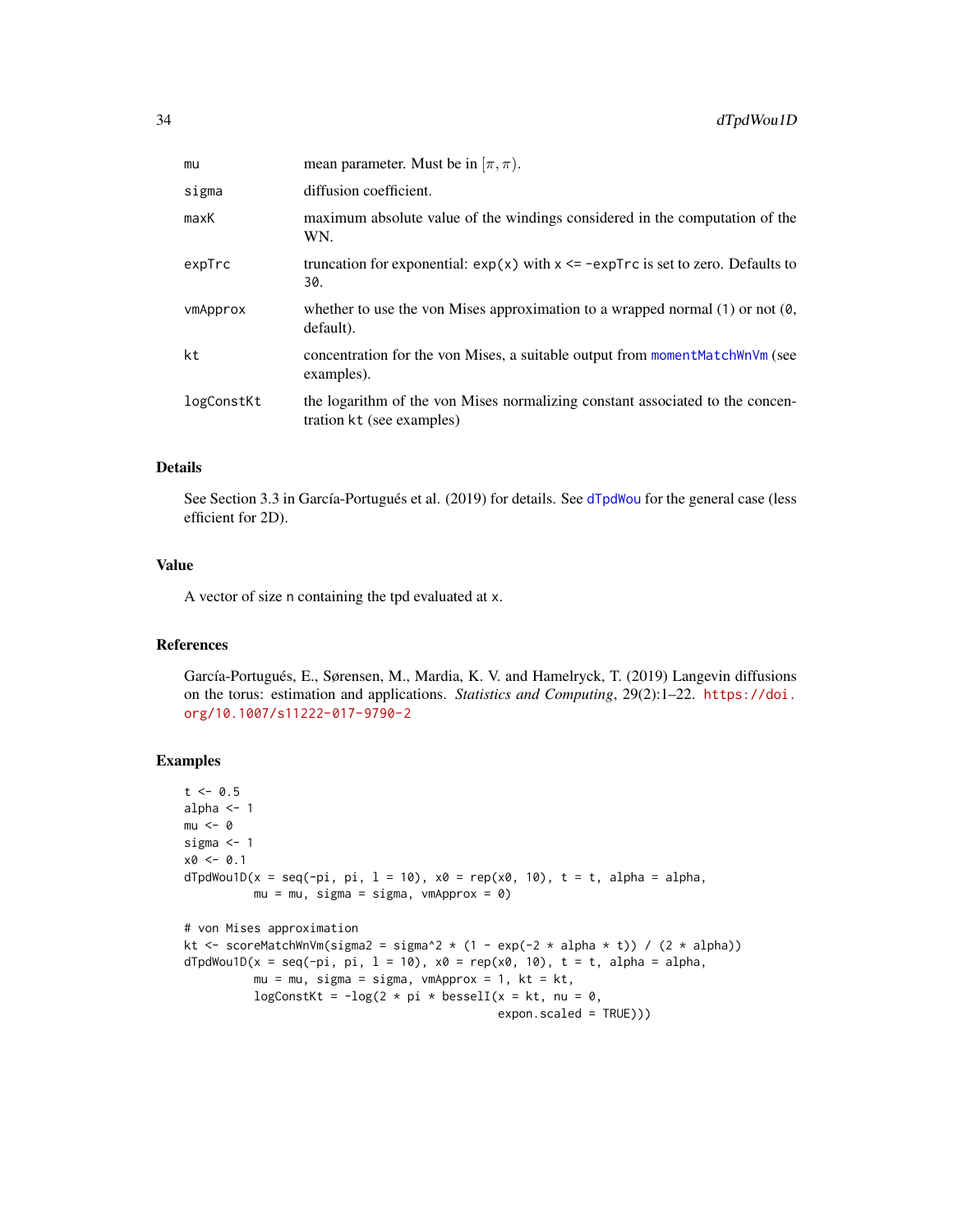| | |
|---|---|
| mu | mean parameter. Must be in $[\pi, \pi)$. |
| sigma | diffusion coefficient. |
| maxK | maximum absolute value of the windings considered in the computation of the WN. |
| expTrc | truncation for exponential: exp(x) with x <= -expTrc is set to zero. Defaults to 30. |
| vmApprox | whether to use the von Mises approximation to a wrapped normal (1) or not (0, default). |
| kt | concentration for the von Mises, a suitable output from momentMatchWnVm (see examples). |
| logConstKt | the logarithm of the von Mises normalizing constant associated to the concentration kt (see examples) |

## Details

See Section 3.3 in García-Portugués et al. (2019) for details. See dTpdWou for the general case (less efficient for 2D).

## Value

A vector of size n containing the tpd evaluated at x.

## References

García-Portugués, E., Sørensen, M., Mardia, K. V. and Hamelryck, T. (2019) Langevin diffusions on the torus: estimation and applications. *Statistics and Computing*, 29(2):1–22. https://doi.org/10.1007/s11222-017-9790-2

## Examples

```
t <- 0.5
alpha <- 1
mu <- 0
sigma <- 1
x0 <- 0.1
dTpdWou1D(x = seq(-pi, pi, l = 10), x0 = rep(x0, 10), t = t, alpha = alpha,
          mu = mu, sigma = sigma, vmApprox = 0)

# von Mises approximation
kt <- scoreMatchWnVm(sigma2 = sigma^2 * (1 - exp(-2 * alpha * t)) / (2 * alpha))
dTpdWou1D(x = seq(-pi, pi, l = 10), x0 = rep(x0, 10), t = t, alpha = alpha,
          mu = mu, sigma = sigma, vmApprox = 1, kt = kt,
          logConstKt = -log(2 * pi * besselI(x = kt, nu = 0,
                                             expon.scaled = TRUE)))
```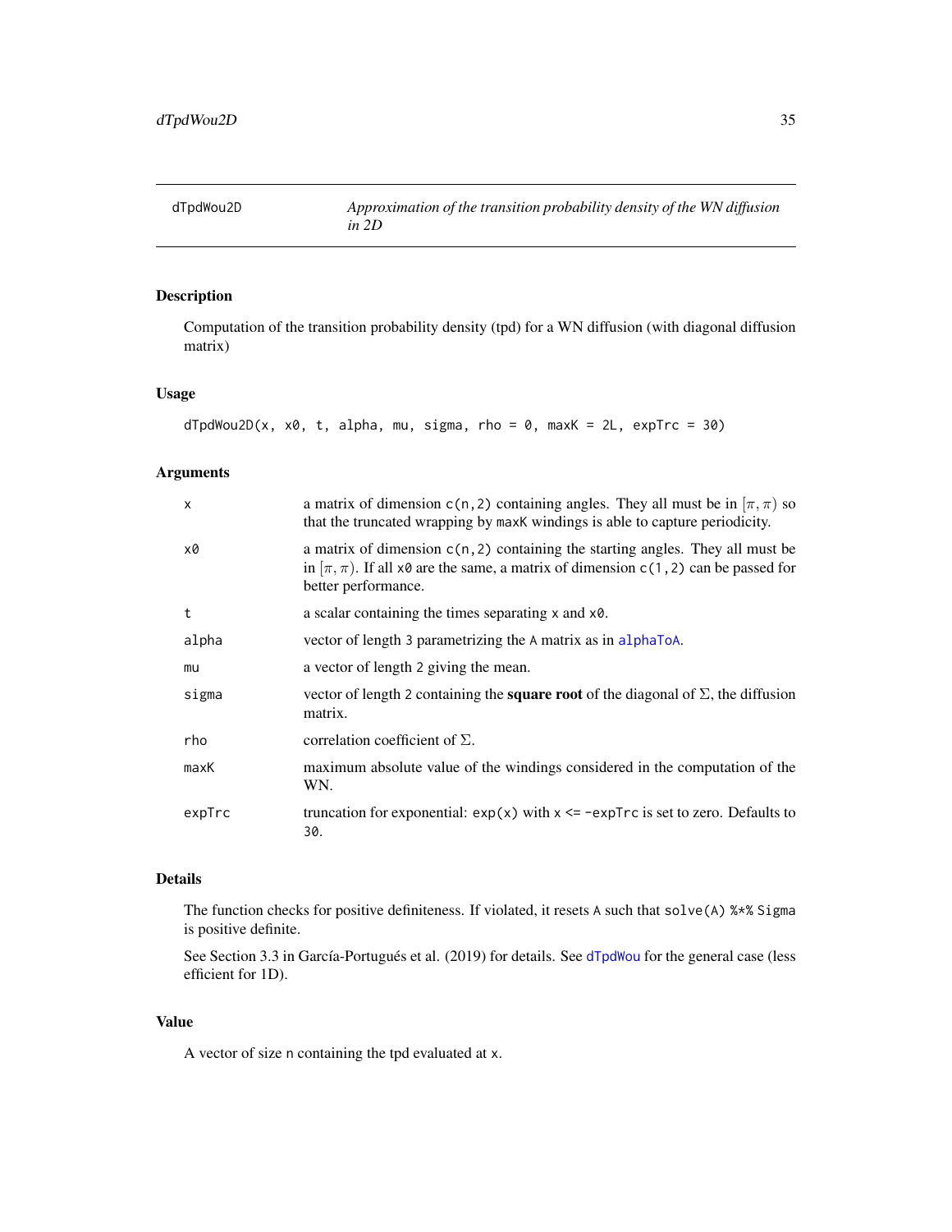## dTpdWou2D — *Approximation of the transition probability density of the WN diffusion in 2D*

### Description

Computation of the transition probability density (tpd) for a WN diffusion (with diagonal diffusion matrix)

### Usage

```
dTpdWou2D(x, x0, t, alpha, mu, sigma, rho = 0, maxK = 2L, expTrc = 30)
```

### Arguments

| | |
|---|---|
| x | a matrix of dimension c(n,2) containing angles. They all must be in $[\pi, \pi)$ so that the truncated wrapping by maxK windings is able to capture periodicity. |
| x0 | a matrix of dimension c(n,2) containing the starting angles. They all must be in $[\pi, \pi)$. If all x0 are the same, a matrix of dimension c(1,2) can be passed for better performance. |
| t | a scalar containing the times separating x and x0. |
| alpha | vector of length 3 parametrizing the A matrix as in alphaToA. |
| mu | a vector of length 2 giving the mean. |
| sigma | vector of length 2 containing the **square root** of the diagonal of $\Sigma$, the diffusion matrix. |
| rho | correlation coefficient of $\Sigma$. |
| maxK | maximum absolute value of the windings considered in the computation of the WN. |
| expTrc | truncation for exponential: exp(x) with x <= -expTrc is set to zero. Defaults to 30. |

### Details

The function checks for positive definiteness. If violated, it resets A such that solve(A) %*% Sigma is positive definite.

See Section 3.3 in García-Portugués et al. (2019) for details. See dTpdWou for the general case (less efficient for 1D).

### Value

A vector of size n containing the tpd evaluated at x.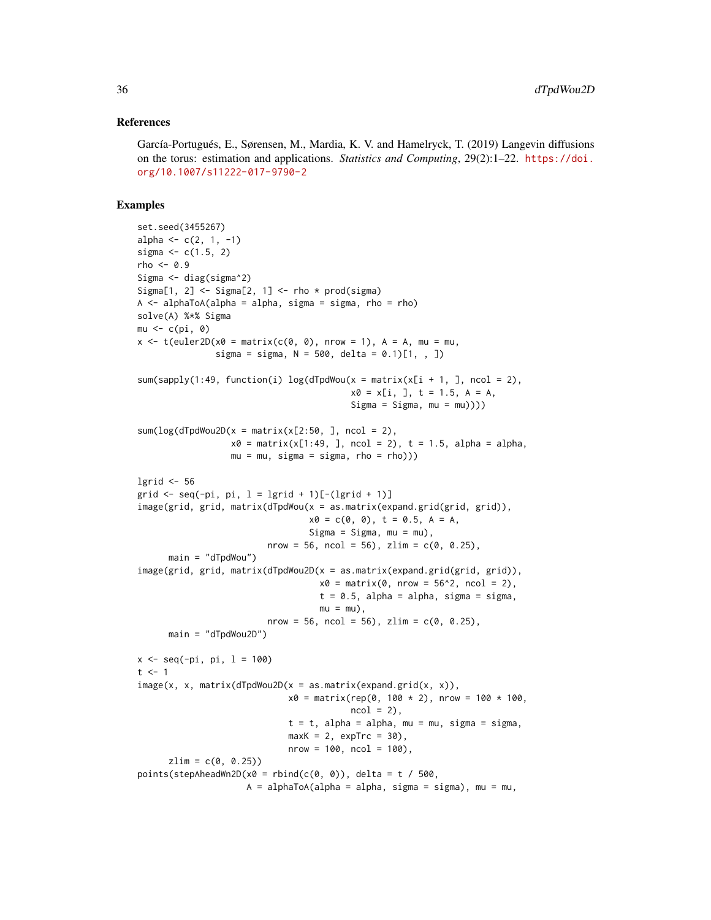## References

García-Portugués, E., Sørensen, M., Mardia, K. V. and Hamelryck, T. (2019) Langevin diffusions on the torus: estimation and applications. *Statistics and Computing*, 29(2):1–22. https://doi.org/10.1007/s11222-017-9790-2

## Examples

```
set.seed(3455267)
alpha <- c(2, 1, -1)
sigma <- c(1.5, 2)
rho <- 0.9
Sigma <- diag(sigma^2)
Sigma[1, 2] <- Sigma[2, 1] <- rho * prod(sigma)
A <- alphaToA(alpha = alpha, sigma = sigma, rho = rho)
solve(A) %*% Sigma
mu <- c(pi, 0)
x <- t(euler2D(x0 = matrix(c(0, 0), nrow = 1), A = A, mu = mu,
               sigma = sigma, N = 500, delta = 0.1)[1, , ])

sum(sapply(1:49, function(i) log(dTpdWou(x = matrix(x[i + 1, ], ncol = 2),
                                         x0 = x[i, ], t = 1.5, A = A,
                                         Sigma = Sigma, mu = mu))))

sum(log(dTpdWou2D(x = matrix(x[2:50, ], ncol = 2),
                  x0 = matrix(x[1:49, ], ncol = 2), t = 1.5, alpha = alpha,
                  mu = mu, sigma = sigma, rho = rho)))

lgrid <- 56
grid <- seq(-pi, pi, l = lgrid + 1)[-(lgrid + 1)]
image(grid, grid, matrix(dTpdWou(x = as.matrix(expand.grid(grid, grid)),
                                 x0 = c(0, 0), t = 0.5, A = A,
                                 Sigma = Sigma, mu = mu),
                         nrow = 56, ncol = 56), zlim = c(0, 0.25),
      main = "dTpdWou")
image(grid, grid, matrix(dTpdWou2D(x = as.matrix(expand.grid(grid, grid)),
                                   x0 = matrix(0, nrow = 56^2, ncol = 2),
                                   t = 0.5, alpha = alpha, sigma = sigma,
                                   mu = mu),
                         nrow = 56, ncol = 56), zlim = c(0, 0.25),
      main = "dTpdWou2D")

x <- seq(-pi, pi, l = 100)
t <- 1
image(x, x, matrix(dTpdWou2D(x = as.matrix(expand.grid(x, x)),
                             x0 = matrix(rep(0, 100 * 2), nrow = 100 * 100,
                                         ncol = 2),
                             t = t, alpha = alpha, mu = mu, sigma = sigma,
                             maxK = 2, expTrc = 30),
                             nrow = 100, ncol = 100),
      zlim = c(0, 0.25))
points(stepAheadWn2D(x0 = rbind(c(0, 0)), delta = t / 500,
                     A = alphaToA(alpha = alpha, sigma = sigma), mu = mu,
```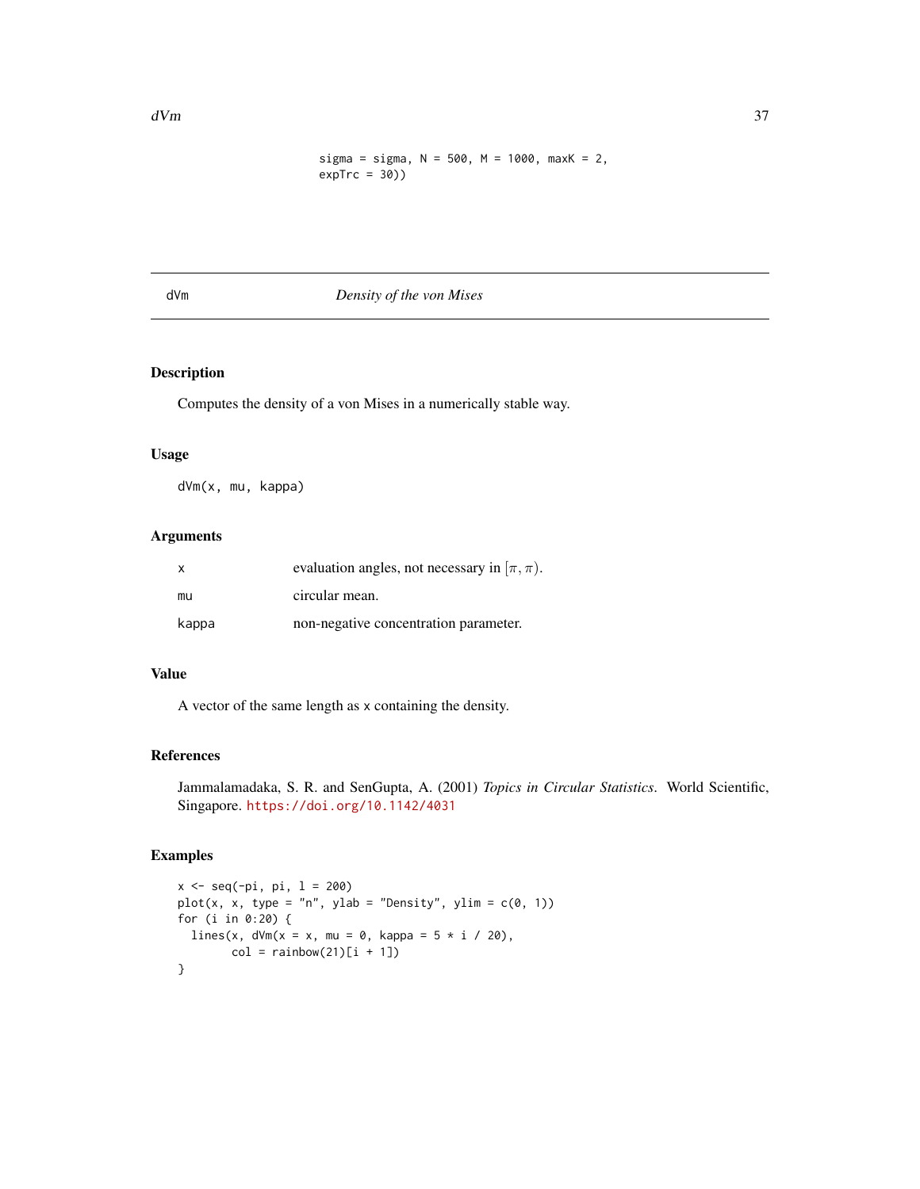```
sigma = sigma, N = 500, M = 1000, maxK = 2,
expTrc = 30))
```

## dVm *Density of the von Mises*

### Description

Computes the density of a von Mises in a numerically stable way.

### Usage

```
dVm(x, mu, kappa)
```

### Arguments

| | |
|---|---|
| x | evaluation angles, not necessary in $[\pi, \pi)$. |
| mu | circular mean. |
| kappa | non-negative concentration parameter. |

### Value

A vector of the same length as x containing the density.

### References

Jammalamadaka, S. R. and SenGupta, A. (2001) *Topics in Circular Statistics*. World Scientific, Singapore. https://doi.org/10.1142/4031

### Examples

```
x <- seq(-pi, pi, l = 200)
plot(x, x, type = "n", ylab = "Density", ylim = c(0, 1))
for (i in 0:20) {
  lines(x, dVm(x = x, mu = 0, kappa = 5 * i / 20),
        col = rainbow(21)[i + 1])
}
```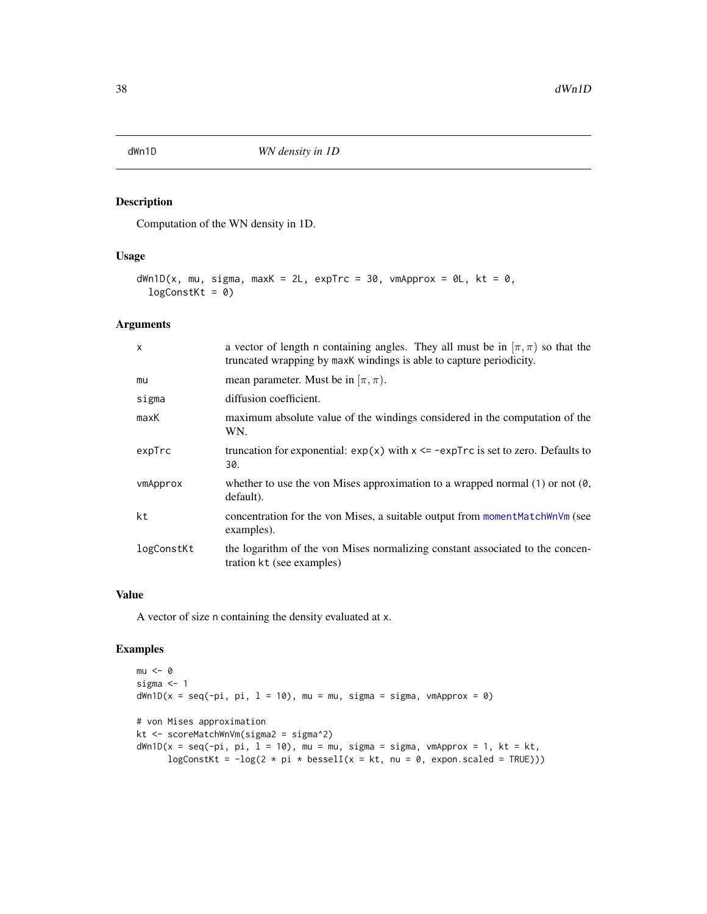# dWn1D — WN density in 1D

## Description

Computation of the WN density in 1D.

## Usage

```
dWn1D(x, mu, sigma, maxK = 2L, expTrc = 30, vmApprox = 0L, kt = 0,
  logConstKt = 0)
```

## Arguments

| | |
|---|---|
| `x` | a vector of length `n` containing angles. They all must be in $[\pi, \pi)$ so that the truncated wrapping by `maxK` windings is able to capture periodicity. |
| `mu` | mean parameter. Must be in $[\pi, \pi)$. |
| `sigma` | diffusion coefficient. |
| `maxK` | maximum absolute value of the windings considered in the computation of the WN. |
| `expTrc` | truncation for exponential: `exp(x)` with `x <= -expTrc` is set to zero. Defaults to `30`. |
| `vmApprox` | whether to use the von Mises approximation to a wrapped normal (`1`) or not (`0`, default). |
| `kt` | concentration for the von Mises, a suitable output from `momentMatchWnVm` (see examples). |
| `logConstKt` | the logarithm of the von Mises normalizing constant associated to the concentration `kt` (see examples) |

## Value

A vector of size `n` containing the density evaluated at `x`.

## Examples

```
mu <- 0
sigma <- 1
dWn1D(x = seq(-pi, pi, l = 10), mu = mu, sigma = sigma, vmApprox = 0)

# von Mises approximation
kt <- scoreMatchWnVm(sigma2 = sigma^2)
dWn1D(x = seq(-pi, pi, l = 10), mu = mu, sigma = sigma, vmApprox = 1, kt = kt,
      logConstKt = -log(2 * pi * besselI(x = kt, nu = 0, expon.scaled = TRUE)))
```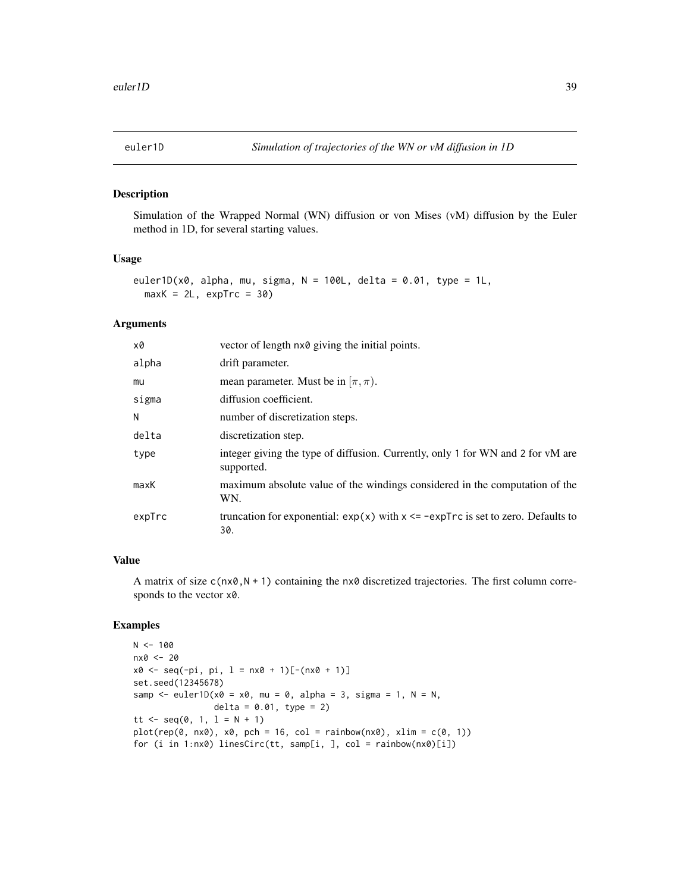# euler1D — *Simulation of trajectories of the WN or vM diffusion in 1D*

## Description

Simulation of the Wrapped Normal (WN) diffusion or von Mises (vM) diffusion by the Euler method in 1D, for several starting values.

## Usage

```
euler1D(x0, alpha, mu, sigma, N = 100L, delta = 0.01, type = 1L,
  maxK = 2L, expTrc = 30)
```

## Arguments

| | |
|---|---|
| x0 | vector of length nx0 giving the initial points. |
| alpha | drift parameter. |
| mu | mean parameter. Must be in $[\pi, \pi)$. |
| sigma | diffusion coefficient. |
| N | number of discretization steps. |
| delta | discretization step. |
| type | integer giving the type of diffusion. Currently, only 1 for WN and 2 for vM are supported. |
| maxK | maximum absolute value of the windings considered in the computation of the WN. |
| expTrc | truncation for exponential: exp(x) with x <= -expTrc is set to zero. Defaults to 30. |

## Value

A matrix of size c(nx0,N + 1) containing the nx0 discretized trajectories. The first column corresponds to the vector x0.

## Examples

```
N <- 100
nx0 <- 20
x0 <- seq(-pi, pi, l = nx0 + 1)[-(nx0 + 1)]
set.seed(12345678)
samp <- euler1D(x0 = x0, mu = 0, alpha = 3, sigma = 1, N = N,
               delta = 0.01, type = 2)
tt <- seq(0, 1, l = N + 1)
plot(rep(0, nx0), x0, pch = 16, col = rainbow(nx0), xlim = c(0, 1))
for (i in 1:nx0) linesCirc(tt, samp[i, ], col = rainbow(nx0)[i])
```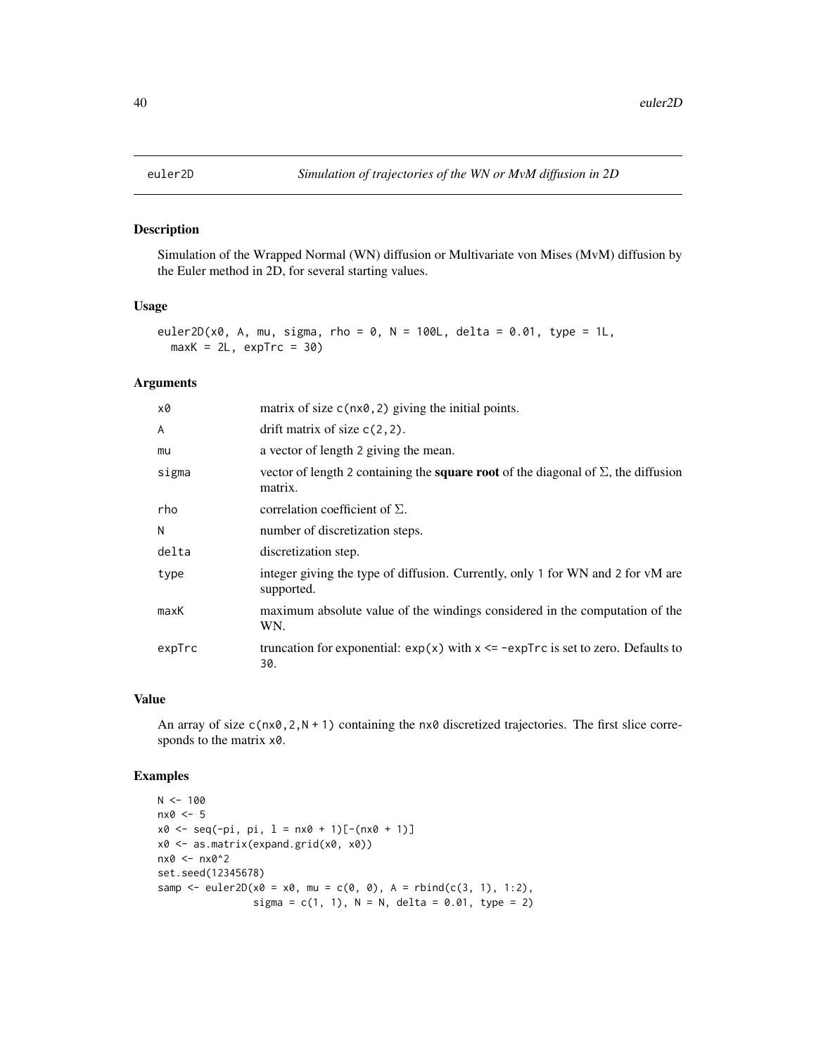## euler2D — *Simulation of trajectories of the WN or MvM diffusion in 2D*

### Description

Simulation of the Wrapped Normal (WN) diffusion or Multivariate von Mises (MvM) diffusion by the Euler method in 2D, for several starting values.

### Usage

```
euler2D(x0, A, mu, sigma, rho = 0, N = 100L, delta = 0.01, type = 1L,
  maxK = 2L, expTrc = 30)
```

### Arguments

| | |
|---|---|
| x0 | matrix of size c(nx0,2) giving the initial points. |
| A | drift matrix of size c(2,2). |
| mu | a vector of length 2 giving the mean. |
| sigma | vector of length 2 containing the **square root** of the diagonal of $\Sigma$, the diffusion matrix. |
| rho | correlation coefficient of $\Sigma$. |
| N | number of discretization steps. |
| delta | discretization step. |
| type | integer giving the type of diffusion. Currently, only 1 for WN and 2 for vM are supported. |
| maxK | maximum absolute value of the windings considered in the computation of the WN. |
| expTrc | truncation for exponential: exp(x) with x <= -expTrc is set to zero. Defaults to 30. |

### Value

An array of size c(nx0,2,N + 1) containing the nx0 discretized trajectories. The first slice corresponds to the matrix x0.

### Examples

```
N <- 100
nx0 <- 5
x0 <- seq(-pi, pi, l = nx0 + 1)[-(nx0 + 1)]
x0 <- as.matrix(expand.grid(x0, x0))
nx0 <- nx0^2
set.seed(12345678)
samp <- euler2D(x0 = x0, mu = c(0, 0), A = rbind(c(3, 1), 1:2),
                sigma = c(1, 1), N = N, delta = 0.01, type = 2)
```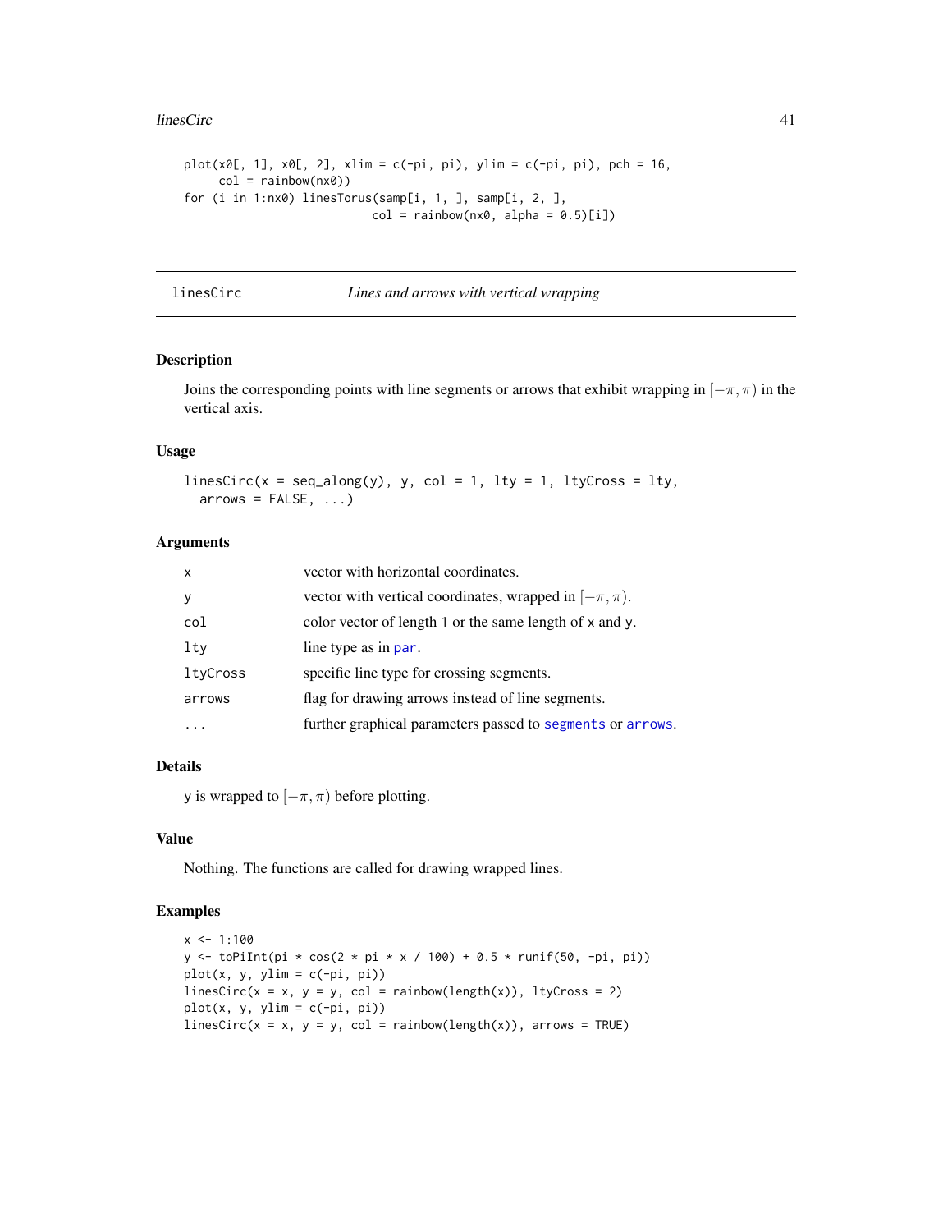```
plot(x0[, 1], x0[, 2], xlim = c(-pi, pi), ylim = c(-pi, pi), pch = 16,
     col = rainbow(nx0))
for (i in 1:nx0) linesTorus(samp[i, 1, ], samp[i, 2, ],
                            col = rainbow(nx0, alpha = 0.5)[i])
```

## linesCirc *Lines and arrows with vertical wrapping*

### Description

Joins the corresponding points with line segments or arrows that exhibit wrapping in $[-\pi, \pi)$ in the vertical axis.

### Usage

```
linesCirc(x = seq_along(y), y, col = 1, lty = 1, ltyCross = lty,
  arrows = FALSE, ...)
```

### Arguments

| | |
|---|---|
| `x` | vector with horizontal coordinates. |
| `y` | vector with vertical coordinates, wrapped in $[-\pi, \pi)$. |
| `col` | color vector of length 1 or the same length of x and y. |
| `lty` | line type as in `par`. |
| `ltyCross` | specific line type for crossing segments. |
| `arrows` | flag for drawing arrows instead of line segments. |
| `...` | further graphical parameters passed to `segments` or `arrows`. |

### Details

y is wrapped to $[-\pi, \pi)$ before plotting.

### Value

Nothing. The functions are called for drawing wrapped lines.

### Examples

```
x <- 1:100
y <- toPiInt(pi * cos(2 * pi * x / 100) + 0.5 * runif(50, -pi, pi))
plot(x, y, ylim = c(-pi, pi))
linesCirc(x = x, y = y, col = rainbow(length(x)), ltyCross = 2)
plot(x, y, ylim = c(-pi, pi))
linesCirc(x = x, y = y, col = rainbow(length(x)), arrows = TRUE)
```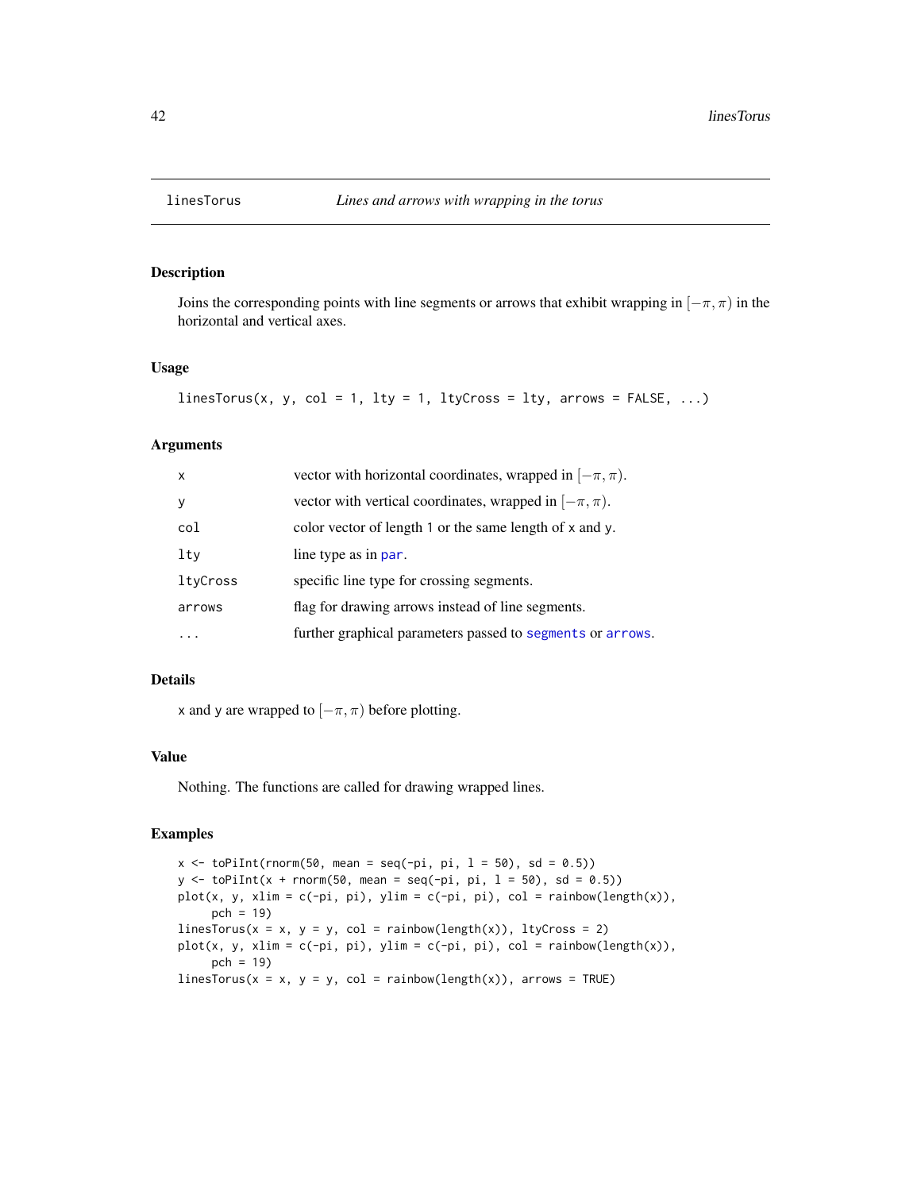# linesTorus — *Lines and arrows with wrapping in the torus*

## Description

Joins the corresponding points with line segments or arrows that exhibit wrapping in $[-\pi, \pi)$ in the horizontal and vertical axes.

## Usage

```
linesTorus(x, y, col = 1, lty = 1, ltyCross = lty, arrows = FALSE, ...)
```

## Arguments

| | |
|---|---|
| x | vector with horizontal coordinates, wrapped in $[-\pi, \pi)$. |
| y | vector with vertical coordinates, wrapped in $[-\pi, \pi)$. |
| col | color vector of length 1 or the same length of x and y. |
| lty | line type as in par. |
| ltyCross | specific line type for crossing segments. |
| arrows | flag for drawing arrows instead of line segments. |
| ... | further graphical parameters passed to segments or arrows. |

## Details

x and y are wrapped to $[-\pi, \pi)$ before plotting.

## Value

Nothing. The functions are called for drawing wrapped lines.

## Examples

```
x <- toPiInt(rnorm(50, mean = seq(-pi, pi, l = 50), sd = 0.5))
y <- toPiInt(x + rnorm(50, mean = seq(-pi, pi, l = 50), sd = 0.5))
plot(x, y, xlim = c(-pi, pi), ylim = c(-pi, pi), col = rainbow(length(x)),
     pch = 19)
linesTorus(x = x, y = y, col = rainbow(length(x)), ltyCross = 2)
plot(x, y, xlim = c(-pi, pi), ylim = c(-pi, pi), col = rainbow(length(x)),
     pch = 19)
linesTorus(x = x, y = y, col = rainbow(length(x)), arrows = TRUE)
```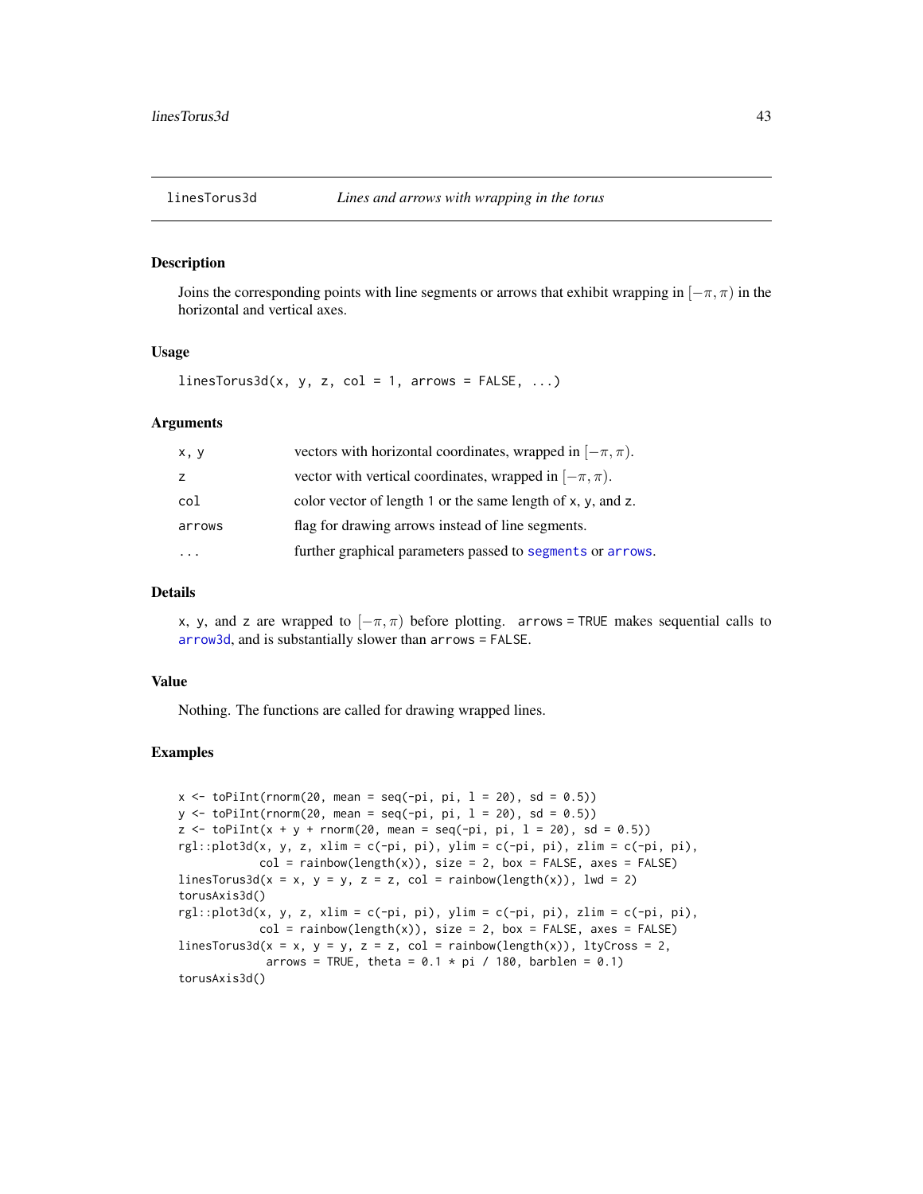## linesTorus3d — *Lines and arrows with wrapping in the torus*

### Description

Joins the corresponding points with line segments or arrows that exhibit wrapping in $[-\pi, \pi)$ in the horizontal and vertical axes.

### Usage

```
linesTorus3d(x, y, z, col = 1, arrows = FALSE, ...)
```

### Arguments

| | |
|---|---|
| `x, y` | vectors with horizontal coordinates, wrapped in $[-\pi, \pi)$. |
| `z` | vector with vertical coordinates, wrapped in $[-\pi, \pi)$. |
| `col` | color vector of length 1 or the same length of `x`, `y`, and `z`. |
| `arrows` | flag for drawing arrows instead of line segments. |
| `...` | further graphical parameters passed to `segments` or `arrows`. |

### Details

`x`, `y`, and `z` are wrapped to $[-\pi, \pi)$ before plotting. `arrows = TRUE` makes sequential calls to `arrow3d`, and is substantially slower than `arrows = FALSE`.

### Value

Nothing. The functions are called for drawing wrapped lines.

### Examples

```
x <- toPiInt(rnorm(20, mean = seq(-pi, pi, l = 20), sd = 0.5))
y <- toPiInt(rnorm(20, mean = seq(-pi, pi, l = 20), sd = 0.5))
z <- toPiInt(x + y + rnorm(20, mean = seq(-pi, pi, l = 20), sd = 0.5))
rgl::plot3d(x, y, z, xlim = c(-pi, pi), ylim = c(-pi, pi), zlim = c(-pi, pi),
            col = rainbow(length(x)), size = 2, box = FALSE, axes = FALSE)
linesTorus3d(x = x, y = y, z = z, col = rainbow(length(x)), lwd = 2)
torusAxis3d()
rgl::plot3d(x, y, z, xlim = c(-pi, pi), ylim = c(-pi, pi), zlim = c(-pi, pi),
            col = rainbow(length(x)), size = 2, box = FALSE, axes = FALSE)
linesTorus3d(x = x, y = y, z = z, col = rainbow(length(x)), ltyCross = 2,
             arrows = TRUE, theta = 0.1 * pi / 180, barblen = 0.1)
torusAxis3d()
```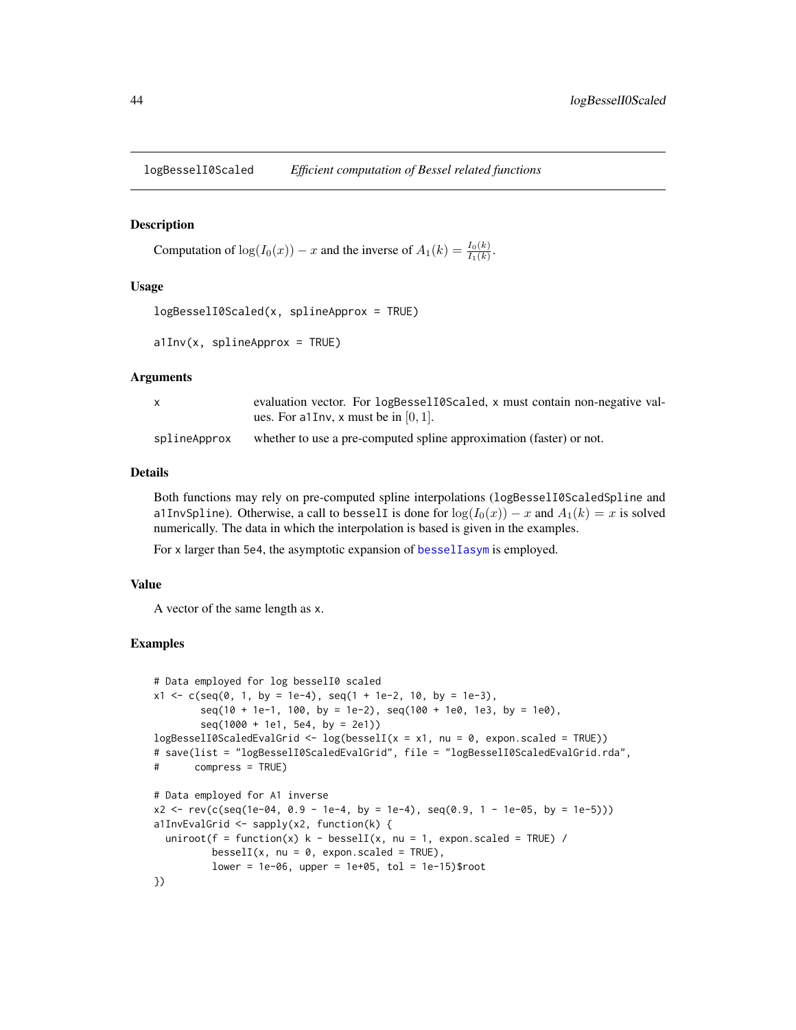logBesselI0Scaled — *Efficient computation of Bessel related functions*

## Description

Computation of $\log(I_0(x)) - x$ and the inverse of $A_1(k) = \frac{I_0(k)}{I_1(k)}$.

## Usage

```
logBesselI0Scaled(x, splineApprox = TRUE)

a1Inv(x, splineApprox = TRUE)
```

## Arguments

| | |
|---|---|
| x | evaluation vector. For logBesselI0Scaled, x must contain non-negative values. For a1Inv, x must be in $[0, 1]$. |
| splineApprox | whether to use a pre-computed spline approximation (faster) or not. |

## Details

Both functions may rely on pre-computed spline interpolations (logBesselI0ScaledSpline and a1InvSpline). Otherwise, a call to besselI is done for $\log(I_0(x)) - x$ and $A_1(k) = x$ is solved numerically. The data in which the interpolation is based is given in the examples.

For x larger than 5e4, the asymptotic expansion of besselIasym is employed.

## Value

A vector of the same length as x.

## Examples

```
# Data employed for log besselI0 scaled
x1 <- c(seq(0, 1, by = 1e-4), seq(1 + 1e-2, 10, by = 1e-3),
        seq(10 + 1e-1, 100, by = 1e-2), seq(100 + 1e0, 1e3, by = 1e0),
        seq(1000 + 1e1, 5e4, by = 2e1))
logBesselI0ScaledEvalGrid <- log(besselI(x = x1, nu = 0, expon.scaled = TRUE))
# save(list = "logBesselI0ScaledEvalGrid", file = "logBesselI0ScaledEvalGrid.rda",
#      compress = TRUE)

# Data employed for A1 inverse
x2 <- rev(c(seq(1e-04, 0.9 - 1e-4, by = 1e-4), seq(0.9, 1 - 1e-05, by = 1e-5)))
a1InvEvalGrid <- sapply(x2, function(k) {
  uniroot(f = function(x) k - besselI(x, nu = 1, expon.scaled = TRUE) /
          besselI(x, nu = 0, expon.scaled = TRUE),
          lower = 1e-06, upper = 1e+05, tol = 1e-15)$root
})
```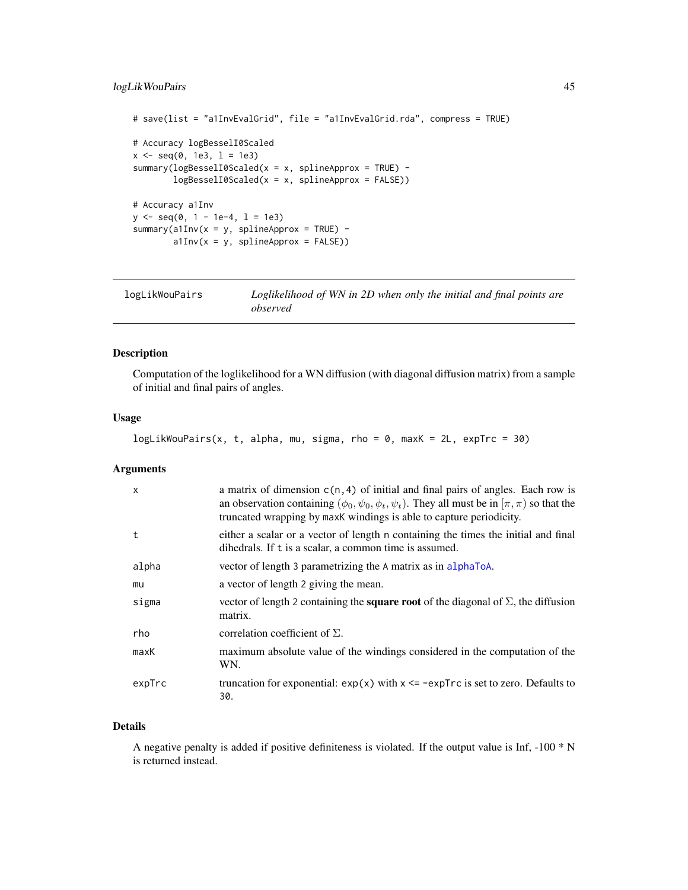```
# save(list = "a1InvEvalGrid", file = "a1InvEvalGrid.rda", compress = TRUE)

# Accuracy logBesselI0Scaled
x <- seq(0, 1e3, l = 1e3)
summary(logBesselI0Scaled(x = x, splineApprox = TRUE) -
        logBesselI0Scaled(x = x, splineApprox = FALSE))

# Accuracy a1Inv
y <- seq(0, 1 - 1e-4, l = 1e3)
summary(a1Inv(x = y, splineApprox = TRUE) -
        a1Inv(x = y, splineApprox = FALSE))
```

## logLikWouPairs — *Loglikelihood of WN in 2D when only the initial and final points are observed*

### Description

Computation of the loglikelihood for a WN diffusion (with diagonal diffusion matrix) from a sample of initial and final pairs of angles.

### Usage

```
logLikWouPairs(x, t, alpha, mu, sigma, rho = 0, maxK = 2L, expTrc = 30)
```

### Arguments

| | |
|---|---|
| `x` | a matrix of dimension `c(n,4)` of initial and final pairs of angles. Each row is an observation containing $(\phi_0, \psi_0, \phi_t, \psi_t)$. They all must be in $[\pi, \pi)$ so that the truncated wrapping by `maxK` windings is able to capture periodicity. |
| `t` | either a scalar or a vector of length `n` containing the times the initial and final dihedrals. If `t` is a scalar, a common time is assumed. |
| `alpha` | vector of length 3 parametrizing the `A` matrix as in `alphaToA`. |
| `mu` | a vector of length 2 giving the mean. |
| `sigma` | vector of length 2 containing the **square root** of the diagonal of $\Sigma$, the diffusion matrix. |
| `rho` | correlation coefficient of $\Sigma$. |
| `maxK` | maximum absolute value of the windings considered in the computation of the WN. |
| `expTrc` | truncation for exponential: `exp(x)` with `x <= -expTrc` is set to zero. Defaults to `30`. |

### Details

A negative penalty is added if positive definiteness is violated. If the output value is Inf, -100 * N is returned instead.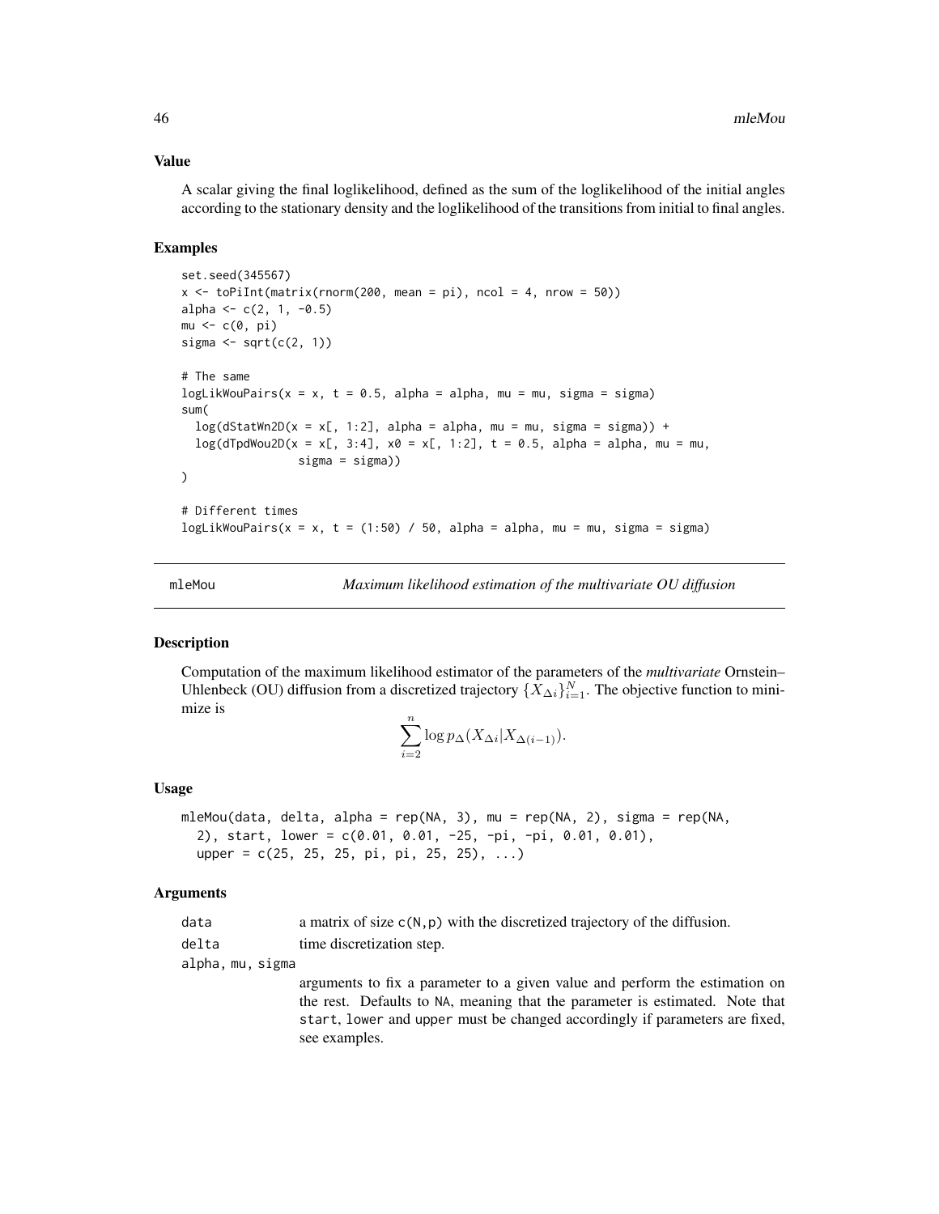### Value

A scalar giving the final loglikelihood, defined as the sum of the loglikelihood of the initial angles according to the stationary density and the loglikelihood of the transitions from initial to final angles.

### Examples

```
set.seed(345567)
x <- toPiInt(matrix(rnorm(200, mean = pi), ncol = 4, nrow = 50))
alpha <- c(2, 1, -0.5)
mu <- c(0, pi)
sigma <- sqrt(c(2, 1))

# The same
logLikWouPairs(x = x, t = 0.5, alpha = alpha, mu = mu, sigma = sigma)
sum(
  log(dStatWn2D(x = x[, 1:2], alpha = alpha, mu = mu, sigma = sigma)) +
  log(dTpdWou2D(x = x[, 3:4], x0 = x[, 1:2], t = 0.5, alpha = alpha, mu = mu,
                sigma = sigma))
)

# Different times
logLikWouPairs(x = x, t = (1:50) / 50, alpha = alpha, mu = mu, sigma = sigma)
```

---

## mleMou — *Maximum likelihood estimation of the multivariate OU diffusion*

### Description

Computation of the maximum likelihood estimator of the parameters of the *multivariate* Ornstein–Uhlenbeck (OU) diffusion from a discretized trajectory $\{X_{\Delta i}\}_{i=1}^N$. The objective function to minimize is

$$\sum_{i=2}^{n} \log p_\Delta(X_{\Delta i} | X_{\Delta(i-1)}).$$

### Usage

```
mleMou(data, delta, alpha = rep(NA, 3), mu = rep(NA, 2), sigma = rep(NA,
  2), start, lower = c(0.01, 0.01, -25, -pi, -pi, 0.01, 0.01),
  upper = c(25, 25, 25, pi, pi, 25, 25), ...)
```

### Arguments

- `data` — a matrix of size `c(N,p)` with the discretized trajectory of the diffusion.
- `delta` — time discretization step.
- `alpha, mu, sigma` — arguments to fix a parameter to a given value and perform the estimation on the rest. Defaults to `NA`, meaning that the parameter is estimated. Note that `start`, `lower` and `upper` must be changed accordingly if parameters are fixed, see examples.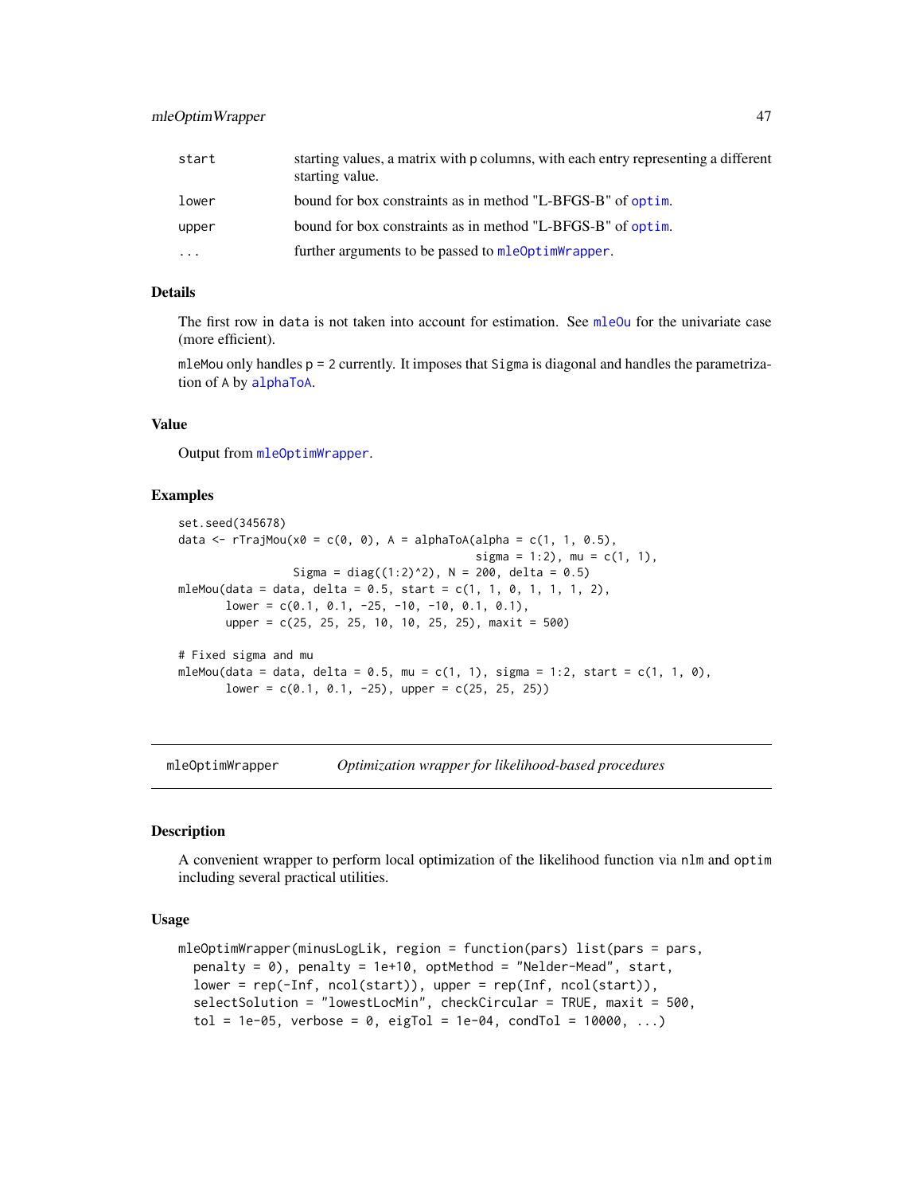| | |
|---|---|
| start | starting values, a matrix with p columns, with each entry representing a different starting value. |
| lower | bound for box constraints as in method "L-BFGS-B" of optim. |
| upper | bound for box constraints as in method "L-BFGS-B" of optim. |
| ... | further arguments to be passed to mleOptimWrapper. |

### Details

The first row in data is not taken into account for estimation. See mleOu for the univariate case (more efficient).

mleMou only handles p = 2 currently. It imposes that Sigma is diagonal and handles the parametrization of A by alphaToA.

### Value

Output from mleOptimWrapper.

### Examples

```
set.seed(345678)
data <- rTrajMou(x0 = c(0, 0), A = alphaToA(alpha = c(1, 1, 0.5),
                                             sigma = 1:2), mu = c(1, 1),
                 Sigma = diag((1:2)^2), N = 200, delta = 0.5)
mleMou(data = data, delta = 0.5, start = c(1, 1, 0, 1, 1, 1, 2),
       lower = c(0.1, 0.1, -25, -10, -10, 0.1, 0.1),
       upper = c(25, 25, 25, 10, 10, 25, 25), maxit = 500)

# Fixed sigma and mu
mleMou(data = data, delta = 0.5, mu = c(1, 1), sigma = 1:2, start = c(1, 1, 0),
       lower = c(0.1, 0.1, -25), upper = c(25, 25, 25))
```

## mleOptimWrapper — *Optimization wrapper for likelihood-based procedures*

### Description

A convenient wrapper to perform local optimization of the likelihood function via nlm and optim including several practical utilities.

### Usage

```
mleOptimWrapper(minusLogLik, region = function(pars) list(pars = pars,
  penalty = 0), penalty = 1e+10, optMethod = "Nelder-Mead", start,
  lower = rep(-Inf, ncol(start)), upper = rep(Inf, ncol(start)),
  selectSolution = "lowestLocMin", checkCircular = TRUE, maxit = 500,
  tol = 1e-05, verbose = 0, eigTol = 1e-04, condTol = 10000, ...)
```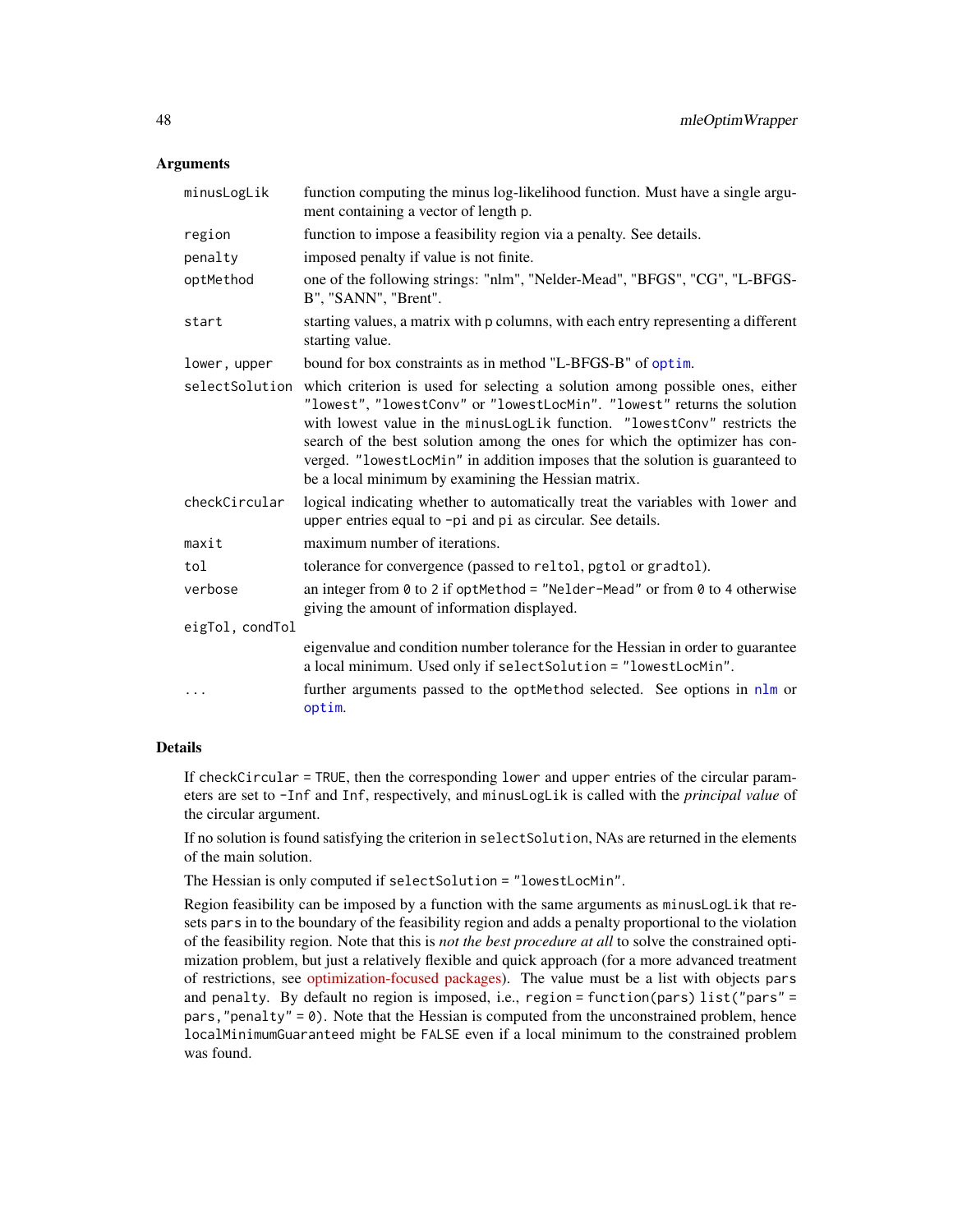## Arguments

| | |
|---|---|
| `minusLogLik` | function computing the minus log-likelihood function. Must have a single argument containing a vector of length p. |
| `region` | function to impose a feasibility region via a penalty. See details. |
| `penalty` | imposed penalty if value is not finite. |
| `optMethod` | one of the following strings: "nlm", "Nelder-Mead", "BFGS", "CG", "L-BFGS-B", "SANN", "Brent". |
| `start` | starting values, a matrix with p columns, with each entry representing a different starting value. |
| `lower, upper` | bound for box constraints as in method "L-BFGS-B" of `optim`. |
| `selectSolution` | which criterion is used for selecting a solution among possible ones, either `"lowest"`, `"lowestConv"` or `"lowestLocMin"`. `"lowest"` returns the solution with lowest value in the `minusLogLik` function. `"lowestConv"` restricts the search of the best solution among the ones for which the optimizer has converged. `"lowestLocMin"` in addition imposes that the solution is guaranteed to be a local minimum by examining the Hessian matrix. |
| `checkCircular` | logical indicating whether to automatically treat the variables with `lower` and `upper` entries equal to `-pi` and `pi` as circular. See details. |
| `maxit` | maximum number of iterations. |
| `tol` | tolerance for convergence (passed to `reltol`, `pgtol` or `gradtol`). |
| `verbose` | an integer from `0` to `2` if `optMethod = "Nelder-Mead"` or from `0` to `4` otherwise giving the amount of information displayed. |
| `eigTol, condTol` | eigenvalue and condition number tolerance for the Hessian in order to guarantee a local minimum. Used only if `selectSolution = "lowestLocMin"`. |
| `...` | further arguments passed to the `optMethod` selected. See options in `nlm` or `optim`. |

## Details

If `checkCircular = TRUE`, then the corresponding `lower` and `upper` entries of the circular parameters are set to `-Inf` and `Inf`, respectively, and `minusLogLik` is called with the *principal value* of the circular argument.

If no solution is found satisfying the criterion in `selectSolution`, NAs are returned in the elements of the main solution.

The Hessian is only computed if `selectSolution = "lowestLocMin"`.

Region feasibility can be imposed by a function with the same arguments as `minusLogLik` that resets `pars` in to the boundary of the feasibility region and adds a penalty proportional to the violation of the feasibility region. Note that this is *not the best procedure at all* to solve the constrained optimization problem, but just a relatively flexible and quick approach (for a more advanced treatment of restrictions, see optimization-focused packages). The value must be a list with objects `pars` and `penalty`. By default no region is imposed, i.e., `region = function(pars) list("pars" = pars, "penalty" = 0)`. Note that the Hessian is computed from the unconstrained problem, hence `localMinimumGuaranteed` might be `FALSE` even if a local minimum to the constrained problem was found.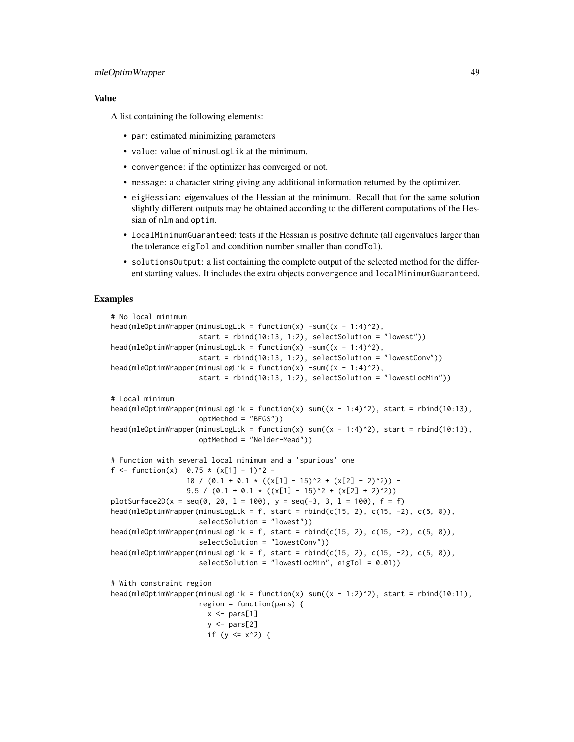### Value

A list containing the following elements:

- par: estimated minimizing parameters
- value: value of minusLogLik at the minimum.
- convergence: if the optimizer has converged or not.
- message: a character string giving any additional information returned by the optimizer.
- eigHessian: eigenvalues of the Hessian at the minimum. Recall that for the same solution slightly different outputs may be obtained according to the different computations of the Hessian of nlm and optim.
- localMinimumGuaranteed: tests if the Hessian is positive definite (all eigenvalues larger than the tolerance eigTol and condition number smaller than condTol).
- solutionsOutput: a list containing the complete output of the selected method for the different starting values. It includes the extra objects convergence and localMinimumGuaranteed.

### Examples

```
# No local minimum
head(mleOptimWrapper(minusLogLik = function(x) -sum((x - 1:4)^2),
                     start = rbind(10:13, 1:2), selectSolution = "lowest"))
head(mleOptimWrapper(minusLogLik = function(x) -sum((x - 1:4)^2),
                     start = rbind(10:13, 1:2), selectSolution = "lowestConv"))
head(mleOptimWrapper(minusLogLik = function(x) -sum((x - 1:4)^2),
                     start = rbind(10:13, 1:2), selectSolution = "lowestLocMin"))

# Local minimum
head(mleOptimWrapper(minusLogLik = function(x) sum((x - 1:4)^2), start = rbind(10:13),
                     optMethod = "BFGS"))
head(mleOptimWrapper(minusLogLik = function(x) sum((x - 1:4)^2), start = rbind(10:13),
                     optMethod = "Nelder-Mead"))

# Function with several local minimum and a 'spurious' one
f <- function(x)  0.75 * (x[1] - 1)^2 -
                  10 / (0.1 + 0.1 * ((x[1] - 15)^2 + (x[2] - 2)^2)) -
                  9.5 / (0.1 + 0.1 * ((x[1] - 15)^2 + (x[2] + 2)^2))
plotSurface2D(x = seq(0, 20, l = 100), y = seq(-3, 3, l = 100), f = f)
head(mleOptimWrapper(minusLogLik = f, start = rbind(c(15, 2), c(15, -2), c(5, 0)),
                     selectSolution = "lowest"))
head(mleOptimWrapper(minusLogLik = f, start = rbind(c(15, 2), c(15, -2), c(5, 0)),
                     selectSolution = "lowestConv"))
head(mleOptimWrapper(minusLogLik = f, start = rbind(c(15, 2), c(15, -2), c(5, 0)),
                     selectSolution = "lowestLocMin", eigTol = 0.01))

# With constraint region
head(mleOptimWrapper(minusLogLik = function(x) sum((x - 1:2)^2), start = rbind(10:11),
                     region = function(pars) {
                       x <- pars[1]
                       y <- pars[2]
                       if (y <= x^2) {
```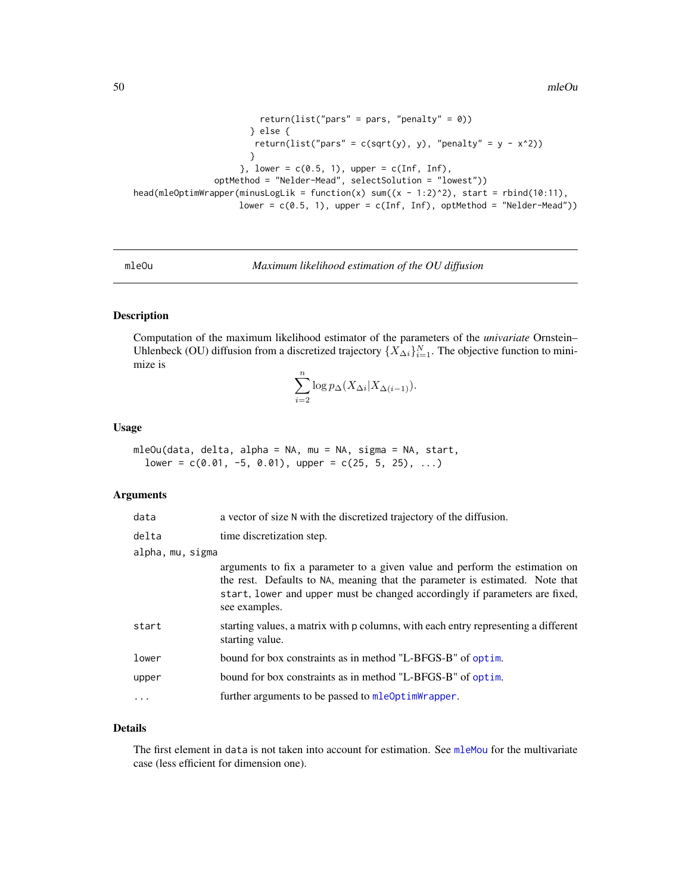```
                      return(list("pars" = pars, "penalty" = 0))
                    } else {
                     return(list("pars" = c(sqrt(y), y), "penalty" = y - x^2))
                    }
                  }, lower = c(0.5, 1), upper = c(Inf, Inf),
             optMethod = "Nelder-Mead", selectSolution = "lowest"))
head(mleOptimWrapper(minusLogLik = function(x) sum((x - 1:2)^2), start = rbind(10:11),
                     lower = c(0.5, 1), upper = c(Inf, Inf), optMethod = "Nelder-Mead"))
```

---

`mleOu` *Maximum likelihood estimation of the OU diffusion*

---

## Description

Computation of the maximum likelihood estimator of the parameters of the *univariate* Ornstein–Uhlenbeck (OU) diffusion from a discretized trajectory $\{X_{\Delta i}\}_{i=1}^N$. The objective function to minimize is

$$\sum_{i=2}^n \log p_\Delta(X_{\Delta i} | X_{\Delta(i-1)}).$$

## Usage

```
mleOu(data, delta, alpha = NA, mu = NA, sigma = NA, start,
  lower = c(0.01, -5, 0.01), upper = c(25, 5, 25), ...)
```

## Arguments

| | |
|---|---|
| `data` | a vector of size `N` with the discretized trajectory of the diffusion. |
| `delta` | time discretization step. |
| `alpha, mu, sigma` | arguments to fix a parameter to a given value and perform the estimation on the rest. Defaults to `NA`, meaning that the parameter is estimated. Note that `start`, `lower` and `upper` must be changed accordingly if parameters are fixed, see examples. |
| `start` | starting values, a matrix with `p` columns, with each entry representing a different starting value. |
| `lower` | bound for box constraints as in method "L-BFGS-B" of `optim`. |
| `upper` | bound for box constraints as in method "L-BFGS-B" of `optim`. |
| `...` | further arguments to be passed to `mleOptimWrapper`. |

## Details

The first element in `data` is not taken into account for estimation. See `mleMou` for the multivariate case (less efficient for dimension one).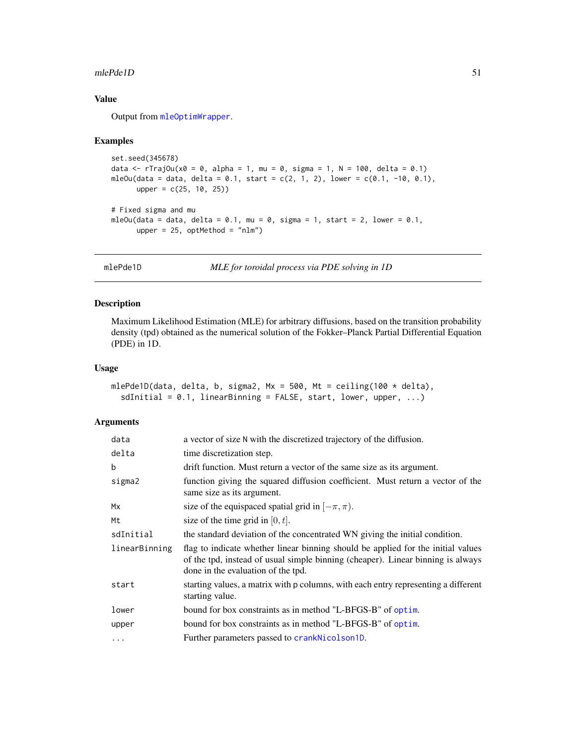### Value

Output from `mleOptimWrapper`.

### Examples

```
set.seed(345678)
data <- rTrajOu(x0 = 0, alpha = 1, mu = 0, sigma = 1, N = 100, delta = 0.1)
mleOu(data = data, delta = 0.1, start = c(2, 1, 2), lower = c(0.1, -10, 0.1),
      upper = c(25, 10, 25))

# Fixed sigma and mu
mleOu(data = data, delta = 0.1, mu = 0, sigma = 1, start = 2, lower = 0.1,
      upper = 25, optMethod = "nlm")
```

---

## mlePde1D &nbsp;&nbsp;&nbsp;&nbsp; *MLE for toroidal process via PDE solving in 1D*

---

### Description

Maximum Likelihood Estimation (MLE) for arbitrary diffusions, based on the transition probability density (tpd) obtained as the numerical solution of the Fokker–Planck Partial Differential Equation (PDE) in 1D.

### Usage

```
mlePde1D(data, delta, b, sigma2, Mx = 500, Mt = ceiling(100 * delta),
  sdInitial = 0.1, linearBinning = FALSE, start, lower, upper, ...)
```

### Arguments

| | |
|---|---|
| `data` | a vector of size `N` with the discretized trajectory of the diffusion. |
| `delta` | time discretization step. |
| `b` | drift function. Must return a vector of the same size as its argument. |
| `sigma2` | function giving the squared diffusion coefficient. Must return a vector of the same size as its argument. |
| `Mx` | size of the equispaced spatial grid in $[-\pi, \pi)$. |
| `Mt` | size of the time grid in $[0, t]$. |
| `sdInitial` | the standard deviation of the concentrated WN giving the initial condition. |
| `linearBinning` | flag to indicate whether linear binning should be applied for the initial values of the tpd, instead of usual simple binning (cheaper). Linear binning is always done in the evaluation of the tpd. |
| `start` | starting values, a matrix with `p` columns, with each entry representing a different starting value. |
| `lower` | bound for box constraints as in method "L-BFGS-B" of `optim`. |
| `upper` | bound for box constraints as in method "L-BFGS-B" of `optim`. |
| `...` | Further parameters passed to `crankNicolson1D`. |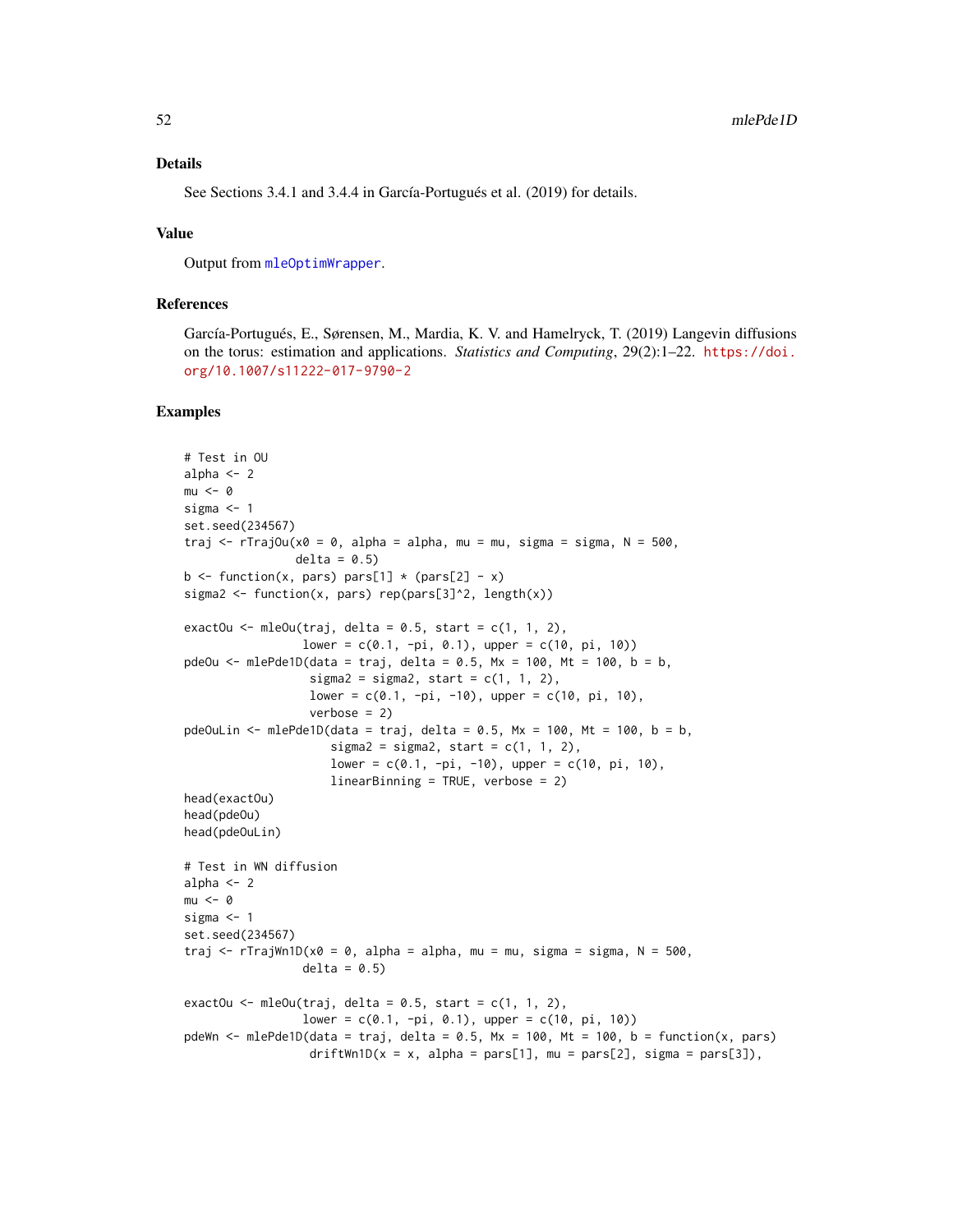## Details

See Sections 3.4.1 and 3.4.4 in García-Portugués et al. (2019) for details.

## Value

Output from `mleOptimWrapper`.

## References

García-Portugués, E., Sørensen, M., Mardia, K. V. and Hamelryck, T. (2019) Langevin diffusions on the torus: estimation and applications. *Statistics and Computing*, 29(2):1–22. https://doi.org/10.1007/s11222-017-9790-2

## Examples

```
# Test in OU
alpha <- 2
mu <- 0
sigma <- 1
set.seed(234567)
traj <- rTrajOu(x0 = 0, alpha = alpha, mu = mu, sigma = sigma, N = 500,
                delta = 0.5)
b <- function(x, pars) pars[1] * (pars[2] - x)
sigma2 <- function(x, pars) rep(pars[3]^2, length(x))

exactOu <- mleOu(traj, delta = 0.5, start = c(1, 1, 2),
                 lower = c(0.1, -pi, 0.1), upper = c(10, pi, 10))
pdeOu <- mlePde1D(data = traj, delta = 0.5, Mx = 100, Mt = 100, b = b,
                  sigma2 = sigma2, start = c(1, 1, 2),
                  lower = c(0.1, -pi, -10), upper = c(10, pi, 10),
                  verbose = 2)
pdeOuLin <- mlePde1D(data = traj, delta = 0.5, Mx = 100, Mt = 100, b = b,
                     sigma2 = sigma2, start = c(1, 1, 2),
                     lower = c(0.1, -pi, -10), upper = c(10, pi, 10),
                     linearBinning = TRUE, verbose = 2)
head(exactOu)
head(pdeOu)
head(pdeOuLin)

# Test in WN diffusion
alpha <- 2
mu <- 0
sigma <- 1
set.seed(234567)
traj <- rTrajWn1D(x0 = 0, alpha = alpha, mu = mu, sigma = sigma, N = 500,
                 delta = 0.5)

exactOu <- mleOu(traj, delta = 0.5, start = c(1, 1, 2),
                 lower = c(0.1, -pi, 0.1), upper = c(10, pi, 10))
pdeWn <- mlePde1D(data = traj, delta = 0.5, Mx = 100, Mt = 100, b = function(x, pars)
                  driftWn1D(x = x, alpha = pars[1], mu = pars[2], sigma = pars[3]),
```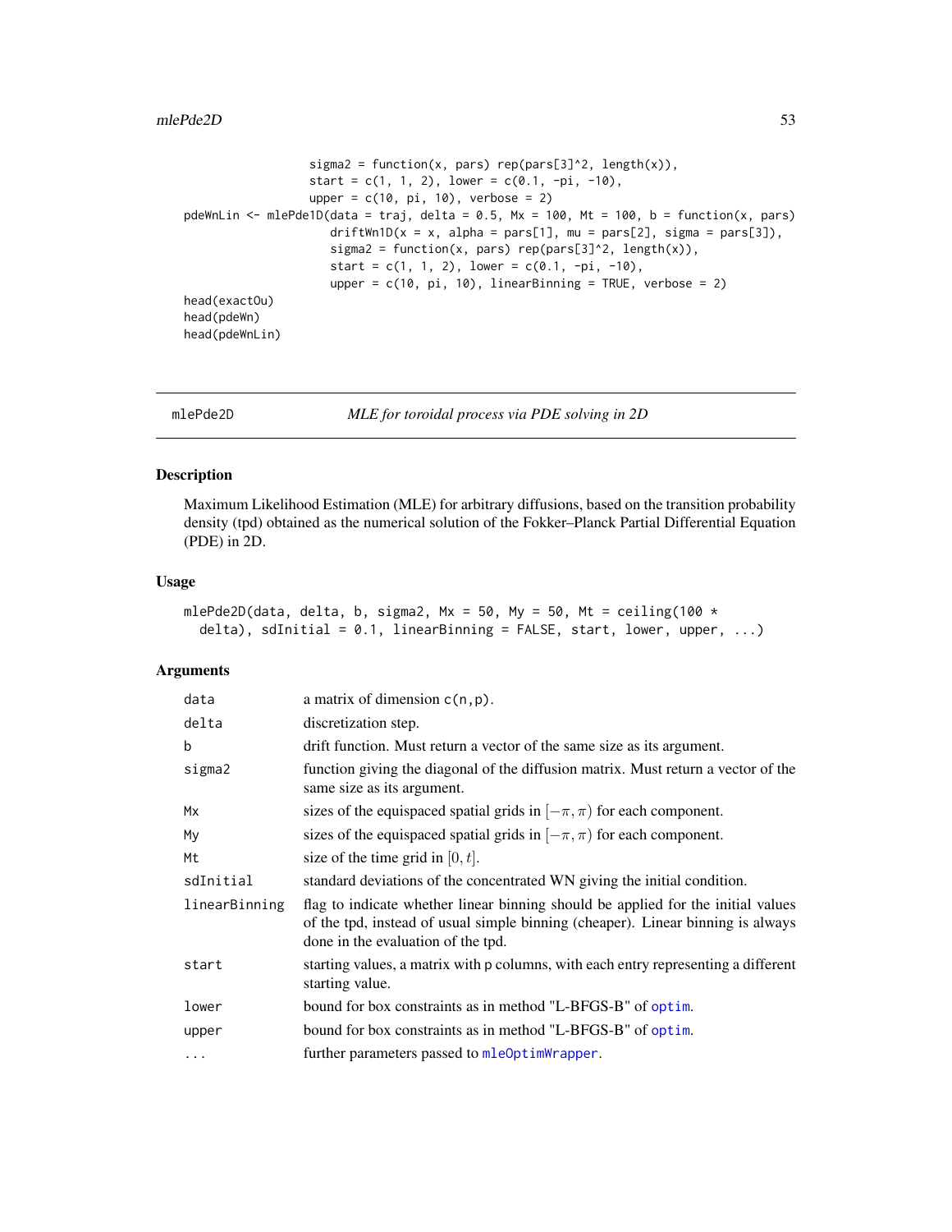```
                 sigma2 = function(x, pars) rep(pars[3]^2, length(x)),
                 start = c(1, 1, 2), lower = c(0.1, -pi, -10),
                 upper = c(10, pi, 10), verbose = 2)
pdeWnLin <- mlePde1D(data = traj, delta = 0.5, Mx = 100, Mt = 100, b = function(x, pars)
                    driftWn1D(x = x, alpha = pars[1], mu = pars[2], sigma = pars[3]),
                    sigma2 = function(x, pars) rep(pars[3]^2, length(x)),
                    start = c(1, 1, 2), lower = c(0.1, -pi, -10),
                    upper = c(10, pi, 10), linearBinning = TRUE, verbose = 2)
head(exactOu)
head(pdeWn)
head(pdeWnLin)
```

## mlePde2D — *MLE for toroidal process via PDE solving in 2D*

### Description

Maximum Likelihood Estimation (MLE) for arbitrary diffusions, based on the transition probability density (tpd) obtained as the numerical solution of the Fokker–Planck Partial Differential Equation (PDE) in 2D.

### Usage

```
mlePde2D(data, delta, b, sigma2, Mx = 50, My = 50, Mt = ceiling(100 *
  delta), sdInitial = 0.1, linearBinning = FALSE, start, lower, upper, ...)
```

### Arguments

| | |
|---|---|
| `data` | a matrix of dimension `c(n,p)`. |
| `delta` | discretization step. |
| `b` | drift function. Must return a vector of the same size as its argument. |
| `sigma2` | function giving the diagonal of the diffusion matrix. Must return a vector of the same size as its argument. |
| `Mx` | sizes of the equispaced spatial grids in $[-\pi, \pi)$ for each component. |
| `My` | sizes of the equispaced spatial grids in $[-\pi, \pi)$ for each component. |
| `Mt` | size of the time grid in $[0, t]$. |
| `sdInitial` | standard deviations of the concentrated WN giving the initial condition. |
| `linearBinning` | flag to indicate whether linear binning should be applied for the initial values of the tpd, instead of usual simple binning (cheaper). Linear binning is always done in the evaluation of the tpd. |
| `start` | starting values, a matrix with p columns, with each entry representing a different starting value. |
| `lower` | bound for box constraints as in method "L-BFGS-B" of `optim`. |
| `upper` | bound for box constraints as in method "L-BFGS-B" of `optim`. |
| `...` | further parameters passed to `mleOptimWrapper`. |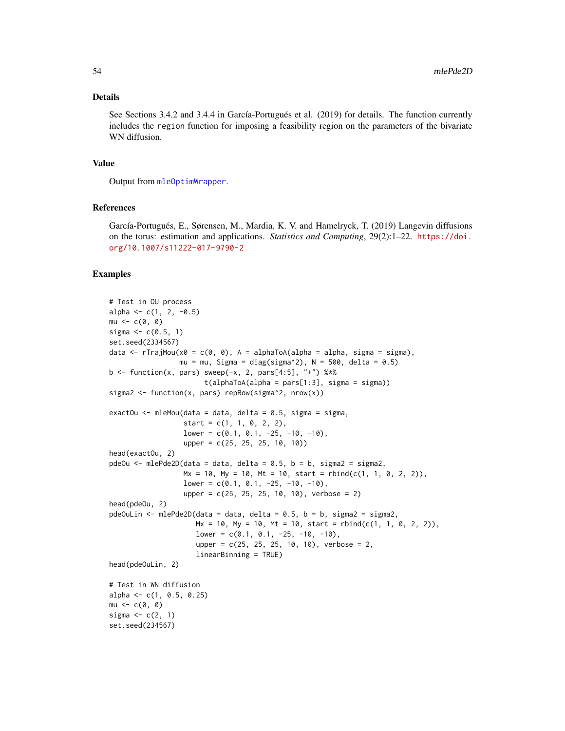## Details

See Sections 3.4.2 and 3.4.4 in García-Portugués et al. (2019) for details. The function currently includes the `region` function for imposing a feasibility region on the parameters of the bivariate WN diffusion.

## Value

Output from `mleOptimWrapper`.

## References

García-Portugués, E., Sørensen, M., Mardia, K. V. and Hamelryck, T. (2019) Langevin diffusions on the torus: estimation and applications. *Statistics and Computing*, 29(2):1–22. https://doi.org/10.1007/s11222-017-9790-2

## Examples

```
# Test in OU process
alpha <- c(1, 2, -0.5)
mu <- c(0, 0)
sigma <- c(0.5, 1)
set.seed(2334567)
data <- rTrajMou(x0 = c(0, 0), A = alphaToA(alpha = alpha, sigma = sigma),
                 mu = mu, Sigma = diag(sigma^2), N = 500, delta = 0.5)
b <- function(x, pars) sweep(-x, 2, pars[4:5], "+") %*%
                       t(alphaToA(alpha = pars[1:3], sigma = sigma))
sigma2 <- function(x, pars) repRow(sigma^2, nrow(x))

exactOu <- mleMou(data = data, delta = 0.5, sigma = sigma,
                  start = c(1, 1, 0, 2, 2),
                  lower = c(0.1, 0.1, -25, -10, -10),
                  upper = c(25, 25, 25, 10, 10))
head(exactOu, 2)
pdeOu <- mlePde2D(data = data, delta = 0.5, b = b, sigma2 = sigma2,
                  Mx = 10, My = 10, Mt = 10, start = rbind(c(1, 1, 0, 2, 2)),
                  lower = c(0.1, 0.1, -25, -10, -10),
                  upper = c(25, 25, 25, 10, 10), verbose = 2)
head(pdeOu, 2)
pdeOuLin <- mlePde2D(data = data, delta = 0.5, b = b, sigma2 = sigma2,
                     Mx = 10, My = 10, Mt = 10, start = rbind(c(1, 1, 0, 2, 2)),
                     lower = c(0.1, 0.1, -25, -10, -10),
                     upper = c(25, 25, 25, 10, 10), verbose = 2,
                     linearBinning = TRUE)
head(pdeOuLin, 2)

# Test in WN diffusion
alpha <- c(1, 0.5, 0.25)
mu <- c(0, 0)
sigma <- c(2, 1)
set.seed(234567)
```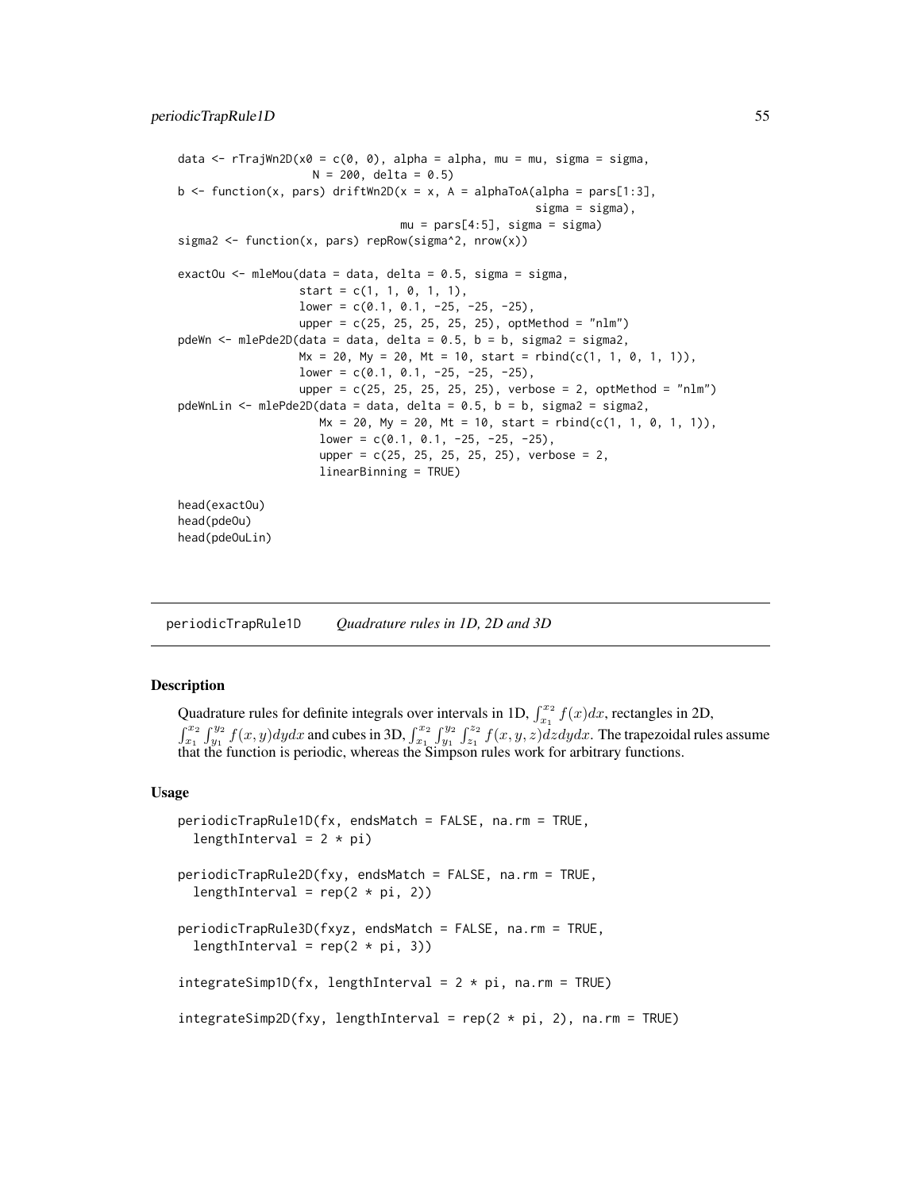```
data <- rTrajWn2D(x0 = c(0, 0), alpha = alpha, mu = mu, sigma = sigma,
                  N = 200, delta = 0.5)
b <- function(x, pars) driftWn2D(x = x, A = alphaToA(alpha = pars[1:3],
                                                      sigma = sigma),
                                 mu = pars[4:5], sigma = sigma)
sigma2 <- function(x, pars) repRow(sigma^2, nrow(x))

exactOu <- mleMou(data = data, delta = 0.5, sigma = sigma,
                  start = c(1, 1, 0, 1, 1),
                  lower = c(0.1, 0.1, -25, -25, -25),
                  upper = c(25, 25, 25, 25, 25), optMethod = "nlm")
pdeWn <- mlePde2D(data = data, delta = 0.5, b = b, sigma2 = sigma2,
                  Mx = 20, My = 20, Mt = 10, start = rbind(c(1, 1, 0, 1, 1)),
                  lower = c(0.1, 0.1, -25, -25, -25),
                  upper = c(25, 25, 25, 25, 25), verbose = 2, optMethod = "nlm")
pdeWnLin <- mlePde2D(data = data, delta = 0.5, b = b, sigma2 = sigma2,
                     Mx = 20, My = 20, Mt = 10, start = rbind(c(1, 1, 0, 1, 1)),
                     lower = c(0.1, 0.1, -25, -25, -25),
                     upper = c(25, 25, 25, 25, 25), verbose = 2,
                     linearBinning = TRUE)

head(exactOu)
head(pdeOu)
head(pdeOuLin)
```

## periodicTrapRule1D — *Quadrature rules in 1D, 2D and 3D*

### Description

Quadrature rules for definite integrals over intervals in 1D, $\int_{x_1}^{x_2} f(x)dx$, rectangles in 2D, $\int_{x_1}^{x_2}\int_{y_1}^{y_2} f(x,y)dydx$ and cubes in 3D, $\int_{x_1}^{x_2}\int_{y_1}^{y_2}\int_{z_1}^{z_2} f(x,y,z)dzdydx$. The trapezoidal rules assume that the function is periodic, whereas the Simpson rules work for arbitrary functions.

### Usage

```
periodicTrapRule1D(fx, endsMatch = FALSE, na.rm = TRUE,
  lengthInterval = 2 * pi)

periodicTrapRule2D(fxy, endsMatch = FALSE, na.rm = TRUE,
  lengthInterval = rep(2 * pi, 2))

periodicTrapRule3D(fxyz, endsMatch = FALSE, na.rm = TRUE,
  lengthInterval = rep(2 * pi, 3))

integrateSimp1D(fx, lengthInterval = 2 * pi, na.rm = TRUE)

integrateSimp2D(fxy, lengthInterval = rep(2 * pi, 2), na.rm = TRUE)
```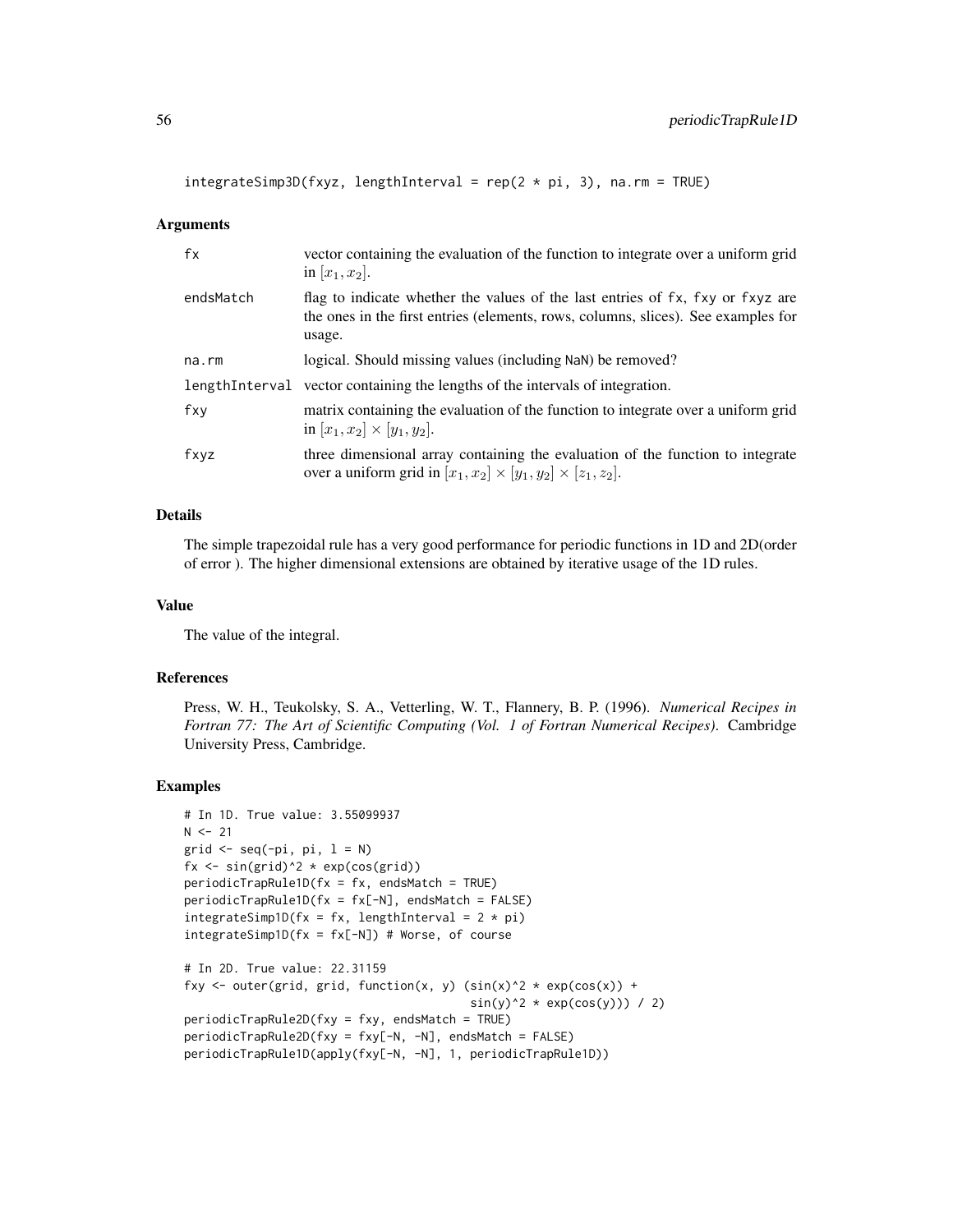```
integrateSimp3D(fxyz, lengthInterval = rep(2 * pi, 3), na.rm = TRUE)
```

### Arguments

| | |
|---|---|
| fx | vector containing the evaluation of the function to integrate over a uniform grid in $[x_1, x_2]$. |
| endsMatch | flag to indicate whether the values of the last entries of fx, fxy or fxyz are the ones in the first entries (elements, rows, columns, slices). See examples for usage. |
| na.rm | logical. Should missing values (including NaN) be removed? |
| lengthInterval | vector containing the lengths of the intervals of integration. |
| fxy | matrix containing the evaluation of the function to integrate over a uniform grid in $[x_1, x_2] \times [y_1, y_2]$. |
| fxyz | three dimensional array containing the evaluation of the function to integrate over a uniform grid in $[x_1, x_2] \times [y_1, y_2] \times [z_1, z_2]$. |

### Details

The simple trapezoidal rule has a very good performance for periodic functions in 1D and 2D(order of error ). The higher dimensional extensions are obtained by iterative usage of the 1D rules.

### Value

The value of the integral.

### References

Press, W. H., Teukolsky, S. A., Vetterling, W. T., Flannery, B. P. (1996). *Numerical Recipes in Fortran 77: The Art of Scientific Computing (Vol. 1 of Fortran Numerical Recipes)*. Cambridge University Press, Cambridge.

### Examples

```
# In 1D. True value: 3.55099937
N <- 21
grid <- seq(-pi, pi, l = N)
fx <- sin(grid)^2 * exp(cos(grid))
periodicTrapRule1D(fx = fx, endsMatch = TRUE)
periodicTrapRule1D(fx = fx[-N], endsMatch = FALSE)
integrateSimp1D(fx = fx, lengthInterval = 2 * pi)
integrateSimp1D(fx = fx[-N]) # Worse, of course

# In 2D. True value: 22.31159
fxy <- outer(grid, grid, function(x, y) (sin(x)^2 * exp(cos(x)) +
                                         sin(y)^2 * exp(cos(y))) / 2)
periodicTrapRule2D(fxy = fxy, endsMatch = TRUE)
periodicTrapRule2D(fxy = fxy[-N, -N], endsMatch = FALSE)
periodicTrapRule1D(apply(fxy[-N, -N], 1, periodicTrapRule1D))
```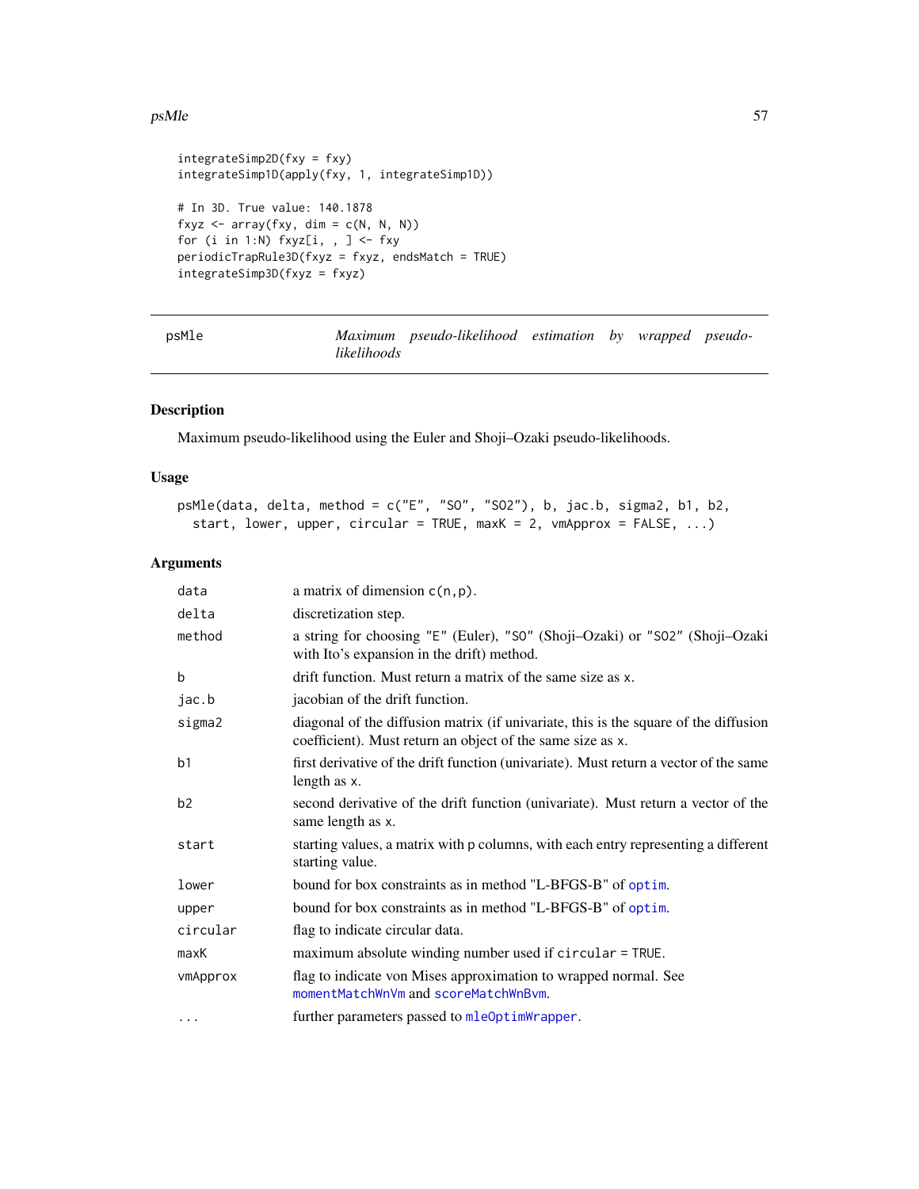```
integrateSimp2D(fxy = fxy)
integrateSimp1D(apply(fxy, 1, integrateSimp1D))

# In 3D. True value: 140.1878
fxyz <- array(fxy, dim = c(N, N, N))
for (i in 1:N) fxyz[i, , ] <- fxy
periodicTrapRule3D(fxyz = fxyz, endsMatch = TRUE)
integrateSimp3D(fxyz = fxyz)
```

---

## psMle — *Maximum pseudo-likelihood estimation by wrapped pseudo-likelihoods*

### Description

Maximum pseudo-likelihood using the Euler and Shoji–Ozaki pseudo-likelihoods.

### Usage

```
psMle(data, delta, method = c("E", "SO", "SO2"), b, jac.b, sigma2, b1, b2,
  start, lower, upper, circular = TRUE, maxK = 2, vmApprox = FALSE, ...)
```

### Arguments

| | |
|---|---|
| `data` | a matrix of dimension `c(n,p)`. |
| `delta` | discretization step. |
| `method` | a string for choosing `"E"` (Euler), `"SO"` (Shoji–Ozaki) or `"SO2"` (Shoji–Ozaki with Ito's expansion in the drift) method. |
| `b` | drift function. Must return a matrix of the same size as `x`. |
| `jac.b` | jacobian of the drift function. |
| `sigma2` | diagonal of the diffusion matrix (if univariate, this is the square of the diffusion coefficient). Must return an object of the same size as `x`. |
| `b1` | first derivative of the drift function (univariate). Must return a vector of the same length as `x`. |
| `b2` | second derivative of the drift function (univariate). Must return a vector of the same length as `x`. |
| `start` | starting values, a matrix with `p` columns, with each entry representing a different starting value. |
| `lower` | bound for box constraints as in method "L-BFGS-B" of `optim`. |
| `upper` | bound for box constraints as in method "L-BFGS-B" of `optim`. |
| `circular` | flag to indicate circular data. |
| `maxK` | maximum absolute winding number used if `circular = TRUE`. |
| `vmApprox` | flag to indicate von Mises approximation to wrapped normal. See `momentMatchWnVm` and `scoreMatchWnBvm`. |
| `...` | further parameters passed to `mleOptimWrapper`. |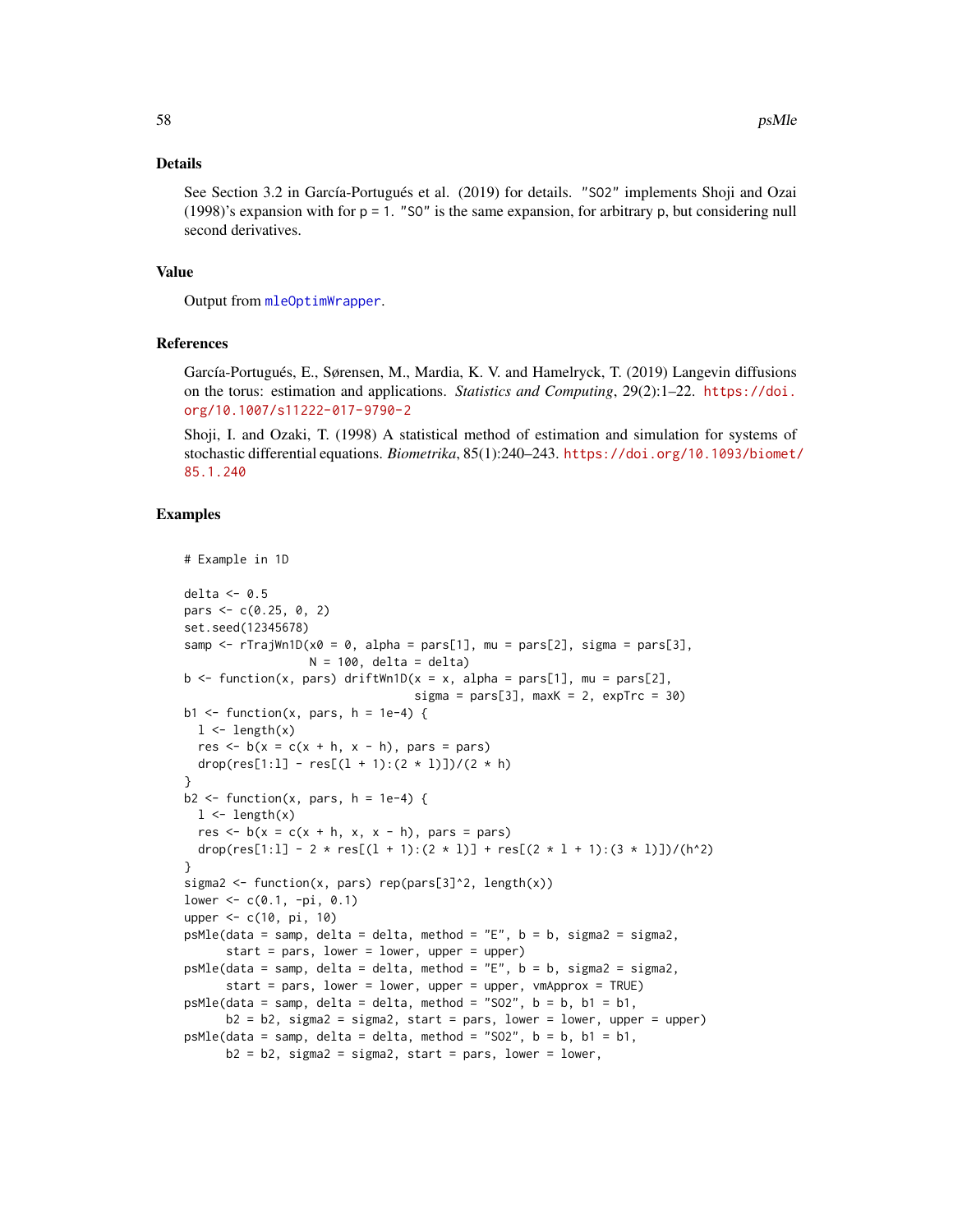## Details

See Section 3.2 in García-Portugués et al. (2019) for details. "SO2" implements Shoji and Ozai (1998)'s expansion with for p = 1. "SO" is the same expansion, for arbitrary p, but considering null second derivatives.

## Value

Output from mleOptimWrapper.

## References

García-Portugués, E., Sørensen, M., Mardia, K. V. and Hamelryck, T. (2019) Langevin diffusions on the torus: estimation and applications. *Statistics and Computing*, 29(2):1–22. https://doi.org/10.1007/s11222-017-9790-2

Shoji, I. and Ozaki, T. (1998) A statistical method of estimation and simulation for systems of stochastic differential equations. *Biometrika*, 85(1):240–243. https://doi.org/10.1093/biomet/85.1.240

## Examples

```
# Example in 1D

delta <- 0.5
pars <- c(0.25, 0, 2)
set.seed(12345678)
samp <- rTrajWn1D(x0 = 0, alpha = pars[1], mu = pars[2], sigma = pars[3],
                  N = 100, delta = delta)
b <- function(x, pars) driftWn1D(x = x, alpha = pars[1], mu = pars[2],
                                 sigma = pars[3], maxK = 2, expTrc = 30)
b1 <- function(x, pars, h = 1e-4) {
  l <- length(x)
  res <- b(x = c(x + h, x - h), pars = pars)
  drop(res[1:l] - res[(l + 1):(2 * l)])/(2 * h)
}
b2 <- function(x, pars, h = 1e-4) {
  l <- length(x)
  res <- b(x = c(x + h, x, x - h), pars = pars)
  drop(res[1:l] - 2 * res[(l + 1):(2 * l)] + res[(2 * l + 1):(3 * l)])/(h^2)
}
sigma2 <- function(x, pars) rep(pars[3]^2, length(x))
lower <- c(0.1, -pi, 0.1)
upper <- c(10, pi, 10)
psMle(data = samp, delta = delta, method = "E", b = b, sigma2 = sigma2,
      start = pars, lower = lower, upper = upper)
psMle(data = samp, delta = delta, method = "E", b = b, sigma2 = sigma2,
      start = pars, lower = lower, upper = upper, vmApprox = TRUE)
psMle(data = samp, delta = delta, method = "SO2", b = b, b1 = b1,
      b2 = b2, sigma2 = sigma2, start = pars, lower = lower, upper = upper)
psMle(data = samp, delta = delta, method = "SO2", b = b, b1 = b1,
      b2 = b2, sigma2 = sigma2, start = pars, lower = lower,
```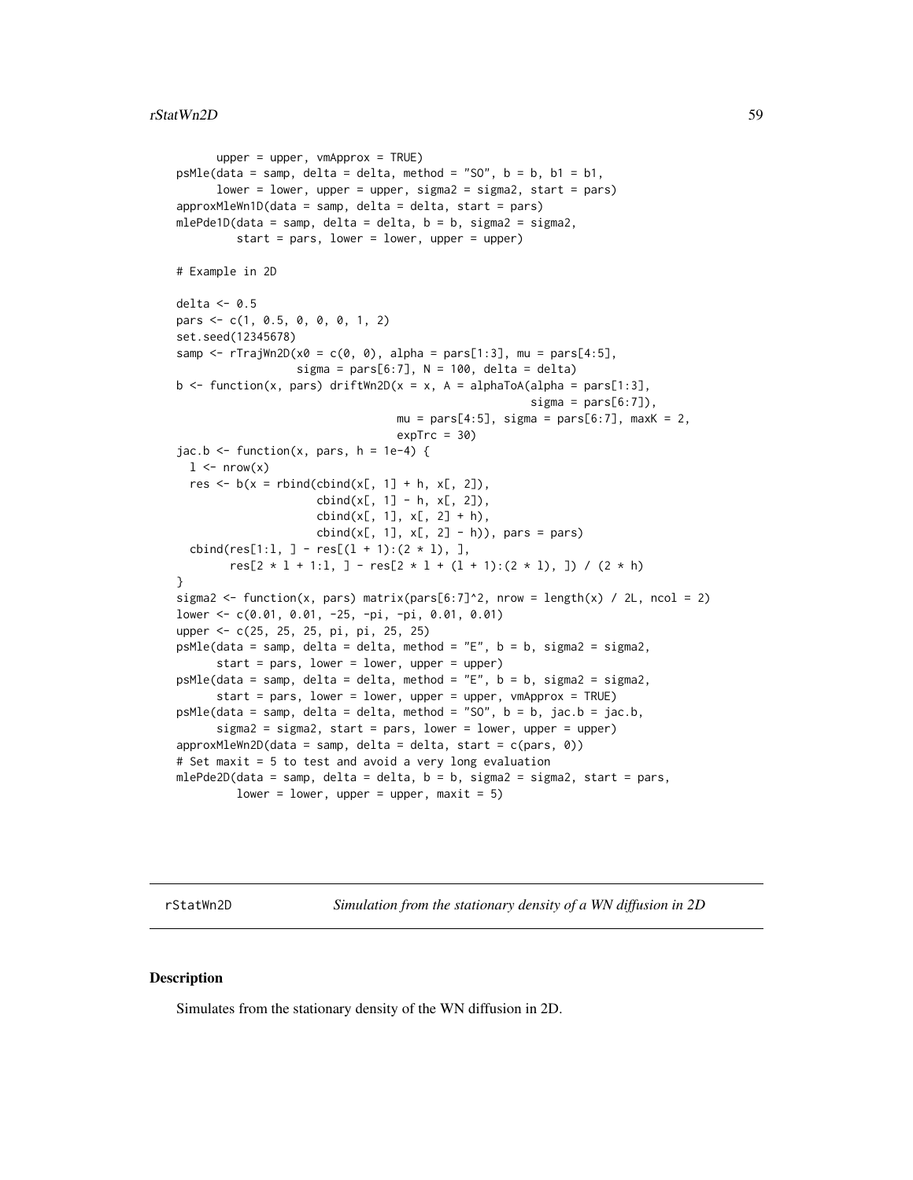```
      upper = upper, vmApprox = TRUE)
psMle(data = samp, delta = delta, method = "SO", b = b, b1 = b1,
      lower = lower, upper = upper, sigma2 = sigma2, start = pars)
approxMleWn1D(data = samp, delta = delta, start = pars)
mlePde1D(data = samp, delta = delta, b = b, sigma2 = sigma2,
         start = pars, lower = lower, upper = upper)

# Example in 2D

delta <- 0.5
pars <- c(1, 0.5, 0, 0, 0, 1, 2)
set.seed(12345678)
samp <- rTrajWn2D(x0 = c(0, 0), alpha = pars[1:3], mu = pars[4:5],
                  sigma = pars[6:7], N = 100, delta = delta)
b <- function(x, pars) driftWn2D(x = x, A = alphaToA(alpha = pars[1:3],
                                                      sigma = pars[6:7]),
                                 mu = pars[4:5], sigma = pars[6:7], maxK = 2,
                                 expTrc = 30)
jac.b <- function(x, pars, h = 1e-4) {
  l <- nrow(x)
  res <- b(x = rbind(cbind(x[, 1] + h, x[, 2]),
                     cbind(x[, 1] - h, x[, 2]),
                     cbind(x[, 1], x[, 2] + h),
                     cbind(x[, 1], x[, 2] - h)), pars = pars)
  cbind(res[1:l, ] - res[(l + 1):(2 * l), ],
        res[2 * l + 1:l, ] - res[2 * l + (l + 1):(2 * l), ]) / (2 * h)
}
sigma2 <- function(x, pars) matrix(pars[6:7]^2, nrow = length(x) / 2L, ncol = 2)
lower <- c(0.01, 0.01, -25, -pi, -pi, 0.01, 0.01)
upper <- c(25, 25, 25, pi, pi, 25, 25)
psMle(data = samp, delta = delta, method = "E", b = b, sigma2 = sigma2,
      start = pars, lower = lower, upper = upper)
psMle(data = samp, delta = delta, method = "E", b = b, sigma2 = sigma2,
      start = pars, lower = lower, upper = upper, vmApprox = TRUE)
psMle(data = samp, delta = delta, method = "SO", b = b, jac.b = jac.b,
      sigma2 = sigma2, start = pars, lower = lower, upper = upper)
approxMleWn2D(data = samp, delta = delta, start = c(pars, 0))
# Set maxit = 5 to test and avoid a very long evaluation
mlePde2D(data = samp, delta = delta, b = b, sigma2 = sigma2, start = pars,
         lower = lower, upper = upper, maxit = 5)
```

## rStatWn2D — *Simulation from the stationary density of a WN diffusion in 2D*

### Description

Simulates from the stationary density of the WN diffusion in 2D.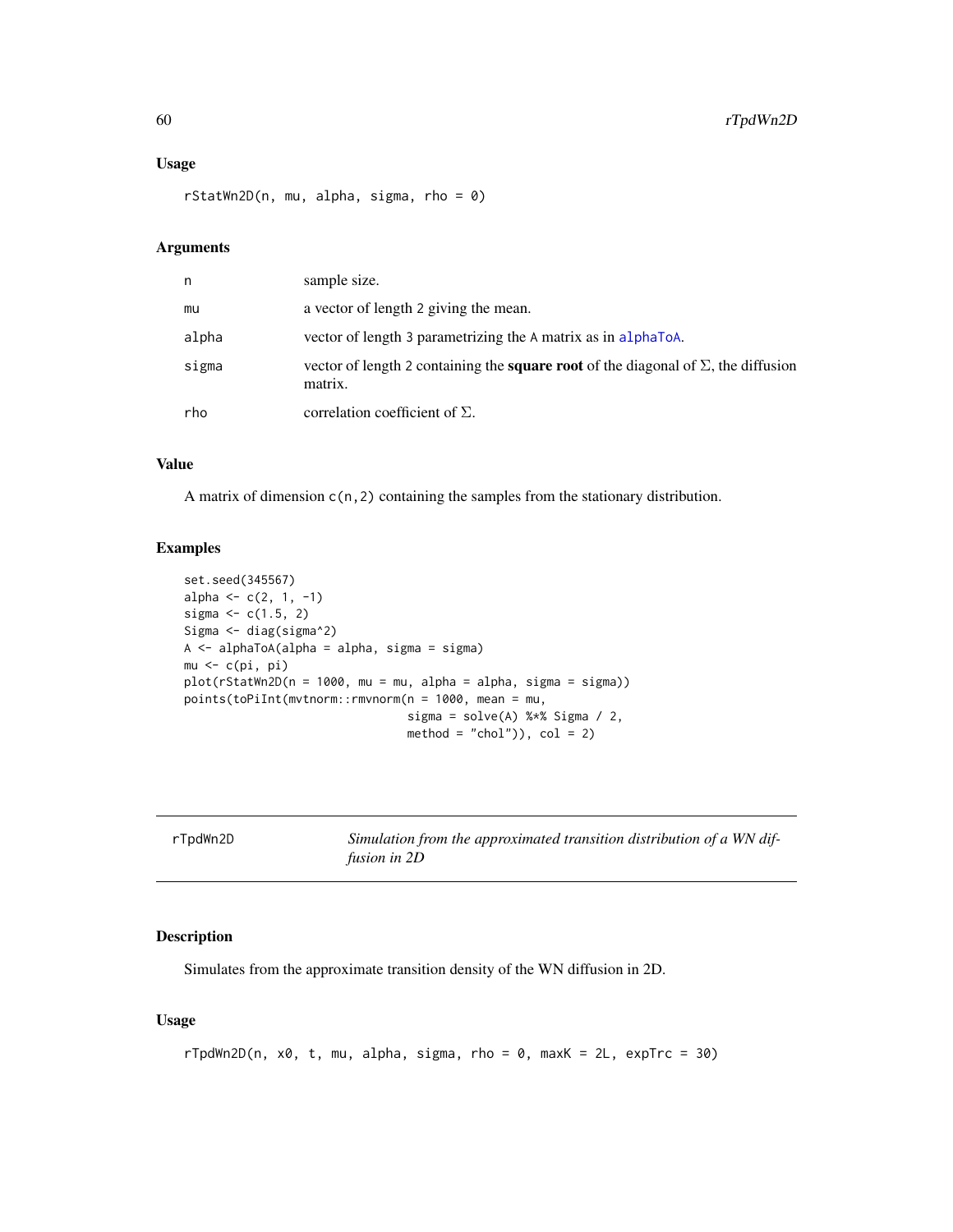## Usage

```
rStatWn2D(n, mu, alpha, sigma, rho = 0)
```

## Arguments

| | |
|---|---|
| n | sample size. |
| mu | a vector of length 2 giving the mean. |
| alpha | vector of length 3 parametrizing the A matrix as in alphaToA. |
| sigma | vector of length 2 containing the **square root** of the diagonal of $\Sigma$, the diffusion matrix. |
| rho | correlation coefficient of $\Sigma$. |

## Value

A matrix of dimension c(n,2) containing the samples from the stationary distribution.

## Examples

```
set.seed(345567)
alpha <- c(2, 1, -1)
sigma <- c(1.5, 2)
Sigma <- diag(sigma^2)
A <- alphaToA(alpha = alpha, sigma = sigma)
mu <- c(pi, pi)
plot(rStatWn2D(n = 1000, mu = mu, alpha = alpha, sigma = sigma))
points(toPiInt(mvtnorm::rmvnorm(n = 1000, mean = mu,
                                sigma = solve(A) %*% Sigma / 2,
                                method = "chol")), col = 2)
```

---

# rTpdWn2D — *Simulation from the approximated transition distribution of a WN diffusion in 2D*

## Description

Simulates from the approximate transition density of the WN diffusion in 2D.

## Usage

```
rTpdWn2D(n, x0, t, mu, alpha, sigma, rho = 0, maxK = 2L, expTrc = 30)
```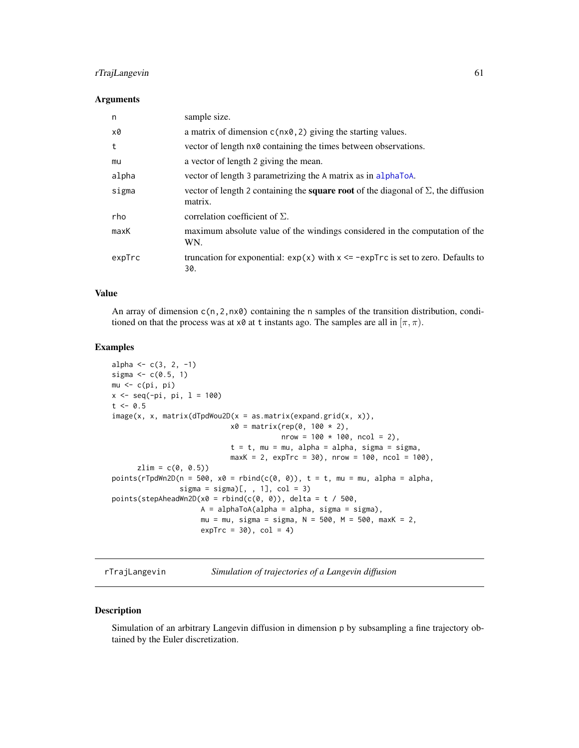### Arguments

| | |
|---|---|
| n | sample size. |
| x0 | a matrix of dimension c(nx0,2) giving the starting values. |
| t | vector of length nx0 containing the times between observations. |
| mu | a vector of length 2 giving the mean. |
| alpha | vector of length 3 parametrizing the A matrix as in alphaToA. |
| sigma | vector of length 2 containing the **square root** of the diagonal of $\Sigma$, the diffusion matrix. |
| rho | correlation coefficient of $\Sigma$. |
| maxK | maximum absolute value of the windings considered in the computation of the WN. |
| expTrc | truncation for exponential: exp(x) with x <= -expTrc is set to zero. Defaults to 30. |

### Value

An array of dimension c(n,2,nx0) containing the n samples of the transition distribution, conditioned on that the process was at x0 at t instants ago. The samples are all in $[\pi, \pi)$.

### Examples

```
alpha <- c(3, 2, -1)
sigma <- c(0.5, 1)
mu <- c(pi, pi)
x <- seq(-pi, pi, l = 100)
t <- 0.5
image(x, x, matrix(dTpdWou2D(x = as.matrix(expand.grid(x, x)),
                            x0 = matrix(rep(0, 100 * 2),
                                        nrow = 100 * 100, ncol = 2),
                            t = t, mu = mu, alpha = alpha, sigma = sigma,
                            maxK = 2, expTrc = 30), nrow = 100, ncol = 100),
      zlim = c(0, 0.5))
points(rTpdWn2D(n = 500, x0 = rbind(c(0, 0)), t = t, mu = mu, alpha = alpha,
                sigma = sigma)[, , 1], col = 3)
points(stepAheadWn2D(x0 = rbind(c(0, 0)), delta = t / 500,
                     A = alphaToA(alpha = alpha, sigma = sigma),
                     mu = mu, sigma = sigma, N = 500, M = 500, maxK = 2,
                     expTrc = 30), col = 4)
```

---

## rTrajLangevin *Simulation of trajectories of a Langevin diffusion*

### Description

Simulation of an arbitrary Langevin diffusion in dimension p by subsampling a fine trajectory obtained by the Euler discretization.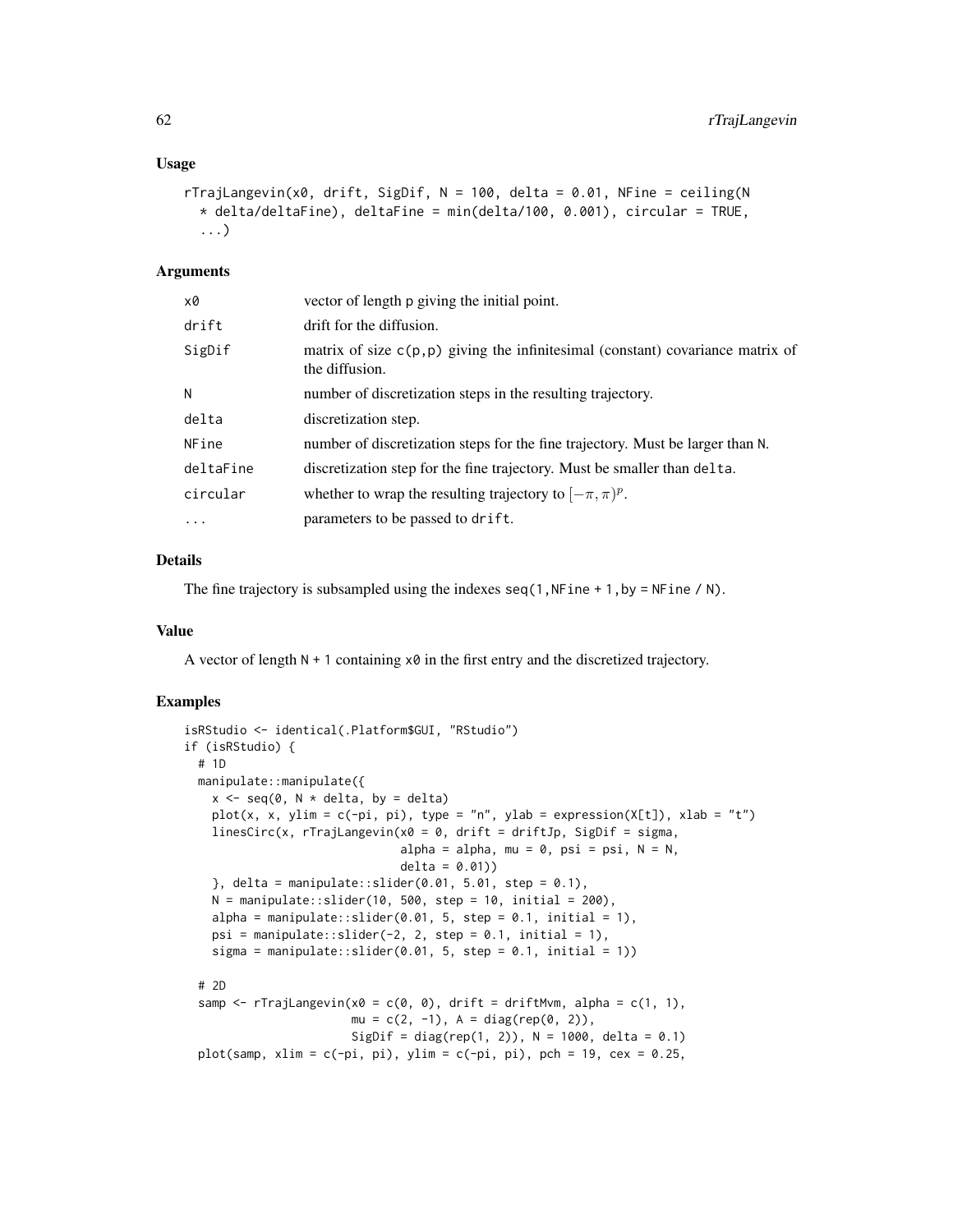### Usage

```
rTrajLangevin(x0, drift, SigDif, N = 100, delta = 0.01, NFine = ceiling(N
  * delta/deltaFine), deltaFine = min(delta/100, 0.001), circular = TRUE,
  ...)
```

### Arguments

| | |
|---|---|
| x0 | vector of length p giving the initial point. |
| drift | drift for the diffusion. |
| SigDif | matrix of size c(p,p) giving the infinitesimal (constant) covariance matrix of the diffusion. |
| N | number of discretization steps in the resulting trajectory. |
| delta | discretization step. |
| NFine | number of discretization steps for the fine trajectory. Must be larger than N. |
| deltaFine | discretization step for the fine trajectory. Must be smaller than delta. |
| circular | whether to wrap the resulting trajectory to $[-\pi, \pi)^p$. |
| ... | parameters to be passed to drift. |

### Details

The fine trajectory is subsampled using the indexes `seq(1,NFine + 1,by = NFine / N)`.

### Value

A vector of length `N + 1` containing `x0` in the first entry and the discretized trajectory.

### Examples

```
isRStudio <- identical(.Platform$GUI, "RStudio")
if (isRStudio) {
  # 1D
  manipulate::manipulate({
    x <- seq(0, N * delta, by = delta)
    plot(x, x, ylim = c(-pi, pi), type = "n", ylab = expression(X[t]), xlab = "t")
    linesCirc(x, rTrajLangevin(x0 = 0, drift = driftJp, SigDif = sigma,
                               alpha = alpha, mu = 0, psi = psi, N = N,
                               delta = 0.01))
    }, delta = manipulate::slider(0.01, 5.01, step = 0.1),
    N = manipulate::slider(10, 500, step = 10, initial = 200),
    alpha = manipulate::slider(0.01, 5, step = 0.1, initial = 1),
    psi = manipulate::slider(-2, 2, step = 0.1, initial = 1),
    sigma = manipulate::slider(0.01, 5, step = 0.1, initial = 1))

  # 2D
  samp <- rTrajLangevin(x0 = c(0, 0), drift = driftMvm, alpha = c(1, 1),
                        mu = c(2, -1), A = diag(rep(0, 2)),
                        SigDif = diag(rep(1, 2)), N = 1000, delta = 0.1)
  plot(samp, xlim = c(-pi, pi), ylim = c(-pi, pi), pch = 19, cex = 0.25,
```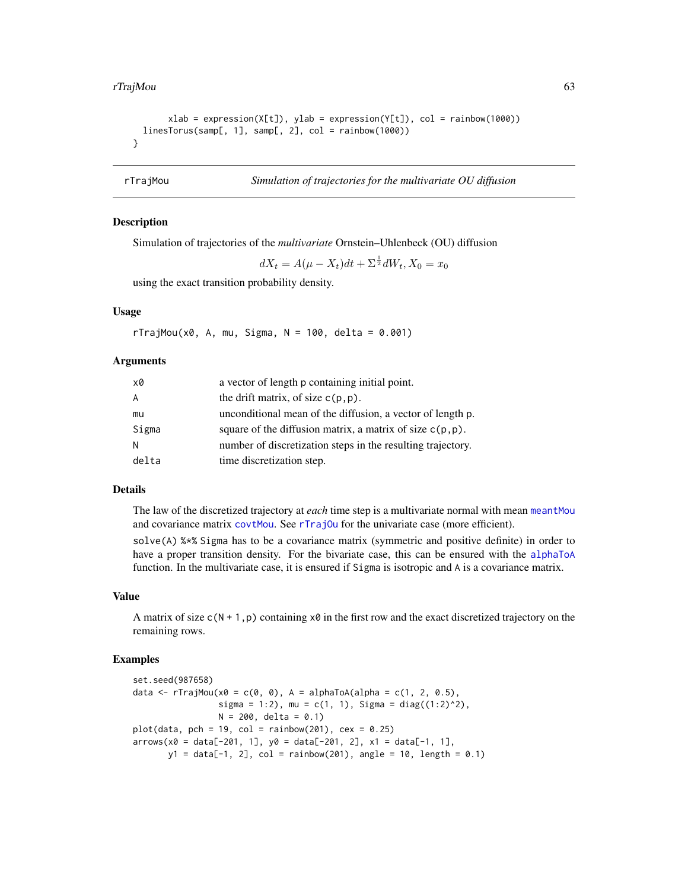```
        xlab = expression(X[t]), ylab = expression(Y[t]), col = rainbow(1000))
  linesTorus(samp[, 1], samp[, 2], col = rainbow(1000))
}
```

---

rTrajMou — *Simulation of trajectories for the multivariate OU diffusion*

---

### Description

Simulation of trajectories of the *multivariate* Ornstein–Uhlenbeck (OU) diffusion

$$dX_t = A(\mu - X_t)dt + \Sigma^{\frac{1}{2}}dW_t, X_0 = x_0$$

using the exact transition probability density.

### Usage

```
rTrajMou(x0, A, mu, Sigma, N = 100, delta = 0.001)
```

### Arguments

| | |
|---|---|
| x0 | a vector of length p containing initial point. |
| A | the drift matrix, of size c(p,p). |
| mu | unconditional mean of the diffusion, a vector of length p. |
| Sigma | square of the diffusion matrix, a matrix of size c(p,p). |
| N | number of discretization steps in the resulting trajectory. |
| delta | time discretization step. |

### Details

The law of the discretized trajectory at *each* time step is a multivariate normal with mean meantMou and covariance matrix covtMou. See rTrajOu for the univariate case (more efficient).

solve(A) %*% Sigma has to be a covariance matrix (symmetric and positive definite) in order to have a proper transition density. For the bivariate case, this can be ensured with the alphaToA function. In the multivariate case, it is ensured if Sigma is isotropic and A is a covariance matrix.

### Value

A matrix of size c(N + 1,p) containing x0 in the first row and the exact discretized trajectory on the remaining rows.

### Examples

```
set.seed(987658)
data <- rTrajMou(x0 = c(0, 0), A = alphaToA(alpha = c(1, 2, 0.5),
                 sigma = 1:2), mu = c(1, 1), Sigma = diag((1:2)^2),
                 N = 200, delta = 0.1)
plot(data, pch = 19, col = rainbow(201), cex = 0.25)
arrows(x0 = data[-201, 1], y0 = data[-201, 2], x1 = data[-1, 1],
       y1 = data[-1, 2], col = rainbow(201), angle = 10, length = 0.1)
```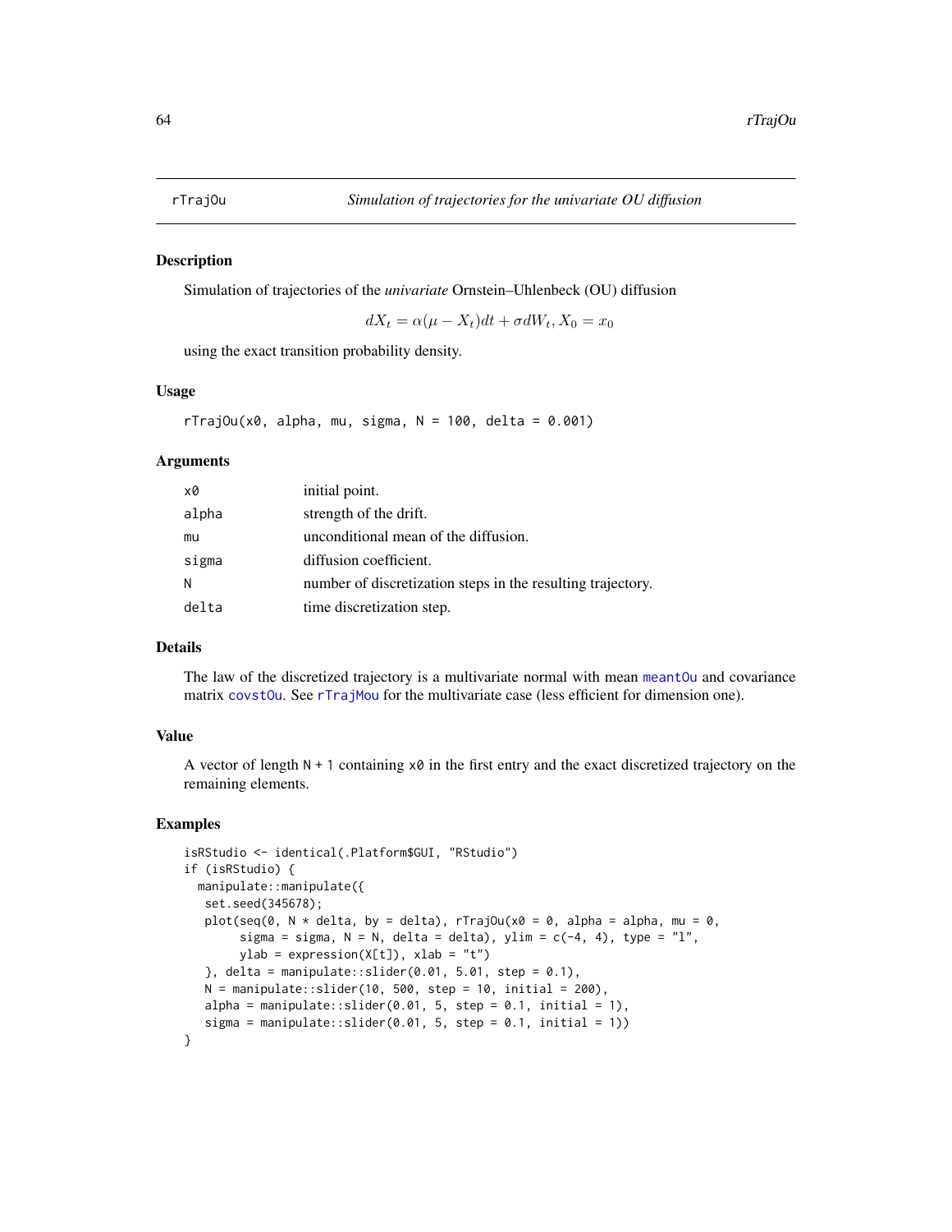rTrajOu | *Simulation of trajectories for the univariate OU diffusion*
---|---

## Description

Simulation of trajectories of the *univariate* Ornstein–Uhlenbeck (OU) diffusion

$$dX_t = \alpha(\mu - X_t)dt + \sigma dW_t, X_0 = x_0$$

using the exact transition probability density.

## Usage

```
rTrajOu(x0, alpha, mu, sigma, N = 100, delta = 0.001)
```

## Arguments

| | |
|---|---|
| x0 | initial point. |
| alpha | strength of the drift. |
| mu | unconditional mean of the diffusion. |
| sigma | diffusion coefficient. |
| N | number of discretization steps in the resulting trajectory. |
| delta | time discretization step. |

## Details

The law of the discretized trajectory is a multivariate normal with mean meantOu and covariance matrix covstOu. See rTrajMou for the multivariate case (less efficient for dimension one).

## Value

A vector of length N + 1 containing x0 in the first entry and the exact discretized trajectory on the remaining elements.

## Examples

```
isRStudio <- identical(.Platform$GUI, "RStudio")
if (isRStudio) {
  manipulate::manipulate({
   set.seed(345678);
   plot(seq(0, N * delta, by = delta), rTrajOu(x0 = 0, alpha = alpha, mu = 0,
        sigma = sigma, N = N, delta = delta), ylim = c(-4, 4), type = "l",
        ylab = expression(X[t]), xlab = "t")
   }, delta = manipulate::slider(0.01, 5.01, step = 0.1),
   N = manipulate::slider(10, 500, step = 10, initial = 200),
   alpha = manipulate::slider(0.01, 5, step = 0.1, initial = 1),
   sigma = manipulate::slider(0.01, 5, step = 0.1, initial = 1))
}
```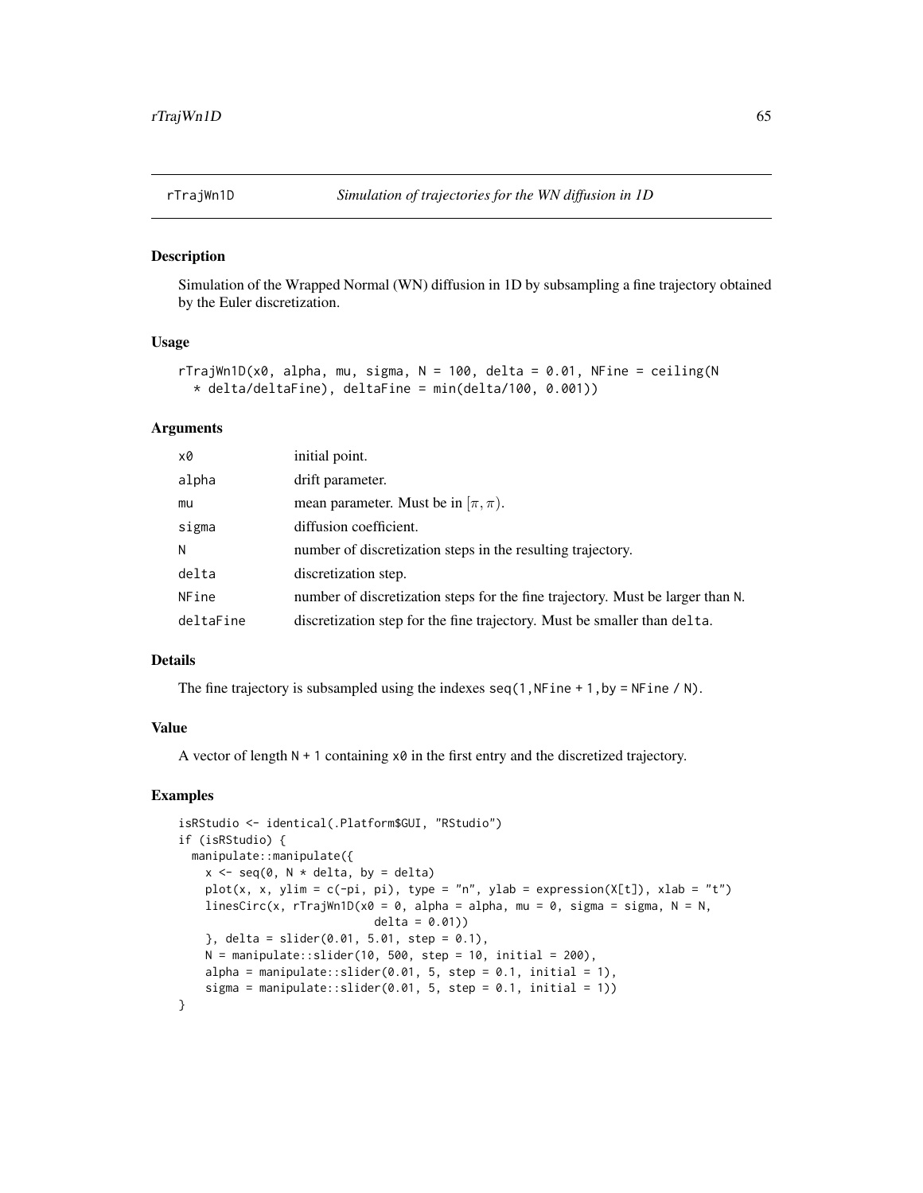## rTrajWn1D — *Simulation of trajectories for the WN diffusion in 1D*

### Description

Simulation of the Wrapped Normal (WN) diffusion in 1D by subsampling a fine trajectory obtained by the Euler discretization.

### Usage

```
rTrajWn1D(x0, alpha, mu, sigma, N = 100, delta = 0.01, NFine = ceiling(N
  * delta/deltaFine), deltaFine = min(delta/100, 0.001))
```

### Arguments

| | |
|---|---|
| x0 | initial point. |
| alpha | drift parameter. |
| mu | mean parameter. Must be in $[\pi, \pi)$. |
| sigma | diffusion coefficient. |
| N | number of discretization steps in the resulting trajectory. |
| delta | discretization step. |
| NFine | number of discretization steps for the fine trajectory. Must be larger than N. |
| deltaFine | discretization step for the fine trajectory. Must be smaller than delta. |

### Details

The fine trajectory is subsampled using the indexes `seq(1, NFine + 1, by = NFine / N)`.

### Value

A vector of length `N + 1` containing `x0` in the first entry and the discretized trajectory.

### Examples

```
isRStudio <- identical(.Platform$GUI, "RStudio")
if (isRStudio) {
  manipulate::manipulate({
    x <- seq(0, N * delta, by = delta)
    plot(x, x, ylim = c(-pi, pi), type = "n", ylab = expression(X[t]), xlab = "t")
    linesCirc(x, rTrajWn1D(x0 = 0, alpha = alpha, mu = 0, sigma = sigma, N = N,
                           delta = 0.01))
    }, delta = slider(0.01, 5.01, step = 0.1),
    N = manipulate::slider(10, 500, step = 10, initial = 200),
    alpha = manipulate::slider(0.01, 5, step = 0.1, initial = 1),
    sigma = manipulate::slider(0.01, 5, step = 0.1, initial = 1))
}
```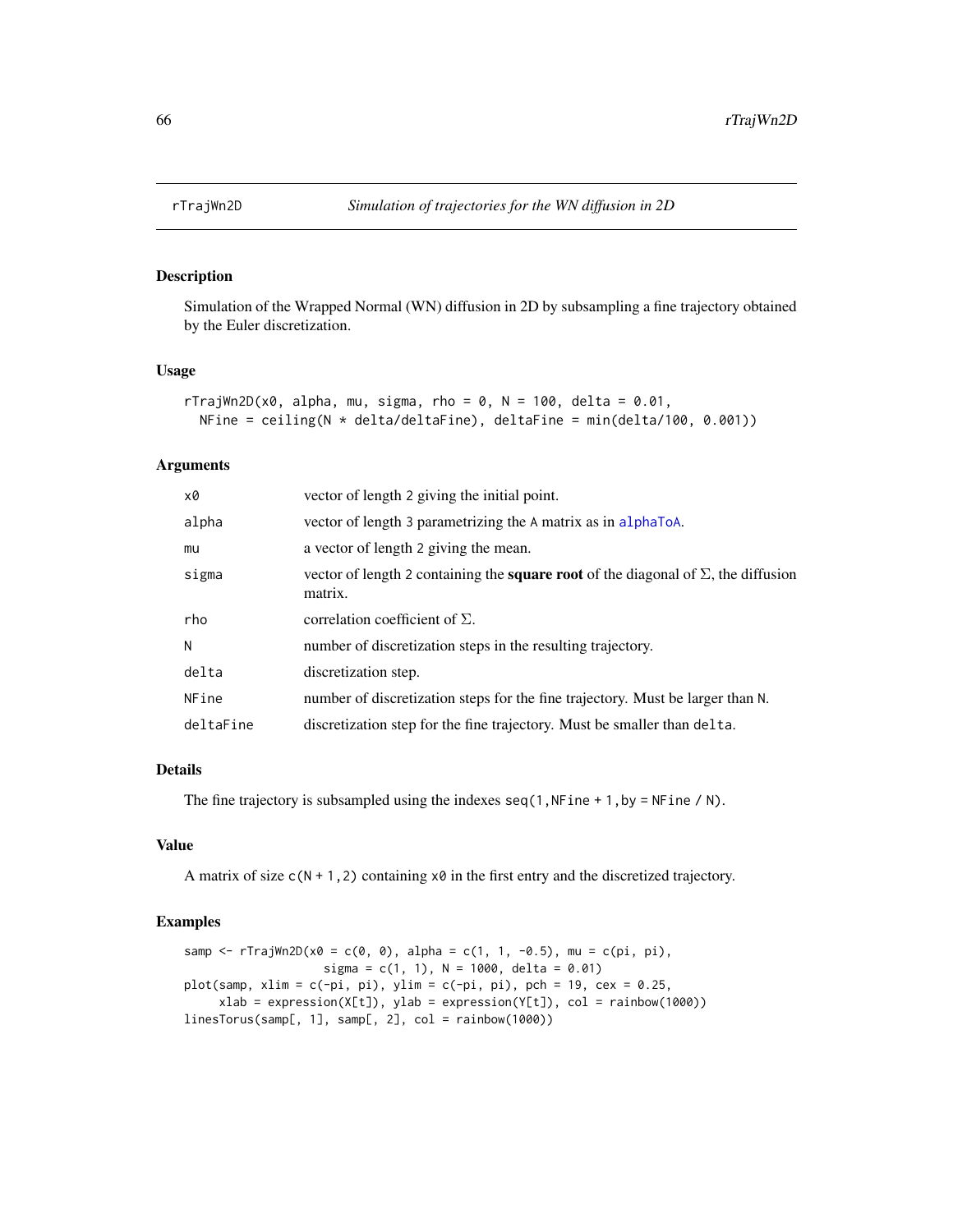rTrajWn2D *Simulation of trajectories for the WN diffusion in 2D*

## Description

Simulation of the Wrapped Normal (WN) diffusion in 2D by subsampling a fine trajectory obtained by the Euler discretization.

## Usage

```
rTrajWn2D(x0, alpha, mu, sigma, rho = 0, N = 100, delta = 0.01,
  NFine = ceiling(N * delta/deltaFine), deltaFine = min(delta/100, 0.001))
```

## Arguments

| | |
|---|---|
| x0 | vector of length 2 giving the initial point. |
| alpha | vector of length 3 parametrizing the A matrix as in alphaToA. |
| mu | a vector of length 2 giving the mean. |
| sigma | vector of length 2 containing the **square root** of the diagonal of $\Sigma$, the diffusion matrix. |
| rho | correlation coefficient of $\Sigma$. |
| N | number of discretization steps in the resulting trajectory. |
| delta | discretization step. |
| NFine | number of discretization steps for the fine trajectory. Must be larger than N. |
| deltaFine | discretization step for the fine trajectory. Must be smaller than delta. |

## Details

The fine trajectory is subsampled using the indexes `seq(1, NFine + 1, by = NFine / N)`.

## Value

A matrix of size `c(N + 1, 2)` containing x0 in the first entry and the discretized trajectory.

## Examples

```
samp <- rTrajWn2D(x0 = c(0, 0), alpha = c(1, 1, -0.5), mu = c(pi, pi),
                  sigma = c(1, 1), N = 1000, delta = 0.01)
plot(samp, xlim = c(-pi, pi), ylim = c(-pi, pi), pch = 19, cex = 0.25,
     xlab = expression(X[t]), ylab = expression(Y[t]), col = rainbow(1000))
linesTorus(samp[, 1], samp[, 2], col = rainbow(1000))
```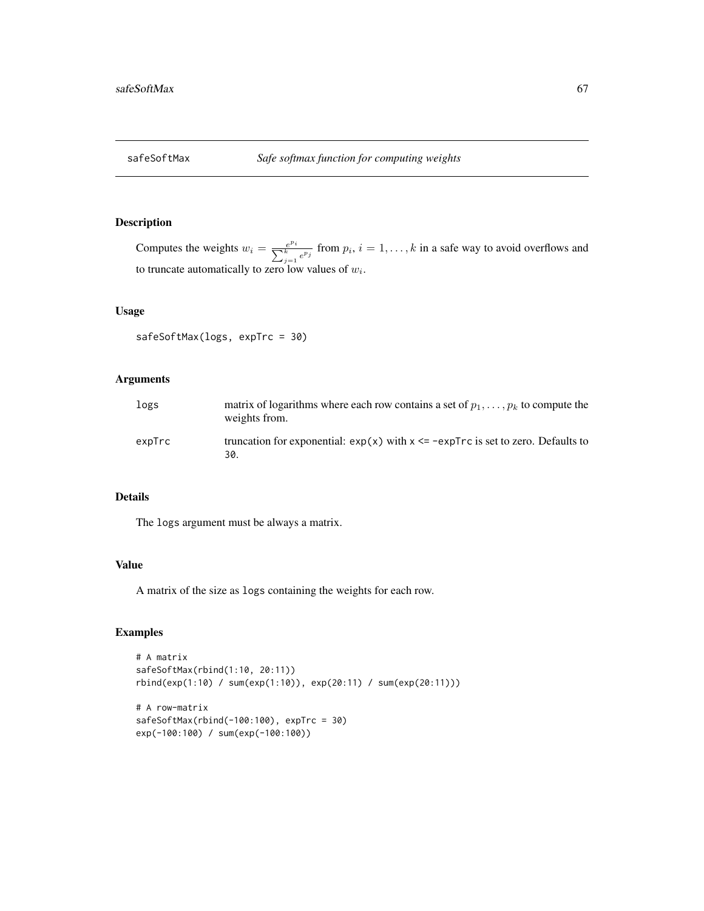# safeSoftMax *Safe softmax function for computing weights*

## Description

Computes the weights $w_i = \frac{e^{p_i}}{\sum_{j=1}^{k} e^{p_j}}$ from $p_i$, $i = 1, \ldots, k$ in a safe way to avoid overflows and to truncate automatically to zero low values of $w_i$.

## Usage

```
safeSoftMax(logs, expTrc = 30)
```

## Arguments

| | |
|---|---|
| `logs` | matrix of logarithms where each row contains a set of $p_1, \ldots, p_k$ to compute the weights from. |
| `expTrc` | truncation for exponential: `exp(x)` with `x <= -expTrc` is set to zero. Defaults to `30`. |

## Details

The `logs` argument must be always a matrix.

## Value

A matrix of the size as `logs` containing the weights for each row.

## Examples

```
# A matrix
safeSoftMax(rbind(1:10, 20:11))
rbind(exp(1:10) / sum(exp(1:10)), exp(20:11) / sum(exp(20:11)))

# A row-matrix
safeSoftMax(rbind(-100:100), expTrc = 30)
exp(-100:100) / sum(exp(-100:100))
```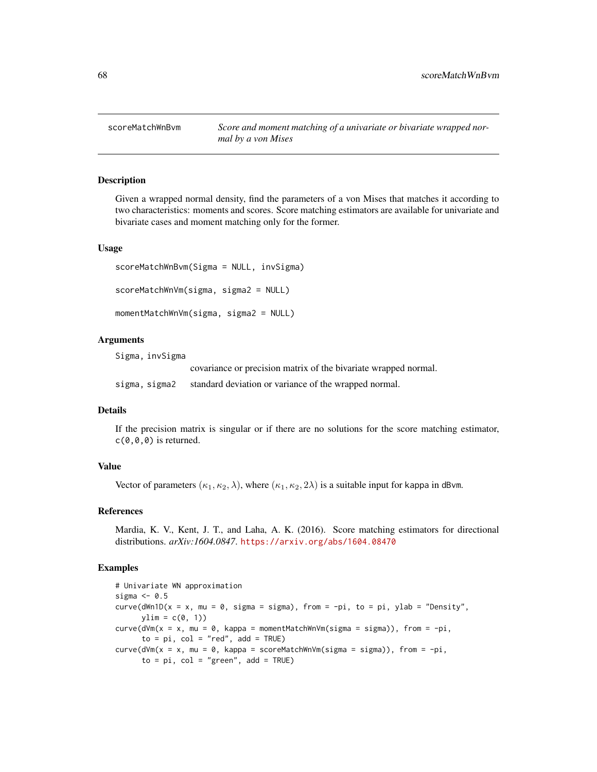# scoreMatchWnBvm

*Score and moment matching of a univariate or bivariate wrapped normal by a von Mises*

## Description

Given a wrapped normal density, find the parameters of a von Mises that matches it according to two characteristics: moments and scores. Score matching estimators are available for univariate and bivariate cases and moment matching only for the former.

## Usage

```
scoreMatchWnBvm(Sigma = NULL, invSigma)

scoreMatchWnVm(sigma, sigma2 = NULL)

momentMatchWnVm(sigma, sigma2 = NULL)
```

## Arguments

| | |
|---|---|
| Sigma, invSigma | covariance or precision matrix of the bivariate wrapped normal. |
| sigma, sigma2 | standard deviation or variance of the wrapped normal. |

## Details

If the precision matrix is singular or if there are no solutions for the score matching estimator, `c(0,0,0)` is returned.

## Value

Vector of parameters $(\kappa_1, \kappa_2, \lambda)$, where $(\kappa_1, \kappa_2, 2\lambda)$ is a suitable input for `kappa` in `dBvm`.

## References

Mardia, K. V., Kent, J. T., and Laha, A. K. (2016). Score matching estimators for directional distributions. *arXiv:1604.0847*. https://arxiv.org/abs/1604.08470

## Examples

```
# Univariate WN approximation
sigma <- 0.5
curve(dWn1D(x = x, mu = 0, sigma = sigma), from = -pi, to = pi, ylab = "Density",
      ylim = c(0, 1))
curve(dVm(x = x, mu = 0, kappa = momentMatchWnVm(sigma = sigma)), from = -pi,
      to = pi, col = "red", add = TRUE)
curve(dVm(x = x, mu = 0, kappa = scoreMatchWnVm(sigma = sigma)), from = -pi,
      to = pi, col = "green", add = TRUE)
```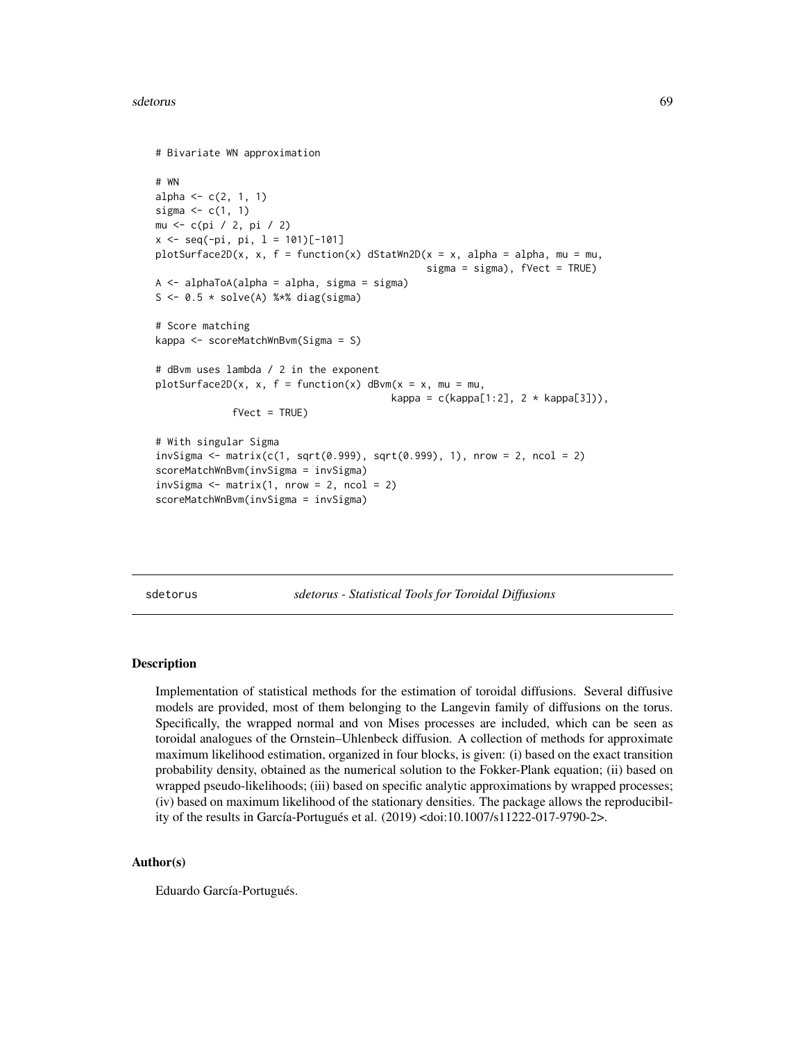```
# Bivariate WN approximation

# WN
alpha <- c(2, 1, 1)
sigma <- c(1, 1)
mu <- c(pi / 2, pi / 2)
x <- seq(-pi, pi, l = 101)[-101]
plotSurface2D(x, x, f = function(x) dStatWn2D(x = x, alpha = alpha, mu = mu,
                                              sigma = sigma), fVect = TRUE)
A <- alphaToA(alpha = alpha, sigma = sigma)
S <- 0.5 * solve(A) %*% diag(sigma)

# Score matching
kappa <- scoreMatchWnBvm(Sigma = S)

# dBvm uses lambda / 2 in the exponent
plotSurface2D(x, x, f = function(x) dBvm(x = x, mu = mu,
                                         kappa = c(kappa[1:2], 2 * kappa[3])),
              fVect = TRUE)

# With singular Sigma
invSigma <- matrix(c(1, sqrt(0.999), sqrt(0.999), 1), nrow = 2, ncol = 2)
scoreMatchWnBvm(invSigma = invSigma)
invSigma <- matrix(1, nrow = 2, ncol = 2)
scoreMatchWnBvm(invSigma = invSigma)
```

---

sdetorus        *sdetorus - Statistical Tools for Toroidal Diffusions*

---

### Description

Implementation of statistical methods for the estimation of toroidal diffusions. Several diffusive models are provided, most of them belonging to the Langevin family of diffusions on the torus. Specifically, the wrapped normal and von Mises processes are included, which can be seen as toroidal analogues of the Ornstein–Uhlenbeck diffusion. A collection of methods for approximate maximum likelihood estimation, organized in four blocks, is given: (i) based on the exact transition probability density, obtained as the numerical solution to the Fokker-Plank equation; (ii) based on wrapped pseudo-likelihoods; (iii) based on specific analytic approximations by wrapped processes; (iv) based on maximum likelihood of the stationary densities. The package allows the reproducibility of the results in García-Portugués et al. (2019) <doi:10.1007/s11222-017-9790-2>.

### Author(s)

Eduardo García-Portugués.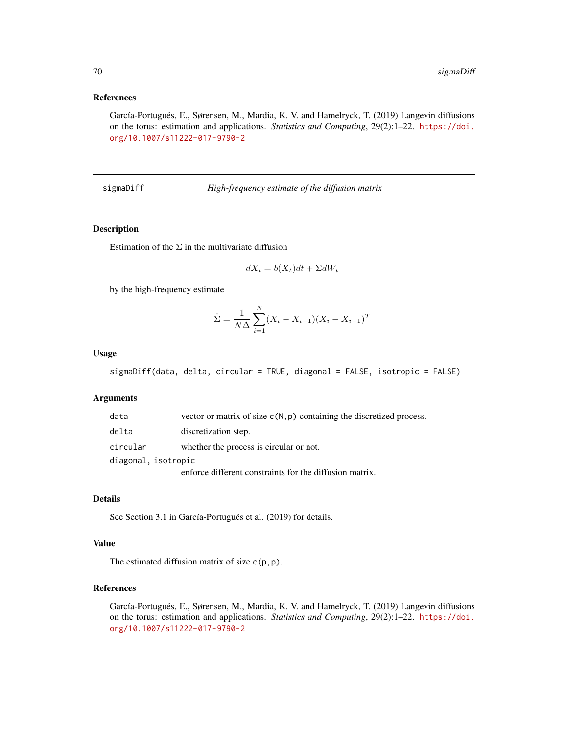### References

García-Portugués, E., Sørensen, M., Mardia, K. V. and Hamelryck, T. (2019) Langevin diffusions on the torus: estimation and applications. *Statistics and Computing*, 29(2):1–22. https://doi.org/10.1007/s11222-017-9790-2

---

## sigmaDiff — *High-frequency estimate of the diffusion matrix*

---

### Description

Estimation of the $\Sigma$ in the multivariate diffusion

$$dX_t = b(X_t)dt + \Sigma dW_t$$

by the high-frequency estimate

$$\hat{\Sigma} = \frac{1}{N\Delta}\sum_{i=1}^{N}(X_i - X_{i-1})(X_i - X_{i-1})^T$$

### Usage

```
sigmaDiff(data, delta, circular = TRUE, diagonal = FALSE, isotropic = FALSE)
```

### Arguments

| | |
|---|---|
| `data` | vector or matrix of size `c(N,p)` containing the discretized process. |
| `delta` | discretization step. |
| `circular` | whether the process is circular or not. |
| `diagonal, isotropic` | enforce different constraints for the diffusion matrix. |

### Details

See Section 3.1 in García-Portugués et al. (2019) for details.

### Value

The estimated diffusion matrix of size `c(p,p)`.

### References

García-Portugués, E., Sørensen, M., Mardia, K. V. and Hamelryck, T. (2019) Langevin diffusions on the torus: estimation and applications. *Statistics and Computing*, 29(2):1–22. https://doi.org/10.1007/s11222-017-9790-2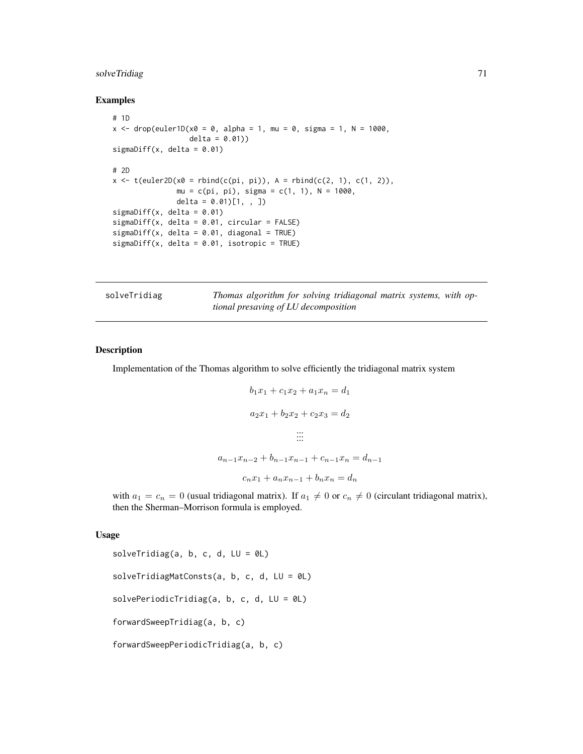## Examples

```
# 1D
x <- drop(euler1D(x0 = 0, alpha = 1, mu = 0, sigma = 1, N = 1000,
                  delta = 0.01))
sigmaDiff(x, delta = 0.01)

# 2D
x <- t(euler2D(x0 = rbind(c(pi, pi)), A = rbind(c(2, 1), c(1, 2)),
               mu = c(pi, pi), sigma = c(1, 1), N = 1000,
               delta = 0.01)[1, , ])
sigmaDiff(x, delta = 0.01)
sigmaDiff(x, delta = 0.01, circular = FALSE)
sigmaDiff(x, delta = 0.01, diagonal = TRUE)
sigmaDiff(x, delta = 0.01, isotropic = TRUE)
```

---

# solveTridiag

*Thomas algorithm for solving tridiagonal matrix systems, with optional presaving of LU decomposition*

---

## Description

Implementation of the Thomas algorithm to solve efficiently the tridiagonal matrix system

$$b_1 x_1 + c_1 x_2 + a_1 x_n = d_1$$

$$a_2 x_1 + b_2 x_2 + c_2 x_3 = d_2$$

$$\vdots \vdots$$

$$a_{n-1} x_{n-2} + b_{n-1} x_{n-1} + c_{n-1} x_n = d_{n-1}$$

$$c_n x_1 + a_n x_{n-1} + b_n x_n = d_n$$

with $a_1 = c_n = 0$ (usual tridiagonal matrix). If $a_1 \neq 0$ or $c_n \neq 0$ (circulant tridiagonal matrix), then the Sherman–Morrison formula is employed.

## Usage

```
solveTridiag(a, b, c, d, LU = 0L)

solveTridiagMatConsts(a, b, c, d, LU = 0L)

solvePeriodicTridiag(a, b, c, d, LU = 0L)

forwardSweepTridiag(a, b, c)

forwardSweepPeriodicTridiag(a, b, c)
```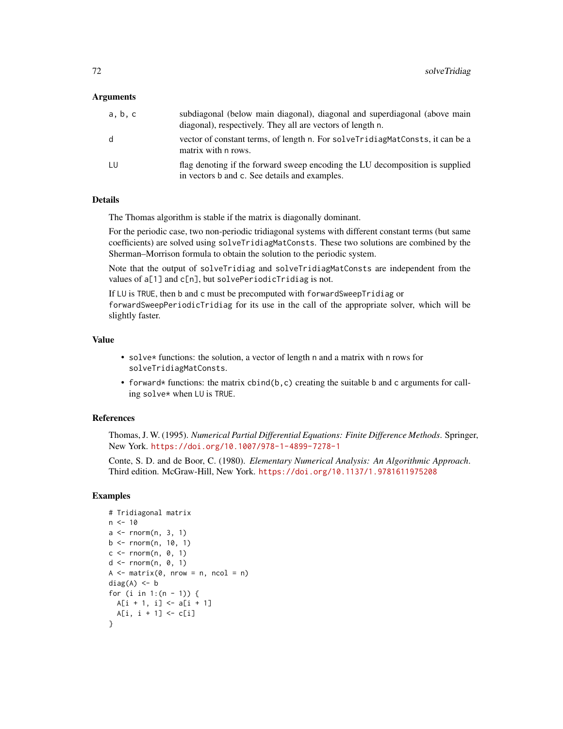### Arguments

| | |
|---|---|
| a, b, c | subdiagonal (below main diagonal), diagonal and superdiagonal (above main diagonal), respectively. They all are vectors of length n. |
| d | vector of constant terms, of length n. For solveTridiagMatConsts, it can be a matrix with n rows. |
| LU | flag denoting if the forward sweep encoding the LU decomposition is supplied in vectors b and c. See details and examples. |

### Details

The Thomas algorithm is stable if the matrix is diagonally dominant.

For the periodic case, two non-periodic tridiagonal systems with different constant terms (but same coefficients) are solved using solveTridiagMatConsts. These two solutions are combined by the Sherman–Morrison formula to obtain the solution to the periodic system.

Note that the output of solveTridiag and solveTridiagMatConsts are independent from the values of a[1] and c[n], but solvePeriodicTridiag is not.

If LU is TRUE, then b and c must be precomputed with forwardSweepTridiag or forwardSweepPeriodicTridiag for its use in the call of the appropriate solver, which will be slightly faster.

### Value

- solve* functions: the solution, a vector of length n and a matrix with n rows for solveTridiagMatConsts.
- forward* functions: the matrix cbind(b,c) creating the suitable b and c arguments for calling solve* when LU is TRUE.

### References

Thomas, J. W. (1995). *Numerical Partial Differential Equations: Finite Difference Methods*. Springer, New York. https://doi.org/10.1007/978-1-4899-7278-1

Conte, S. D. and de Boor, C. (1980). *Elementary Numerical Analysis: An Algorithmic Approach*. Third edition. McGraw-Hill, New York. https://doi.org/10.1137/1.9781611975208

### Examples

```
# Tridiagonal matrix
n <- 10
a <- rnorm(n, 3, 1)
b <- rnorm(n, 10, 1)
c <- rnorm(n, 0, 1)
d <- rnorm(n, 0, 1)
A <- matrix(0, nrow = n, ncol = n)
diag(A) <- b
for (i in 1:(n - 1)) {
  A[i + 1, i] <- a[i + 1]
  A[i, i + 1] <- c[i]
}
```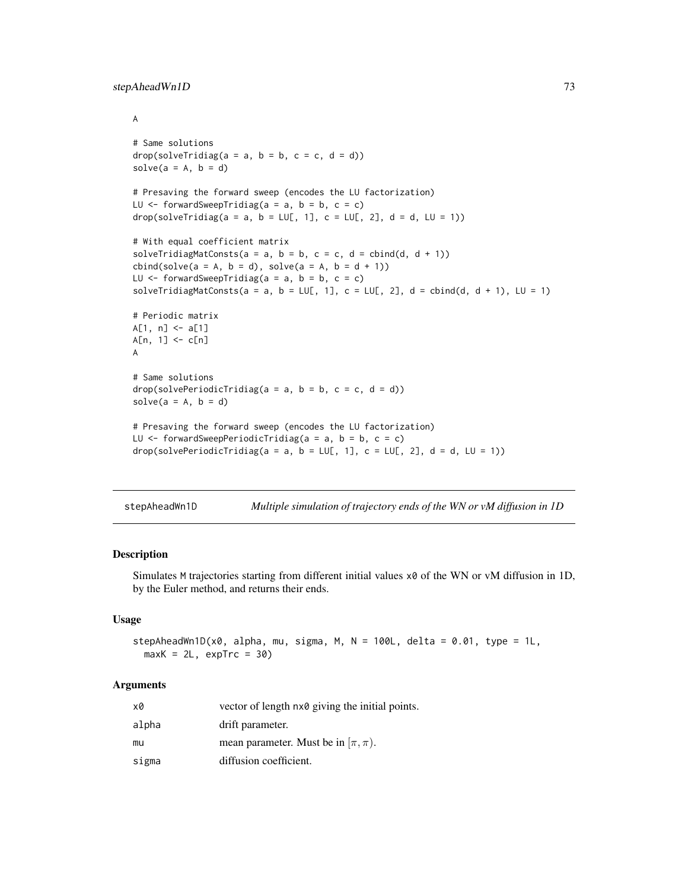```
A

# Same solutions
drop(solveTridiag(a = a, b = b, c = c, d = d))
solve(a = A, b = d)

# Presaving the forward sweep (encodes the LU factorization)
LU <- forwardSweepTridiag(a = a, b = b, c = c)
drop(solveTridiag(a = a, b = LU[, 1], c = LU[, 2], d = d, LU = 1))

# With equal coefficient matrix
solveTridiagMatConsts(a = a, b = b, c = c, d = cbind(d, d + 1))
cbind(solve(a = A, b = d), solve(a = A, b = d + 1))
LU <- forwardSweepTridiag(a = a, b = b, c = c)
solveTridiagMatConsts(a = a, b = LU[, 1], c = LU[, 2], d = cbind(d, d + 1), LU = 1)

# Periodic matrix
A[1, n] <- a[1]
A[n, 1] <- c[n]
A

# Same solutions
drop(solvePeriodicTridiag(a = a, b = b, c = c, d = d))
solve(a = A, b = d)

# Presaving the forward sweep (encodes the LU factorization)
LU <- forwardSweepPeriodicTridiag(a = a, b = b, c = c)
drop(solvePeriodicTridiag(a = a, b = LU[, 1], c = LU[, 2], d = d, LU = 1))
```

## stepAheadWn1D — *Multiple simulation of trajectory ends of the WN or vM diffusion in 1D*

### Description

Simulates `M` trajectories starting from different initial values `x0` of the WN or vM diffusion in 1D, by the Euler method, and returns their ends.

### Usage

```
stepAheadWn1D(x0, alpha, mu, sigma, M, N = 100L, delta = 0.01, type = 1L,
  maxK = 2L, expTrc = 30)
```

### Arguments

| | |
|---|---|
| x0 | vector of length nx0 giving the initial points. |
| alpha | drift parameter. |
| mu | mean parameter. Must be in $[\pi, \pi)$. |
| sigma | diffusion coefficient. |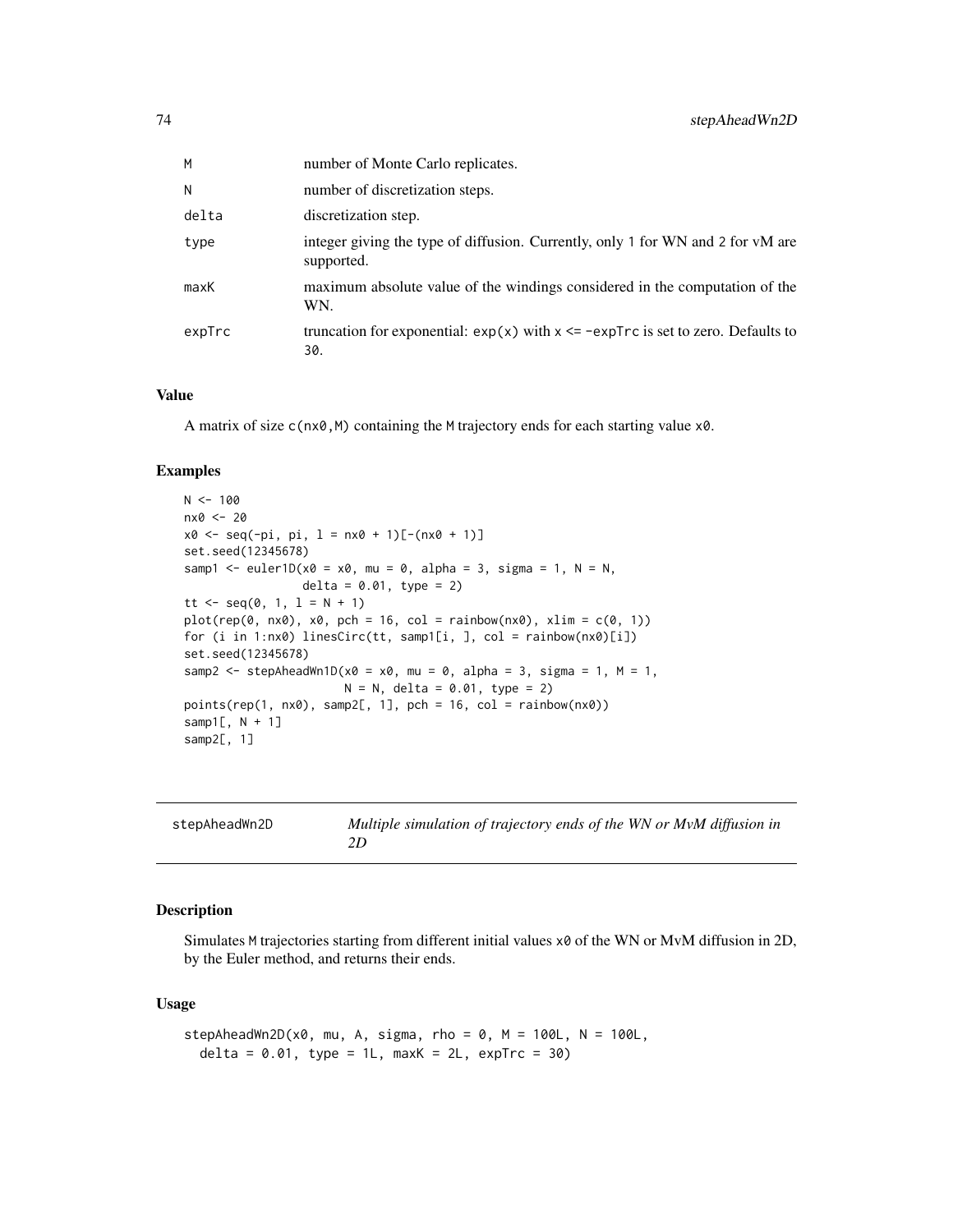| | |
|---|---|
| M | number of Monte Carlo replicates. |
| N | number of discretization steps. |
| delta | discretization step. |
| type | integer giving the type of diffusion. Currently, only 1 for WN and 2 for vM are supported. |
| maxK | maximum absolute value of the windings considered in the computation of the WN. |
| expTrc | truncation for exponential: exp(x) with x <= -expTrc is set to zero. Defaults to 30. |

### Value

A matrix of size c(nx0,M) containing the M trajectory ends for each starting value x0.

### Examples

```
N <- 100
nx0 <- 20
x0 <- seq(-pi, pi, l = nx0 + 1)[-(nx0 + 1)]
set.seed(12345678)
samp1 <- euler1D(x0 = x0, mu = 0, alpha = 3, sigma = 1, N = N,
                 delta = 0.01, type = 2)
tt <- seq(0, 1, l = N + 1)
plot(rep(0, nx0), x0, pch = 16, col = rainbow(nx0), xlim = c(0, 1))
for (i in 1:nx0) linesCirc(tt, samp1[i, ], col = rainbow(nx0)[i])
set.seed(12345678)
samp2 <- stepAheadWn1D(x0 = x0, mu = 0, alpha = 3, sigma = 1, M = 1,
                       N = N, delta = 0.01, type = 2)
points(rep(1, nx0), samp2[, 1], pch = 16, col = rainbow(nx0))
samp1[, N + 1]
samp2[, 1]
```

---

## stepAheadWn2D — *Multiple simulation of trajectory ends of the WN or MvM diffusion in 2D*

### Description

Simulates M trajectories starting from different initial values x0 of the WN or MvM diffusion in 2D, by the Euler method, and returns their ends.

### Usage

```
stepAheadWn2D(x0, mu, A, sigma, rho = 0, M = 100L, N = 100L,
  delta = 0.01, type = 1L, maxK = 2L, expTrc = 30)
```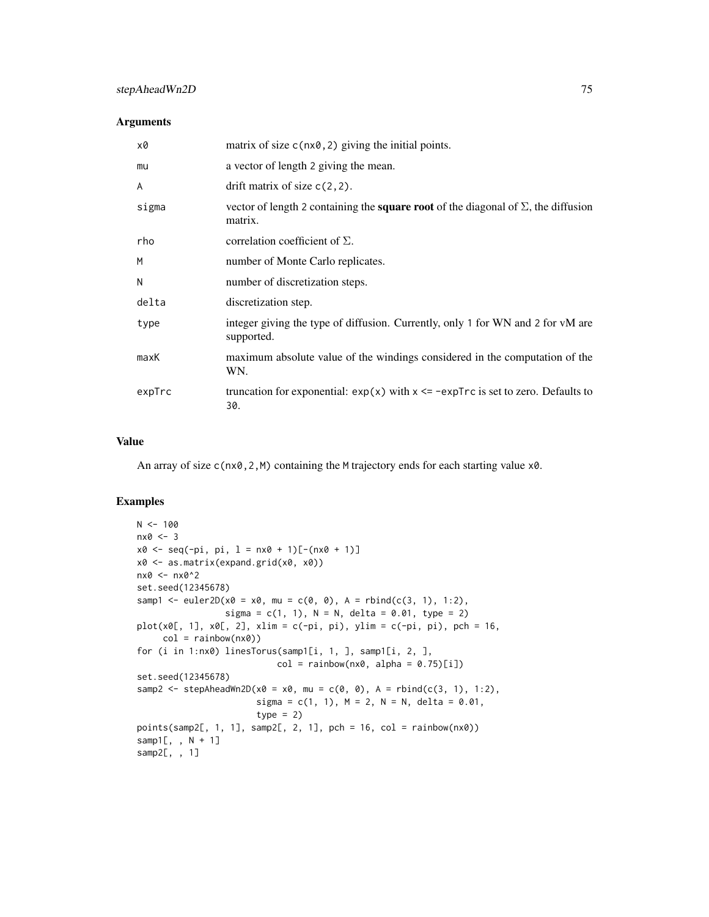## Arguments

| | |
|---|---|
| x0 | matrix of size c(nx0,2) giving the initial points. |
| mu | a vector of length 2 giving the mean. |
| A | drift matrix of size c(2,2). |
| sigma | vector of length 2 containing the **square root** of the diagonal of $\Sigma$, the diffusion matrix. |
| rho | correlation coefficient of $\Sigma$. |
| M | number of Monte Carlo replicates. |
| N | number of discretization steps. |
| delta | discretization step. |
| type | integer giving the type of diffusion. Currently, only 1 for WN and 2 for vM are supported. |
| maxK | maximum absolute value of the windings considered in the computation of the WN. |
| expTrc | truncation for exponential: exp(x) with x <= -expTrc is set to zero. Defaults to 30. |

## Value

An array of size c(nx0,2,M) containing the M trajectory ends for each starting value x0.

## Examples

```
N <- 100
nx0 <- 3
x0 <- seq(-pi, pi, l = nx0 + 1)[-(nx0 + 1)]
x0 <- as.matrix(expand.grid(x0, x0))
nx0 <- nx0^2
set.seed(12345678)
samp1 <- euler2D(x0 = x0, mu = c(0, 0), A = rbind(c(3, 1), 1:2),
                 sigma = c(1, 1), N = N, delta = 0.01, type = 2)
plot(x0[, 1], x0[, 2], xlim = c(-pi, pi), ylim = c(-pi, pi), pch = 16,
     col = rainbow(nx0))
for (i in 1:nx0) linesTorus(samp1[i, 1, ], samp1[i, 2, ],
                            col = rainbow(nx0, alpha = 0.75)[i])
set.seed(12345678)
samp2 <- stepAheadWn2D(x0 = x0, mu = c(0, 0), A = rbind(c(3, 1), 1:2),
                       sigma = c(1, 1), M = 2, N = N, delta = 0.01,
                       type = 2)
points(samp2[, 1, 1], samp2[, 2, 1], pch = 16, col = rainbow(nx0))
samp1[, , N + 1]
samp2[, , 1]
```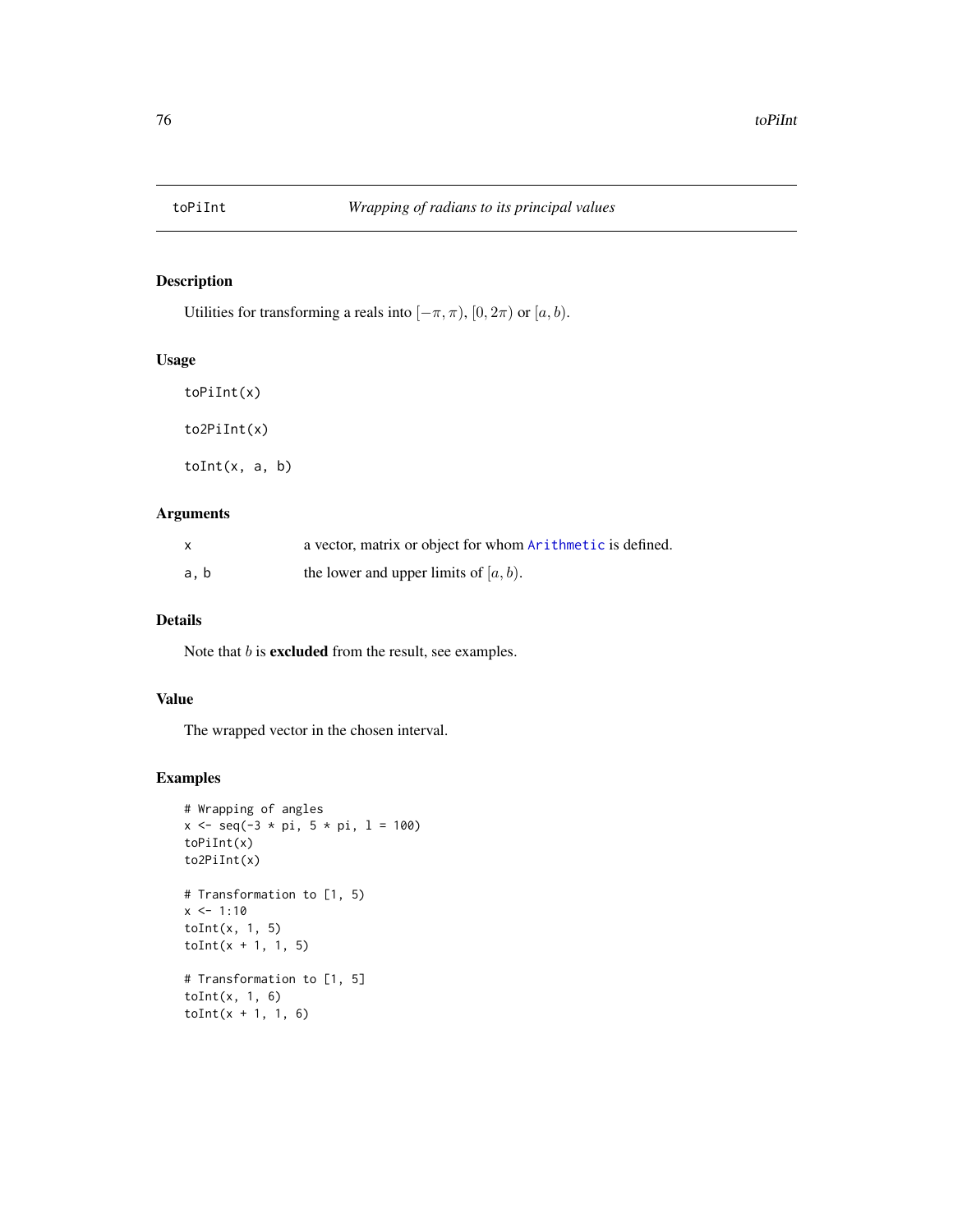# toPiInt — *Wrapping of radians to its principal values*

## Description

Utilities for transforming a reals into $[-\pi, \pi)$, $[0, 2\pi)$ or $[a, b)$.

## Usage

```
toPiInt(x)

to2PiInt(x)

toInt(x, a, b)
```

## Arguments

| | |
|---|---|
| x | a vector, matrix or object for whom Arithmetic is defined. |
| a, b | the lower and upper limits of $[a, b)$. |

## Details

Note that $b$ is **excluded** from the result, see examples.

## Value

The wrapped vector in the chosen interval.

## Examples

```
# Wrapping of angles
x <- seq(-3 * pi, 5 * pi, l = 100)
toPiInt(x)
to2PiInt(x)

# Transformation to [1, 5)
x <- 1:10
toInt(x, 1, 5)
toInt(x + 1, 1, 5)

# Transformation to [1, 5]
toInt(x, 1, 6)
toInt(x + 1, 1, 6)
```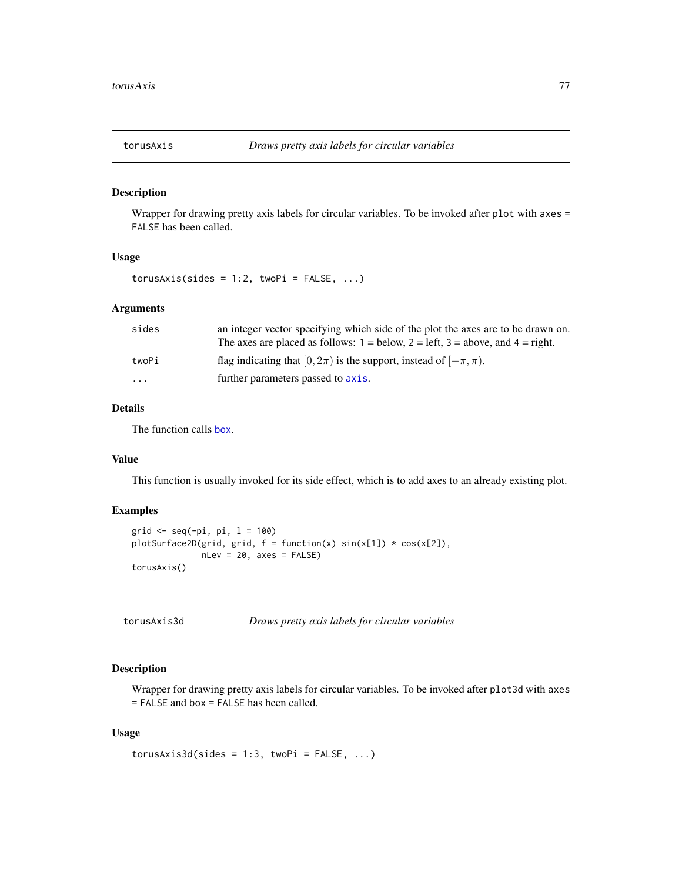## torusAxis *Draws pretty axis labels for circular variables*

### Description

Wrapper for drawing pretty axis labels for circular variables. To be invoked after `plot` with `axes = FALSE` has been called.

### Usage

```
torusAxis(sides = 1:2, twoPi = FALSE, ...)
```

### Arguments

| | |
|---|---|
| `sides` | an integer vector specifying which side of the plot the axes are to be drawn on. The axes are placed as follows: 1 = below, 2 = left, 3 = above, and 4 = right. |
| `twoPi` | flag indicating that $[0, 2\pi)$ is the support, instead of $[-\pi, \pi)$. |
| `...` | further parameters passed to `axis`. |

### Details

The function calls `box`.

### Value

This function is usually invoked for its side effect, which is to add axes to an already existing plot.

### Examples

```
grid <- seq(-pi, pi, l = 100)
plotSurface2D(grid, grid, f = function(x) sin(x[1]) * cos(x[2]),
              nLev = 20, axes = FALSE)
torusAxis()
```

## torusAxis3d *Draws pretty axis labels for circular variables*

### Description

Wrapper for drawing pretty axis labels for circular variables. To be invoked after `plot3d` with `axes = FALSE` and `box = FALSE` has been called.

### Usage

```
torusAxis3d(sides = 1:3, twoPi = FALSE, ...)
```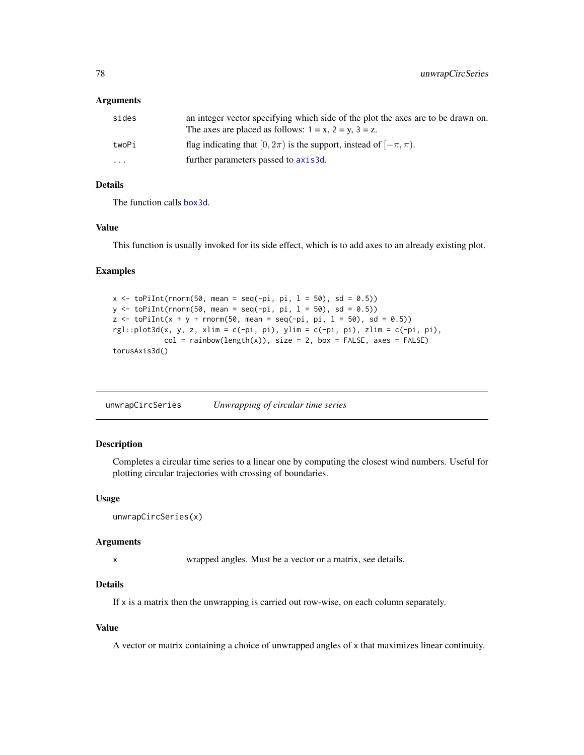### Arguments

| | |
|---|---|
| sides | an integer vector specifying which side of the plot the axes are to be drawn on. The axes are placed as follows: 1 = x, 2 = y, 3 = z. |
| twoPi | flag indicating that $[0, 2\pi)$ is the support, instead of $[-\pi, \pi)$. |
| ... | further parameters passed to axis3d. |

### Details

The function calls box3d.

### Value

This function is usually invoked for its side effect, which is to add axes to an already existing plot.

### Examples

```
x <- toPiInt(rnorm(50, mean = seq(-pi, pi, l = 50), sd = 0.5))
y <- toPiInt(rnorm(50, mean = seq(-pi, pi, l = 50), sd = 0.5))
z <- toPiInt(x + y + rnorm(50, mean = seq(-pi, pi, l = 50), sd = 0.5))
rgl::plot3d(x, y, z, xlim = c(-pi, pi), ylim = c(-pi, pi), zlim = c(-pi, pi),
            col = rainbow(length(x)), size = 2, box = FALSE, axes = FALSE)
torusAxis3d()
```

---

## unwrapCircSeries *Unwrapping of circular time series*

---

### Description

Completes a circular time series to a linear one by computing the closest wind numbers. Useful for plotting circular trajectories with crossing of boundaries.

### Usage

```
unwrapCircSeries(x)
```

### Arguments

| | |
|---|---|
| x | wrapped angles. Must be a vector or a matrix, see details. |

### Details

If x is a matrix then the unwrapping is carried out row-wise, on each column separately.

### Value

A vector or matrix containing a choice of unwrapped angles of x that maximizes linear continuity.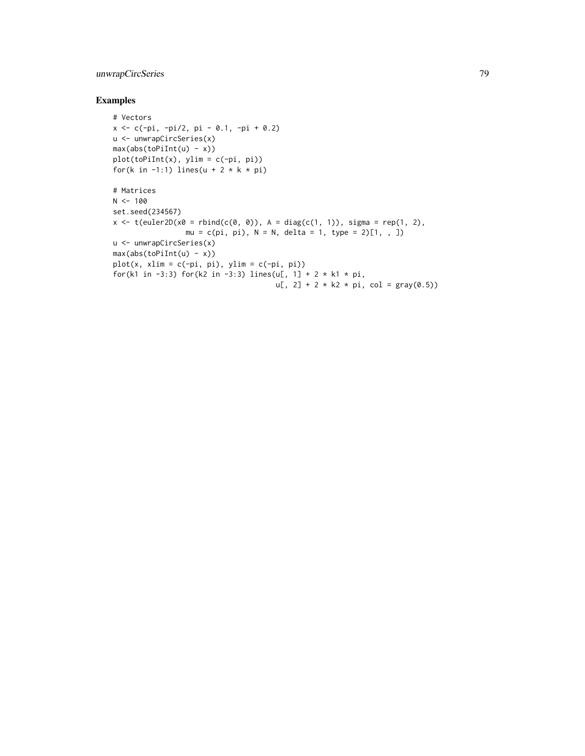## Examples

```
# Vectors
x <- c(-pi, -pi/2, pi - 0.1, -pi + 0.2)
u <- unwrapCircSeries(x)
max(abs(toPiInt(u) - x))
plot(toPiInt(x), ylim = c(-pi, pi))
for(k in -1:1) lines(u + 2 * k * pi)

# Matrices
N <- 100
set.seed(234567)
x <- t(euler2D(x0 = rbind(c(0, 0)), A = diag(c(1, 1)), sigma = rep(1, 2),
               mu = c(pi, pi), N = N, delta = 1, type = 2)[1, , ])
u <- unwrapCircSeries(x)
max(abs(toPiInt(u) - x))
plot(x, xlim = c(-pi, pi), ylim = c(-pi, pi))
for(k1 in -3:3) for(k2 in -3:3) lines(u[, 1] + 2 * k1 * pi,
                                      u[, 2] + 2 * k2 * pi, col = gray(0.5))
```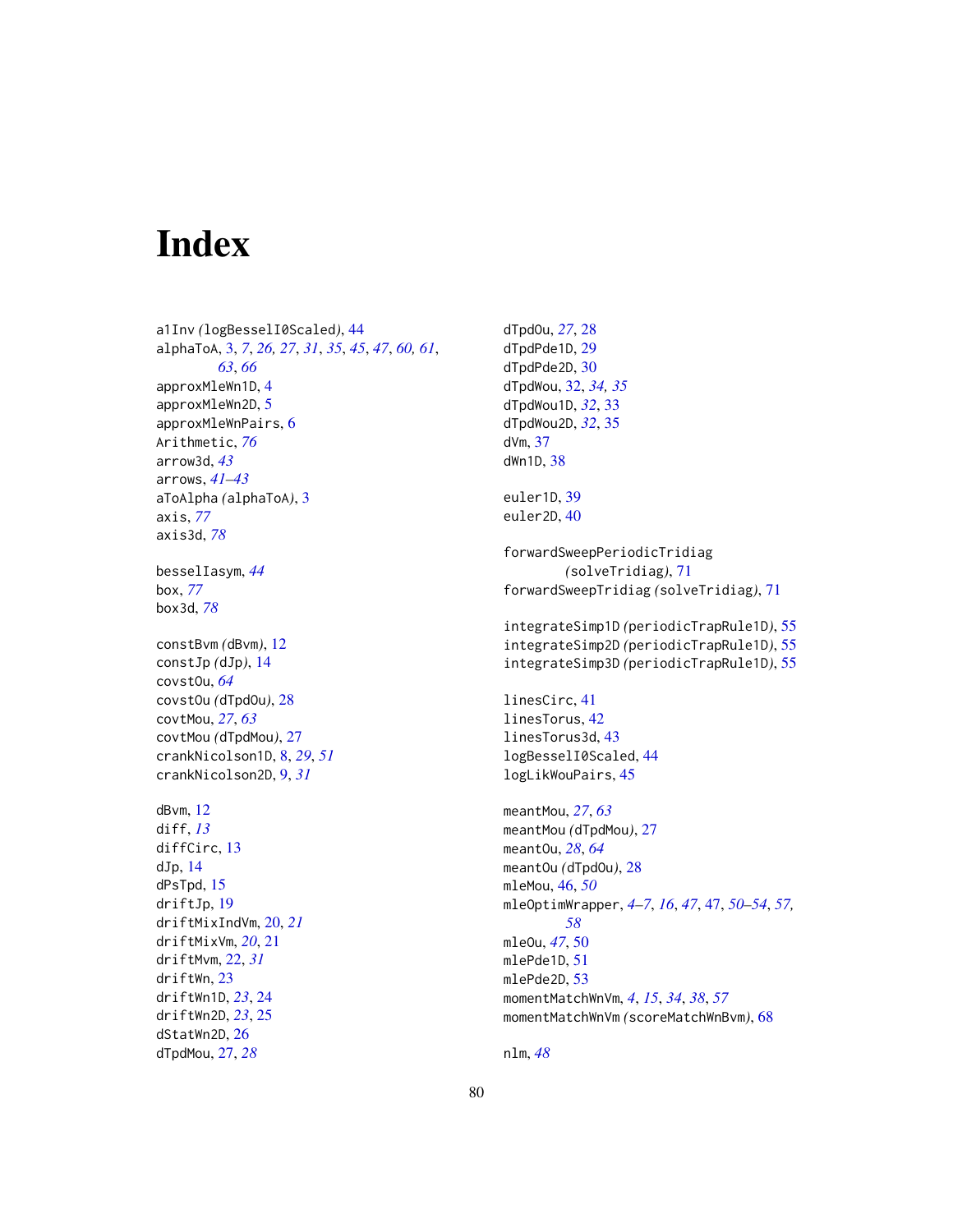# Index

a1Inv *(*logBesselI0Scaled*)*, 44
alphaToA, 3, *7*, *26, 27*, *31*, *35*, *45*, *47*, *60, 61*, *63*, *66*
approxMleWn1D, 4
approxMleWn2D, 5
approxMleWnPairs, 6
Arithmetic, *76*
arrow3d, *43*
arrows, *41–43*
aToAlpha *(*alphaToA*)*, 3
axis, *77*
axis3d, *78*

besselIasym, *44*
box, *77*
box3d, *78*

constBvm *(*dBvm*)*, 12
constJp *(*dJp*)*, 14
covstOu, *64*
covstOu *(*dTpdOu*)*, 28
covtMou, *27*, *63*
covtMou *(*dTpdMou*)*, 27
crankNicolson1D, 8, *29*, *51*
crankNicolson2D, 9, *31*

dBvm, 12
diff, *13*
diffCirc, 13
dJp, 14
dPsTpd, 15
driftJp, 19
driftMixIndVm, 20, *21*
driftMixVm, *20*, 21
driftMvm, 22, *31*
driftWn, 23
driftWn1D, *23*, 24
driftWn2D, *23*, 25
dStatWn2D, 26
dTpdMou, 27, *28*
dTpdOu, *27*, 28
dTpdPde1D, 29
dTpdPde2D, 30
dTpdWou, 32, *34, 35*
dTpdWou1D, *32*, 33
dTpdWou2D, *32*, 35
dVm, 37
dWn1D, 38

euler1D, 39
euler2D, 40

forwardSweepPeriodicTridiag *(*solveTridiag*)*, 71
forwardSweepTridiag *(*solveTridiag*)*, 71

integrateSimp1D *(*periodicTrapRule1D*)*, 55
integrateSimp2D *(*periodicTrapRule1D*)*, 55
integrateSimp3D *(*periodicTrapRule1D*)*, 55

linesCirc, 41
linesTorus, 42
linesTorus3d, 43
logBesselI0Scaled, 44
logLikWouPairs, 45

meantMou, *27*, *63*
meantMou *(*dTpdMou*)*, 27
meantOu, *28*, *64*
meantOu *(*dTpdOu*)*, 28
mleMou, 46, *50*
mleOptimWrapper, *4–7*, *16*, *47*, 47, *50–54*, *57, 58*
mleOu, *47*, 50
mlePde1D, 51
mlePde2D, 53
momentMatchWnVm, *4*, *15*, *34*, *38*, *57*
momentMatchWnVm *(*scoreMatchWnBvm*)*, 68

nlm, *48*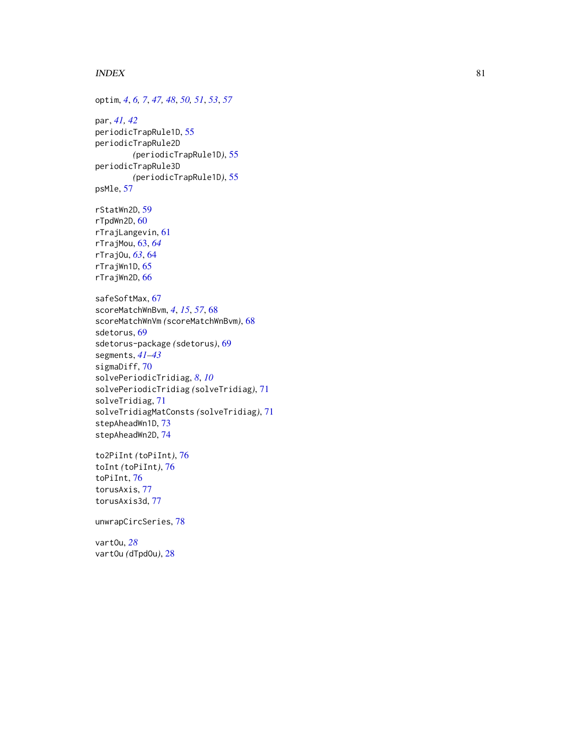optim, *4*, *6, 7*, *47, 48*, *50, 51*, *53*, *57*

par, *41, 42*
periodicTrapRule1D, 55
periodicTrapRule2D
        *(*periodicTrapRule1D*)*, 55
periodicTrapRule3D
        *(*periodicTrapRule1D*)*, 55
psMle, 57

rStatWn2D, 59
rTpdWn2D, 60
rTrajLangevin, 61
rTrajMou, 63, *64*
rTrajOu, *63*, 64
rTrajWn1D, 65
rTrajWn2D, 66

safeSoftMax, 67
scoreMatchWnBvm, *4*, *15*, *57*, 68
scoreMatchWnVm *(*scoreMatchWnBvm*)*, 68
sdetorus, 69
sdetorus-package *(*sdetorus*)*, 69
segments, *41–43*
sigmaDiff, 70
solvePeriodicTridiag, *8*, *10*
solvePeriodicTridiag *(*solveTridiag*)*, 71
solveTridiag, 71
solveTridiagMatConsts *(*solveTridiag*)*, 71
stepAheadWn1D, 73
stepAheadWn2D, 74

to2PiInt *(*toPiInt*)*, 76
toInt *(*toPiInt*)*, 76
toPiInt, 76
torusAxis, 77
torusAxis3d, 77

unwrapCircSeries, 78

vartOu, *28*
vartOu *(*dTpdOu*)*, 28